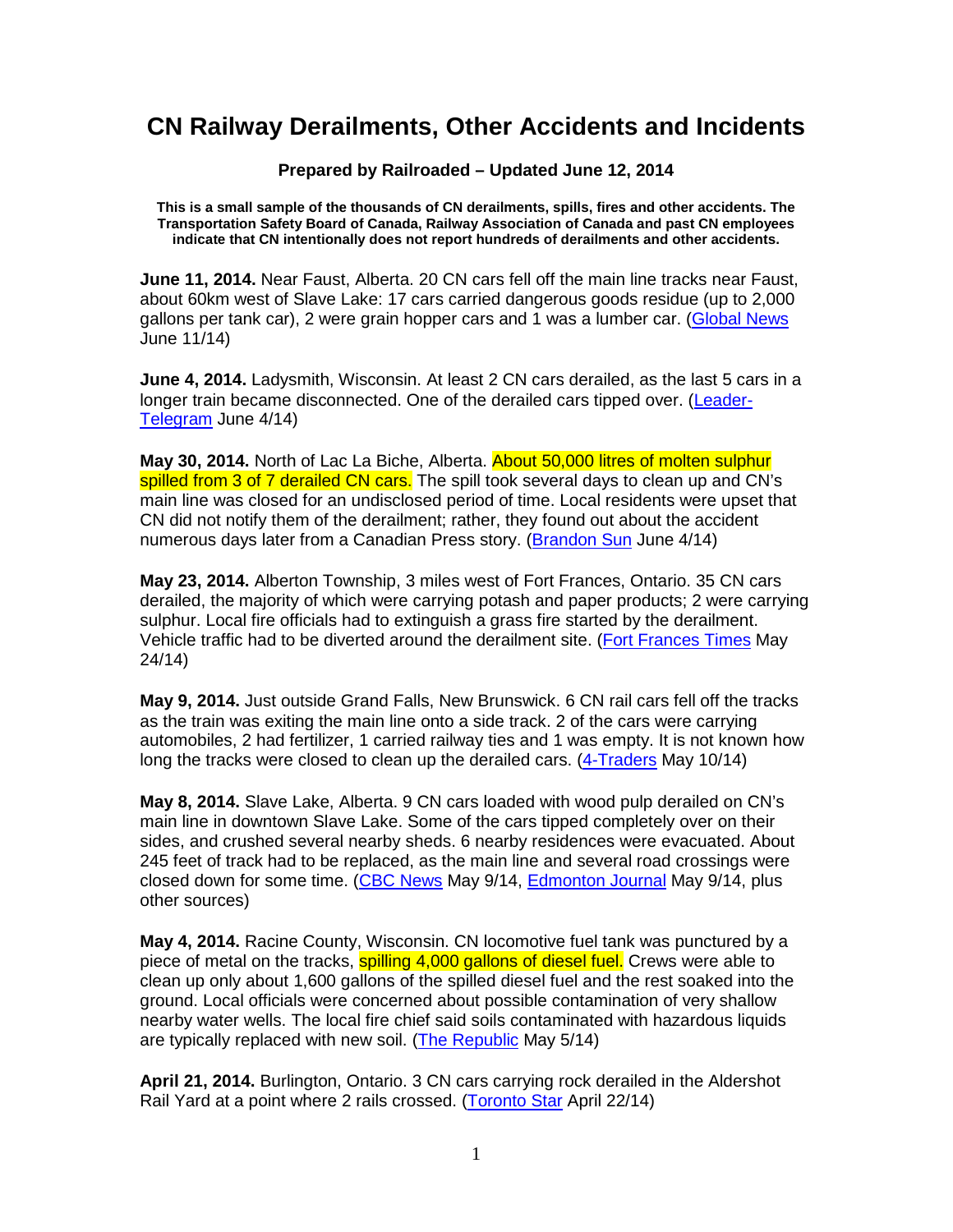# CN Railway Derailments, Other Accidents and Incidents

**Prepared by Railroaded – Updated June 12, 2014**

**This is a small sample of the thousands of CN derailments, spills, fires and other accidents. The Transportation Safety Board of Canada, Railway Association of Canada and past CN employees indicate that CN intentionally does not report hundreds of derailments and other accidents.**

**June 11, 2014.** Near Faust, Alberta. 20 CN cars fell off the main line tracks near Faust, about 60km west of Slave Lake: 17 cars carried dangerous goods residue (up to 2,000 gallons per tank car), 2 were grain hopper cars and 1 was a lumber car. (Global News June 11/14)

**June 4, 2014.** Ladysmith, Wisconsin. At least 2 CN cars derailed, as the last 5 cars in a longer train became disconnected. One of the derailed cars tipped over. (Leader-Telegram June 4/14)

**May 30, 2014.** North of Lac La Biche, Alberta. About 50,000 litres of molten sulphur spilled from 3 of 7 derailed CN cars. The spill took several days to clean up and CN's main line was closed for an undisclosed period of time. Local residents were upset that CN did not notify them of the derailment; rather, they found out about the accident numerous days later from a Canadian Press story. (Brandon Sun June 4/14)

**May 23, 2014.** Alberton Township, 3 miles west of Fort Frances, Ontario. 35 CN cars derailed, the majority of which were carrying potash and paper products; 2 were carrying sulphur. Local fire officials had to extinguish a grass fire started by the derailment. Vehicle traffic had to be diverted around the derailment site. (Fort Frances Times May 24/14)

**May 9, 2014.** Just outside Grand Falls, New Brunswick. 6 CN rail cars fell off the tracks as the train was exiting the main line onto a side track. 2 of the cars were carrying automobiles, 2 had fertilizer, 1 carried railway ties and 1 was empty. It is not known how long the tracks were closed to clean up the derailed cars. (4-Traders May 10/14)

**May 8, 2014.** Slave Lake, Alberta. 9 CN cars loaded with wood pulp derailed on CN's main line in downtown Slave Lake. Some of the cars tipped completely over on their sides, and crushed several nearby sheds. 6 nearby residences were evacuated. About 245 feet of track had to be replaced, as the main line and several road crossings were closed down for some time. (CBC News May 9/14, Edmonton Journal May 9/14, plus other sources)

**May 4, 2014.** Racine County, Wisconsin. CN locomotive fuel tank was punctured by a piece of metal on the tracks, spilling 4,000 gallons of diesel fuel. Crews were able to clean up only about 1,600 gallons of the spilled diesel fuel and the rest soaked into the ground. Local officials were concerned about possible contamination of very shallow nearby water wells. The local fire chief said soils contaminated with hazardous liquids are typically replaced with new soil. (The Republic May 5/14)

**April 21, 2014.** Burlington, Ontario. 3 CN cars carrying rock derailed in the Aldershot Rail Yard at a point where 2 rails crossed. (Toronto Star April 22/14)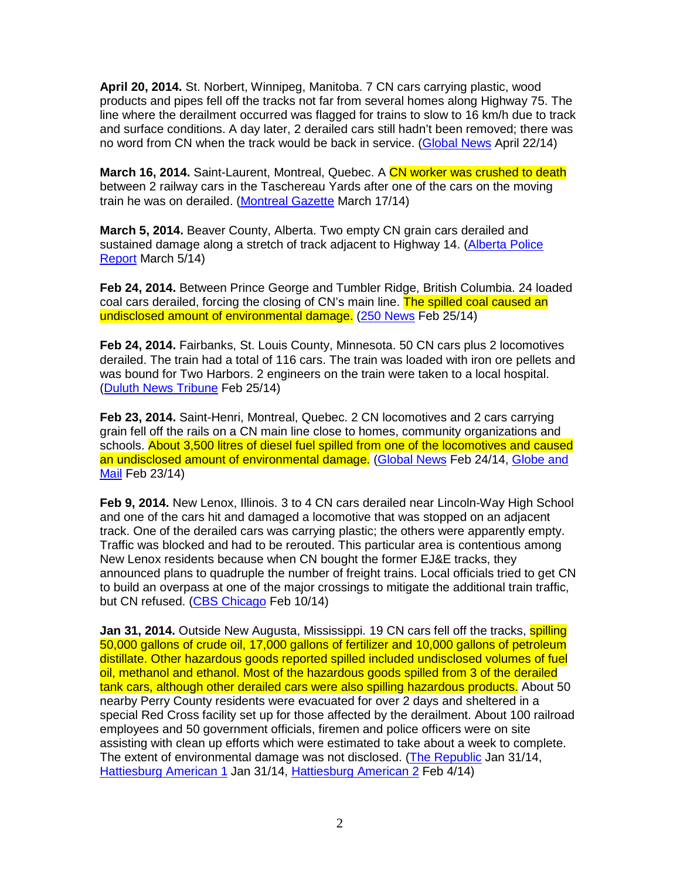**April 20, 2014.** St. Norbert, Winnipeg, Manitoba. 7 CN cars carrying plastic, wood products and pipes fell off the tracks not far from several homes along Highway 75. The line where the derailment occurred was flagged for trains to slow to 16 km/h due to track and surface conditions. A day later, 2 derailed cars still hadn't been removed; there was no word from CN when the track would be back in service. (Global News April 22/14)

**March 16, 2014.** Saint-Laurent, Montreal, Quebec. A CN worker was crushed to death between 2 railway cars in the Taschereau Yards after one of the cars on the moving train he was on derailed. (Montreal Gazette March 17/14)

**March 5, 2014.** Beaver County, Alberta. Two empty CN grain cars derailed and sustained damage along a stretch of track adjacent to Highway 14. (Alberta Police Report March 5/14)

**Feb 24, 2014.** Between Prince George and Tumbler Ridge, British Columbia. 24 loaded coal cars derailed, forcing the closing of CN's main line. The spilled coal caused an undisclosed amount of environmental damage. (250 News Feb 25/14)

**Feb 24, 2014.** Fairbanks, St. Louis County, Minnesota. 50 CN cars plus 2 locomotives derailed. The train had a total of 116 cars. The train was loaded with iron ore pellets and was bound for Two Harbors. 2 engineers on the train were taken to a local hospital. (Duluth News Tribune Feb 25/14)

**Feb 23, 2014.** Saint-Henri, Montreal, Quebec. 2 CN locomotives and 2 cars carrying grain fell off the rails on a CN main line close to homes, community organizations and schools. About 3,500 litres of diesel fuel spilled from one of the locomotives and caused an undisclosed amount of environmental damage. (Global News Feb 24/14, Globe and Mail Feb 23/14)

**Feb 9, 2014.** New Lenox, Illinois. 3 to 4 CN cars derailed near Lincoln-Way High School and one of the cars hit and damaged a locomotive that was stopped on an adjacent track. One of the derailed cars was carrying plastic; the others were apparently empty. Traffic was blocked and had to be rerouted. This particular area is contentious among New Lenox residents because when CN bought the former EJ&E tracks, they announced plans to quadruple the number of freight trains. Local officials tried to get CN to build an overpass at one of the major crossings to mitigate the additional train traffic, but CN refused. (CBS Chicago Feb 10/14)

**Jan 31, 2014.** Outside New Augusta, Mississippi. 19 CN cars fell off the tracks, spilling 50,000 gallons of crude oil, 17,000 gallons of fertilizer and 10,000 gallons of petroleum distillate. Other hazardous goods reported spilled included undisclosed volumes of fuel oil, methanol and ethanol. Most of the hazardous goods spilled from 3 of the derailed tank cars, although other derailed cars were also spilling hazardous products. About 50 nearby Perry County residents were evacuated for over 2 days and sheltered in a special Red Cross facility set up for those affected by the derailment. About 100 railroad employees and 50 government officials, firemen and police officers were on site assisting with clean up efforts which were estimated to take about a week to complete. The extent of environmental damage was not disclosed. (The Republic Jan 31/14, Hattiesburg American 1 Jan 31/14, Hattiesburg American 2 Feb 4/14)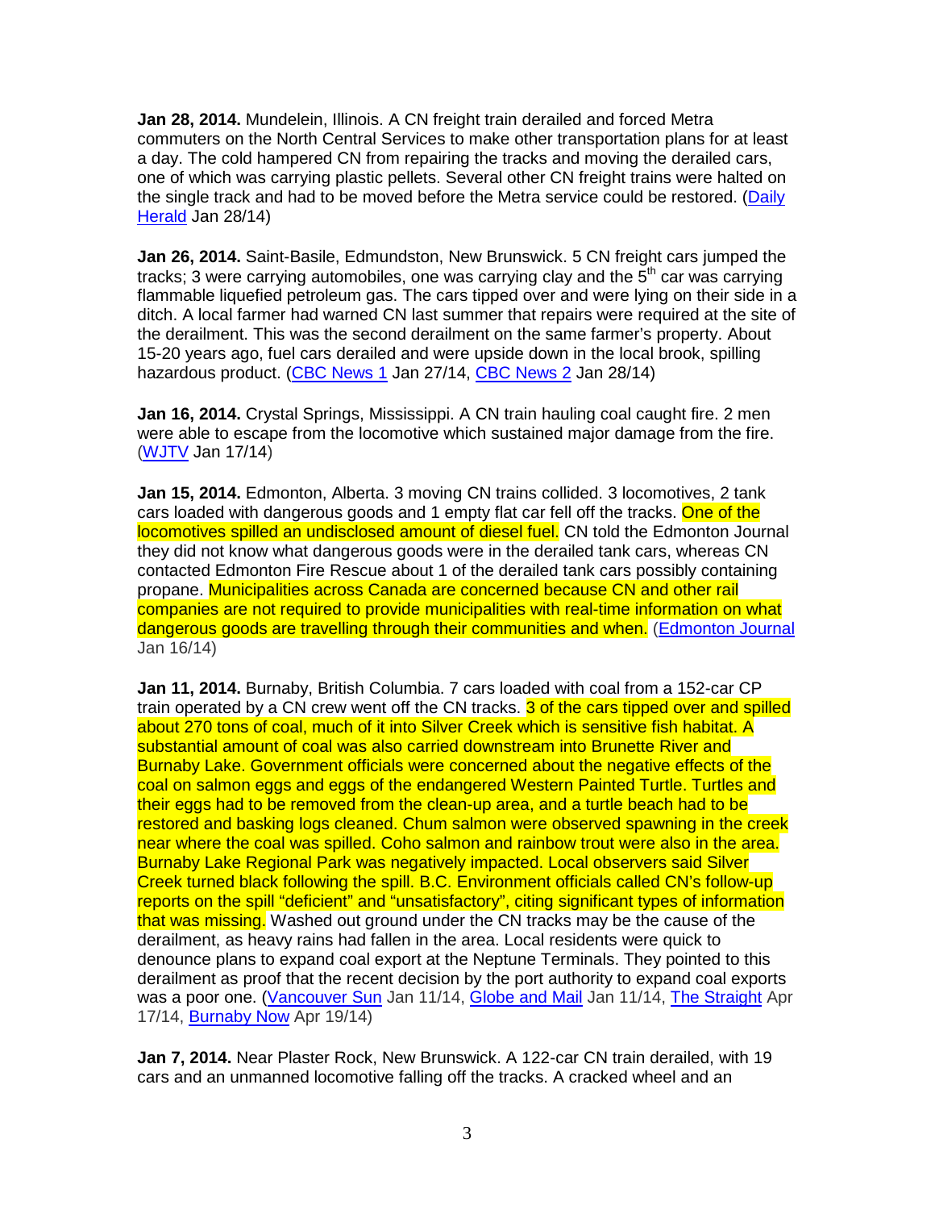**Jan 28, 2014.** Mundelein, Illinois. A CN freight train derailed and forced Metra commuters on the North Central Services to make other transportation plans for at least a day. The cold hampered CN from repairing the tracks and moving the derailed cars, one of which was carrying plastic pellets. Several other CN freight trains were halted on the single track and had to be moved before the Metra service could be restored. (Daily Herald Jan 28/14)

**Jan 26, 2014.** Saint-Basile, Edmundston, New Brunswick. 5 CN freight cars jumped the tracks; 3 were carrying automobiles, one was carrying clay and the 5th car was carrying flammable liquefied petroleum gas. The cars tipped over and were lying on their side in a ditch. A local farmer had warned CN last summer that repairs were required at the site of the derailment. This was the second derailment on the same farmer's property. About 15-20 years ago, fuel cars derailed and were upside down in the local brook, spilling hazardous product. (CBC News 1 Jan 27/14, CBC News 2 Jan 28/14)

**Jan 16, 2014.** Crystal Springs, Mississippi. A CN train hauling coal caught fire. 2 men were able to escape from the locomotive which sustained major damage from the fire. (WJTV Jan 17/14)

**Jan 15, 2014.** Edmonton, Alberta. 3 moving CN trains collided. 3 locomotives, 2 tank cars loaded with dangerous goods and 1 empty flat car fell off the tracks. One of the locomotives spilled an undisclosed amount of diesel fuel. CN told the Edmonton Journal they did not know what dangerous goods were in the derailed tank cars, whereas CN contacted Edmonton Fire Rescue about 1 of the derailed tank cars possibly containing propane. Municipalities across Canada are concerned because CN and other rail companies are not required to provide municipalities with real-time information on what dangerous goods are travelling through their communities and when. (Edmonton Journal Jan 16/14)

**Jan 11, 2014.** Burnaby, British Columbia. 7 cars loaded with coal from a 152-car CP train operated by a CN crew went off the CN tracks. 3 of the cars tipped over and spilled about 270 tons of coal, much of it into Silver Creek which is sensitive fish habitat. A substantial amount of coal was also carried downstream into Brunette River and Burnaby Lake. Government officials were concerned about the negative effects of the coal on salmon eggs and eggs of the endangered Western Painted Turtle. Turtles and their eggs had to be removed from the clean-up area, and a turtle beach had to be restored and basking logs cleaned. Chum salmon were observed spawning in the creek near where the coal was spilled. Coho salmon and rainbow trout were also in the area. Burnaby Lake Regional Park was negatively impacted. Local observers said Silver Creek turned black following the spill. B.C. Environment officials called CN's follow-up reports on the spill "deficient" and "unsatisfactory", citing significant types of information that was missing. Washed out ground under the CN tracks may be the cause of the derailment, as heavy rains had fallen in the area. Local residents were quick to denounce plans to expand coal export at the Neptune Terminals. They pointed to this derailment as proof that the recent decision by the port authority to expand coal exports was a poor one. (Vancouver Sun Jan 11/14, Globe and Mail Jan 11/14, The Straight Apr 17/14, Burnaby Now Apr 19/14)

**Jan 7, 2014.** Near Plaster Rock, New Brunswick. A 122-car CN train derailed, with 19 cars and an unmanned locomotive falling off the tracks. A cracked wheel and an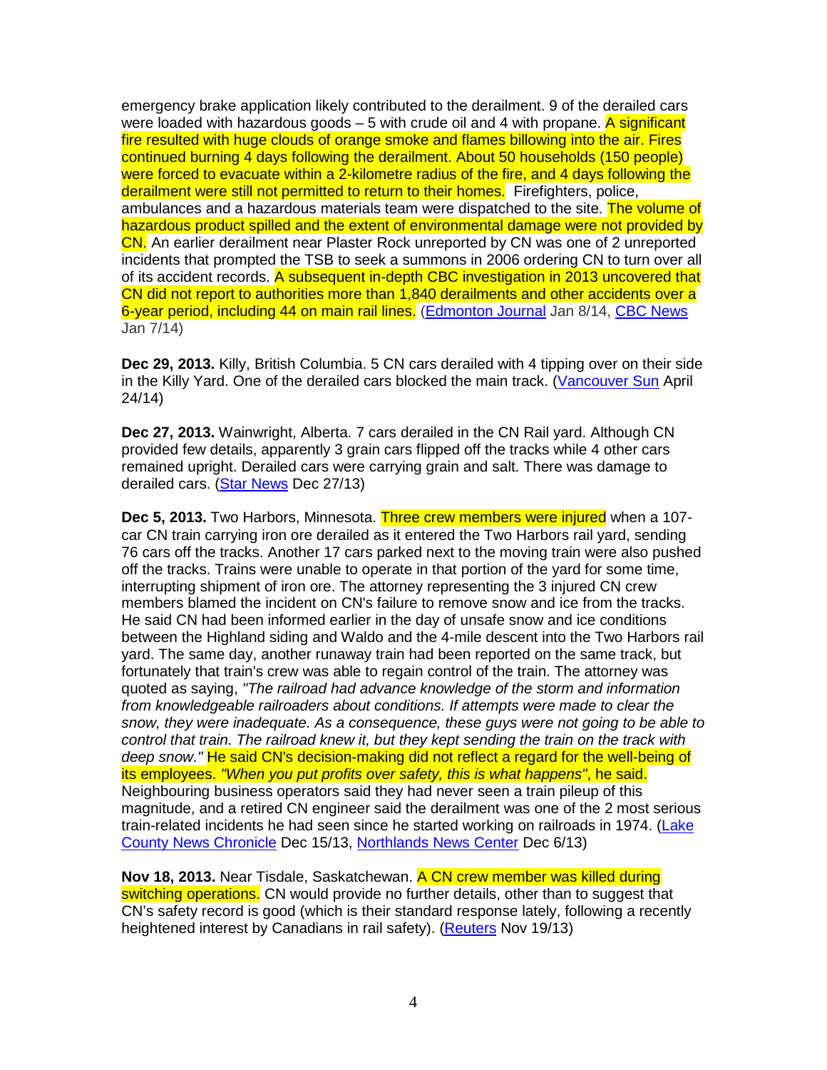emergency brake application likely contributed to the derailment. 9 of the derailed cars were loaded with hazardous goods – 5 with crude oil and 4 with propane. A significant fire resulted with huge clouds of orange smoke and flames billowing into the air. Fires continued burning 4 days following the derailment. About 50 households (150 people) were forced to evacuate within a 2-kilometre radius of the fire, and 4 days following the derailment were still not permitted to return to their homes. Firefighters, police, ambulances and a hazardous materials team were dispatched to the site. The volume of hazardous product spilled and the extent of environmental damage were not provided by CN. An earlier derailment near Plaster Rock unreported by CN was one of 2 unreported incidents that prompted the TSB to seek a summons in 2006 ordering CN to turn over all of its accident records. A subsequent in-depth CBC investigation in 2013 uncovered that CN did not report to authorities more than 1,840 derailments and other accidents over a 6-year period, including 44 on main rail lines. (Edmonton Journal Jan 8/14, CBC News Jan 7/14)

**Dec 29, 2013.** Killy, British Columbia. 5 CN cars derailed with 4 tipping over on their side in the Killy Yard. One of the derailed cars blocked the main track. (Vancouver Sun April 24/14)

**Dec 27, 2013.** Wainwright, Alberta. 7 cars derailed in the CN Rail yard. Although CN provided few details, apparently 3 grain cars flipped off the tracks while 4 other cars remained upright. Derailed cars were carrying grain and salt. There was damage to derailed cars. (Star News Dec 27/13)

**Dec 5, 2013.** Two Harbors, Minnesota. Three crew members were injured when a 107-car CN train carrying iron ore derailed as it entered the Two Harbors rail yard, sending 76 cars off the tracks. Another 17 cars parked next to the moving train were also pushed off the tracks. Trains were unable to operate in that portion of the yard for some time, interrupting shipment of iron ore. The attorney representing the 3 injured CN crew members blamed the incident on CN's failure to remove snow and ice from the tracks. He said CN had been informed earlier in the day of unsafe snow and ice conditions between the Highland siding and Waldo and the 4-mile descent into the Two Harbors rail yard. The same day, another runaway train had been reported on the same track, but fortunately that train's crew was able to regain control of the train. The attorney was quoted as saying, *"The railroad had advance knowledge of the storm and information from knowledgeable railroaders about conditions. If attempts were made to clear the snow, they were inadequate. As a consequence, these guys were not going to be able to control that train. The railroad knew it, but they kept sending the train on the track with deep snow."* He said CN's decision-making did not reflect a regard for the well-being of its employees. *"When you put profits over safety, this is what happens"*, he said. Neighbouring business operators said they had never seen a train pileup of this magnitude, and a retired CN engineer said the derailment was one of the 2 most serious train-related incidents he had seen since he started working on railroads in 1974. (Lake County News Chronicle Dec 15/13, Northlands News Center Dec 6/13)

**Nov 18, 2013.** Near Tisdale, Saskatchewan. A CN crew member was killed during switching operations. CN would provide no further details, other than to suggest that CN's safety record is good (which is their standard response lately, following a recently heightened interest by Canadians in rail safety). (Reuters Nov 19/13)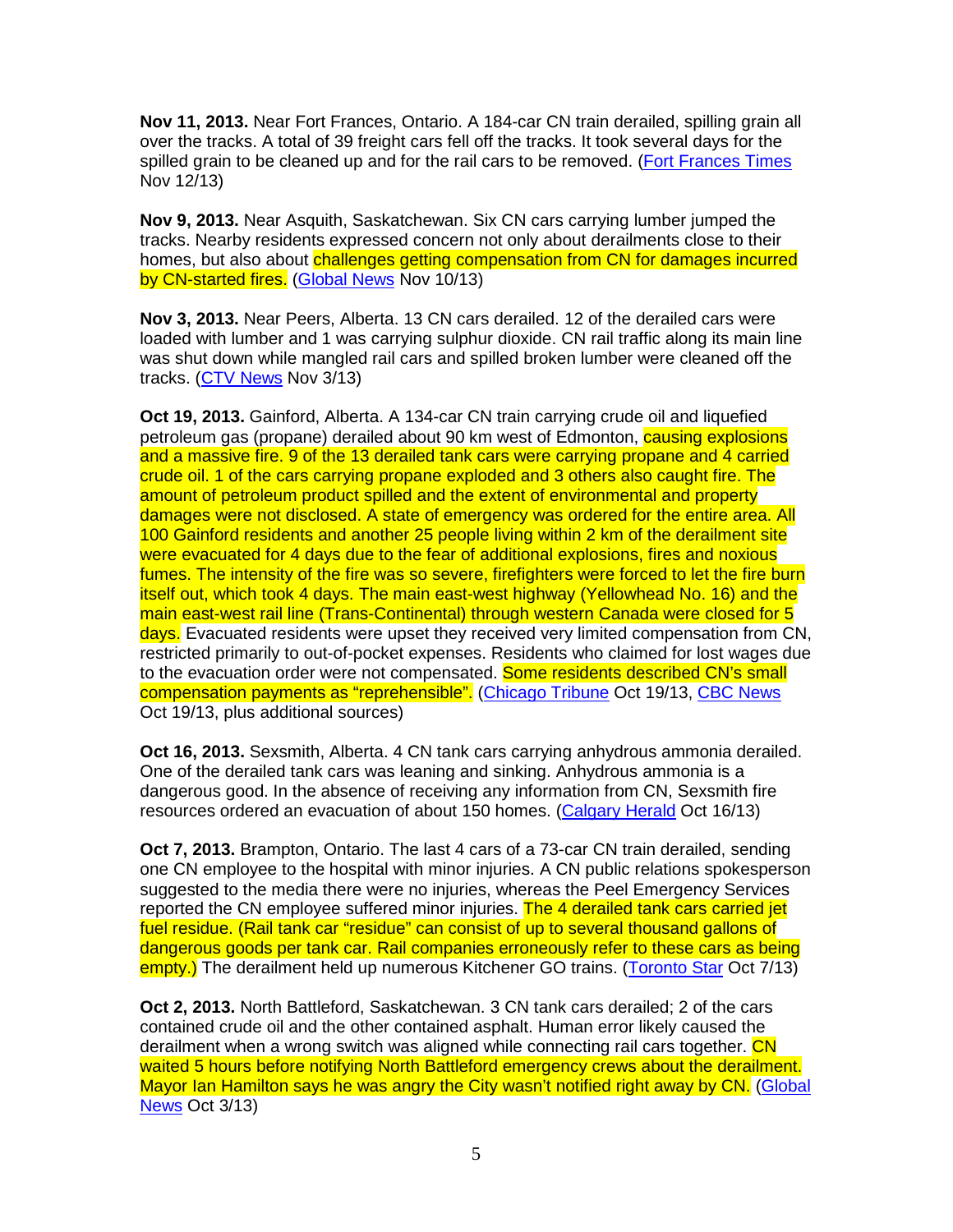**Nov 11, 2013.** Near Fort Frances, Ontario. A 184-car CN train derailed, spilling grain all over the tracks. A total of 39 freight cars fell off the tracks. It took several days for the spilled grain to be cleaned up and for the rail cars to be removed. (Fort Frances Times Nov 12/13)

**Nov 9, 2013.** Near Asquith, Saskatchewan. Six CN cars carrying lumber jumped the tracks. Nearby residents expressed concern not only about derailments close to their homes, but also about challenges getting compensation from CN for damages incurred by CN-started fires. (Global News Nov 10/13)

**Nov 3, 2013.** Near Peers, Alberta. 13 CN cars derailed. 12 of the derailed cars were loaded with lumber and 1 was carrying sulphur dioxide. CN rail traffic along its main line was shut down while mangled rail cars and spilled broken lumber were cleaned off the tracks. (CTV News Nov 3/13)

**Oct 19, 2013.** Gainford, Alberta. A 134-car CN train carrying crude oil and liquefied petroleum gas (propane) derailed about 90 km west of Edmonton, causing explosions and a massive fire. 9 of the 13 derailed tank cars were carrying propane and 4 carried crude oil. 1 of the cars carrying propane exploded and 3 others also caught fire. The amount of petroleum product spilled and the extent of environmental and property damages were not disclosed. A state of emergency was ordered for the entire area. All 100 Gainford residents and another 25 people living within 2 km of the derailment site were evacuated for 4 days due to the fear of additional explosions, fires and noxious fumes. The intensity of the fire was so severe, firefighters were forced to let the fire burn itself out, which took 4 days. The main east-west highway (Yellowhead No. 16) and the main east-west rail line (Trans-Continental) through western Canada were closed for 5 days. Evacuated residents were upset they received very limited compensation from CN, restricted primarily to out-of-pocket expenses. Residents who claimed for lost wages due to the evacuation order were not compensated. Some residents described CN's small compensation payments as "reprehensible". (Chicago Tribune Oct 19/13, CBC News Oct 19/13, plus additional sources)

**Oct 16, 2013.** Sexsmith, Alberta. 4 CN tank cars carrying anhydrous ammonia derailed. One of the derailed tank cars was leaning and sinking. Anhydrous ammonia is a dangerous good. In the absence of receiving any information from CN, Sexsmith fire resources ordered an evacuation of about 150 homes. (Calgary Herald Oct 16/13)

**Oct 7, 2013.** Brampton, Ontario. The last 4 cars of a 73-car CN train derailed, sending one CN employee to the hospital with minor injuries. A CN public relations spokesperson suggested to the media there were no injuries, whereas the Peel Emergency Services reported the CN employee suffered minor injuries. The 4 derailed tank cars carried jet fuel residue. (Rail tank car "residue" can consist of up to several thousand gallons of dangerous goods per tank car. Rail companies erroneously refer to these cars as being empty.) The derailment held up numerous Kitchener GO trains. (Toronto Star Oct 7/13)

**Oct 2, 2013.** North Battleford, Saskatchewan. 3 CN tank cars derailed; 2 of the cars contained crude oil and the other contained asphalt. Human error likely caused the derailment when a wrong switch was aligned while connecting rail cars together. CN waited 5 hours before notifying North Battleford emergency crews about the derailment. Mayor Ian Hamilton says he was angry the City wasn't notified right away by CN. (Global News Oct 3/13)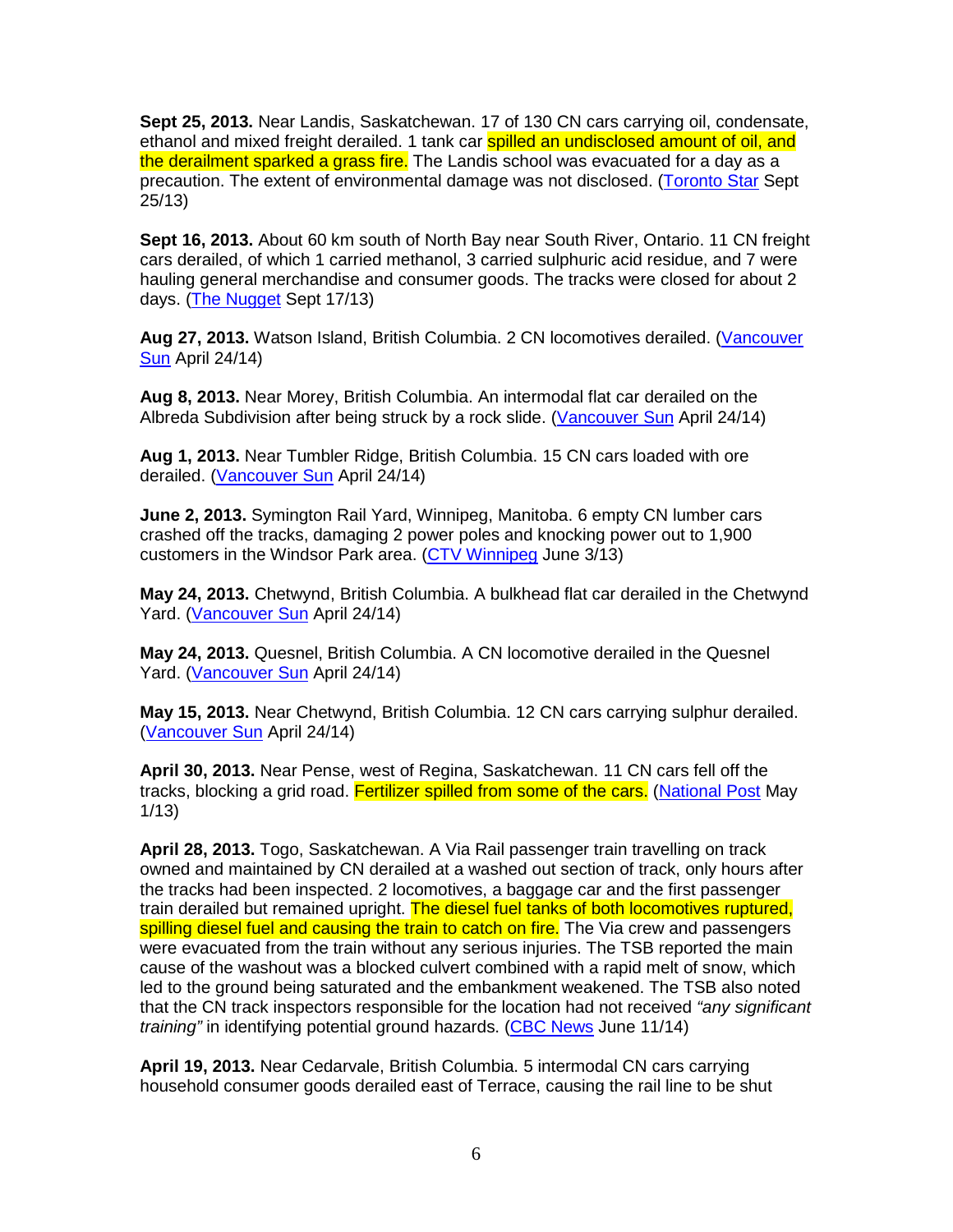**Sept 25, 2013.** Near Landis, Saskatchewan. 17 of 130 CN cars carrying oil, condensate, ethanol and mixed freight derailed. 1 tank car spilled an undisclosed amount of oil, and the derailment sparked a grass fire. The Landis school was evacuated for a day as a precaution. The extent of environmental damage was not disclosed. (Toronto Star Sept 25/13)

**Sept 16, 2013.** About 60 km south of North Bay near South River, Ontario. 11 CN freight cars derailed, of which 1 carried methanol, 3 carried sulphuric acid residue, and 7 were hauling general merchandise and consumer goods. The tracks were closed for about 2 days. (The Nugget Sept 17/13)

**Aug 27, 2013.** Watson Island, British Columbia. 2 CN locomotives derailed. (Vancouver Sun April 24/14)

**Aug 8, 2013.** Near Morey, British Columbia. An intermodal flat car derailed on the Albreda Subdivision after being struck by a rock slide. (Vancouver Sun April 24/14)

**Aug 1, 2013.** Near Tumbler Ridge, British Columbia. 15 CN cars loaded with ore derailed. (Vancouver Sun April 24/14)

**June 2, 2013.** Symington Rail Yard, Winnipeg, Manitoba. 6 empty CN lumber cars crashed off the tracks, damaging 2 power poles and knocking power out to 1,900 customers in the Windsor Park area. (CTV Winnipeg June 3/13)

**May 24, 2013.** Chetwynd, British Columbia. A bulkhead flat car derailed in the Chetwynd Yard. (Vancouver Sun April 24/14)

**May 24, 2013.** Quesnel, British Columbia. A CN locomotive derailed in the Quesnel Yard. (Vancouver Sun April 24/14)

**May 15, 2013.** Near Chetwynd, British Columbia. 12 CN cars carrying sulphur derailed. (Vancouver Sun April 24/14)

**April 30, 2013.** Near Pense, west of Regina, Saskatchewan. 11 CN cars fell off the tracks, blocking a grid road. Fertilizer spilled from some of the cars. (National Post May 1/13)

**April 28, 2013.** Togo, Saskatchewan. A Via Rail passenger train travelling on track owned and maintained by CN derailed at a washed out section of track, only hours after the tracks had been inspected. 2 locomotives, a baggage car and the first passenger train derailed but remained upright. The diesel fuel tanks of both locomotives ruptured, spilling diesel fuel and causing the train to catch on fire. The Via crew and passengers were evacuated from the train without any serious injuries. The TSB reported the main cause of the washout was a blocked culvert combined with a rapid melt of snow, which led to the ground being saturated and the embankment weakened. The TSB also noted that the CN track inspectors responsible for the location had not received *"any significant training"* in identifying potential ground hazards. (CBC News June 11/14)

**April 19, 2013.** Near Cedarvale, British Columbia. 5 intermodal CN cars carrying household consumer goods derailed east of Terrace, causing the rail line to be shut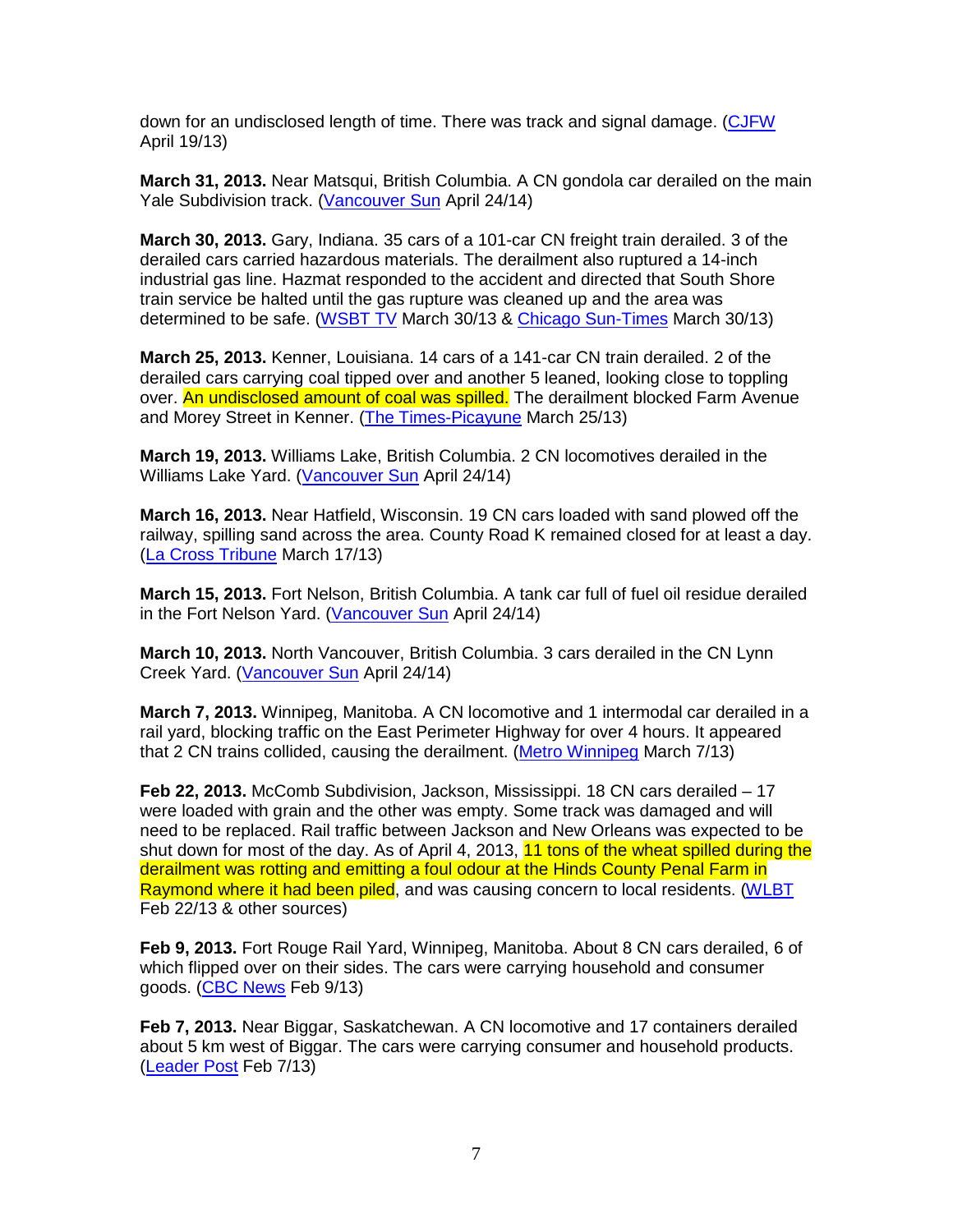down for an undisclosed length of time. There was track and signal damage. (CJFW April 19/13)

**March 31, 2013.** Near Matsqui, British Columbia. A CN gondola car derailed on the main Yale Subdivision track. (Vancouver Sun April 24/14)

**March 30, 2013.** Gary, Indiana. 35 cars of a 101-car CN freight train derailed. 3 of the derailed cars carried hazardous materials. The derailment also ruptured a 14-inch industrial gas line. Hazmat responded to the accident and directed that South Shore train service be halted until the gas rupture was cleaned up and the area was determined to be safe. (WSBT TV March 30/13 & Chicago Sun-Times March 30/13)

**March 25, 2013.** Kenner, Louisiana. 14 cars of a 141-car CN train derailed. 2 of the derailed cars carrying coal tipped over and another 5 leaned, looking close to toppling over. An undisclosed amount of coal was spilled. The derailment blocked Farm Avenue and Morey Street in Kenner. (The Times-Picayune March 25/13)

**March 19, 2013.** Williams Lake, British Columbia. 2 CN locomotives derailed in the Williams Lake Yard. (Vancouver Sun April 24/14)

**March 16, 2013.** Near Hatfield, Wisconsin. 19 CN cars loaded with sand plowed off the railway, spilling sand across the area. County Road K remained closed for at least a day. (La Cross Tribune March 17/13)

**March 15, 2013.** Fort Nelson, British Columbia. A tank car full of fuel oil residue derailed in the Fort Nelson Yard. (Vancouver Sun April 24/14)

**March 10, 2013.** North Vancouver, British Columbia. 3 cars derailed in the CN Lynn Creek Yard. (Vancouver Sun April 24/14)

**March 7, 2013.** Winnipeg, Manitoba. A CN locomotive and 1 intermodal car derailed in a rail yard, blocking traffic on the East Perimeter Highway for over 4 hours. It appeared that 2 CN trains collided, causing the derailment. (Metro Winnipeg March 7/13)

**Feb 22, 2013.** McComb Subdivision, Jackson, Mississippi. 18 CN cars derailed – 17 were loaded with grain and the other was empty. Some track was damaged and will need to be replaced. Rail traffic between Jackson and New Orleans was expected to be shut down for most of the day. As of April 4, 2013, 11 tons of the wheat spilled during the derailment was rotting and emitting a foul odour at the Hinds County Penal Farm in Raymond where it had been piled, and was causing concern to local residents. (WLBT Feb 22/13 & other sources)

**Feb 9, 2013.** Fort Rouge Rail Yard, Winnipeg, Manitoba. About 8 CN cars derailed, 6 of which flipped over on their sides. The cars were carrying household and consumer goods. (CBC News Feb 9/13)

**Feb 7, 2013.** Near Biggar, Saskatchewan. A CN locomotive and 17 containers derailed about 5 km west of Biggar. The cars were carrying consumer and household products. (Leader Post Feb 7/13)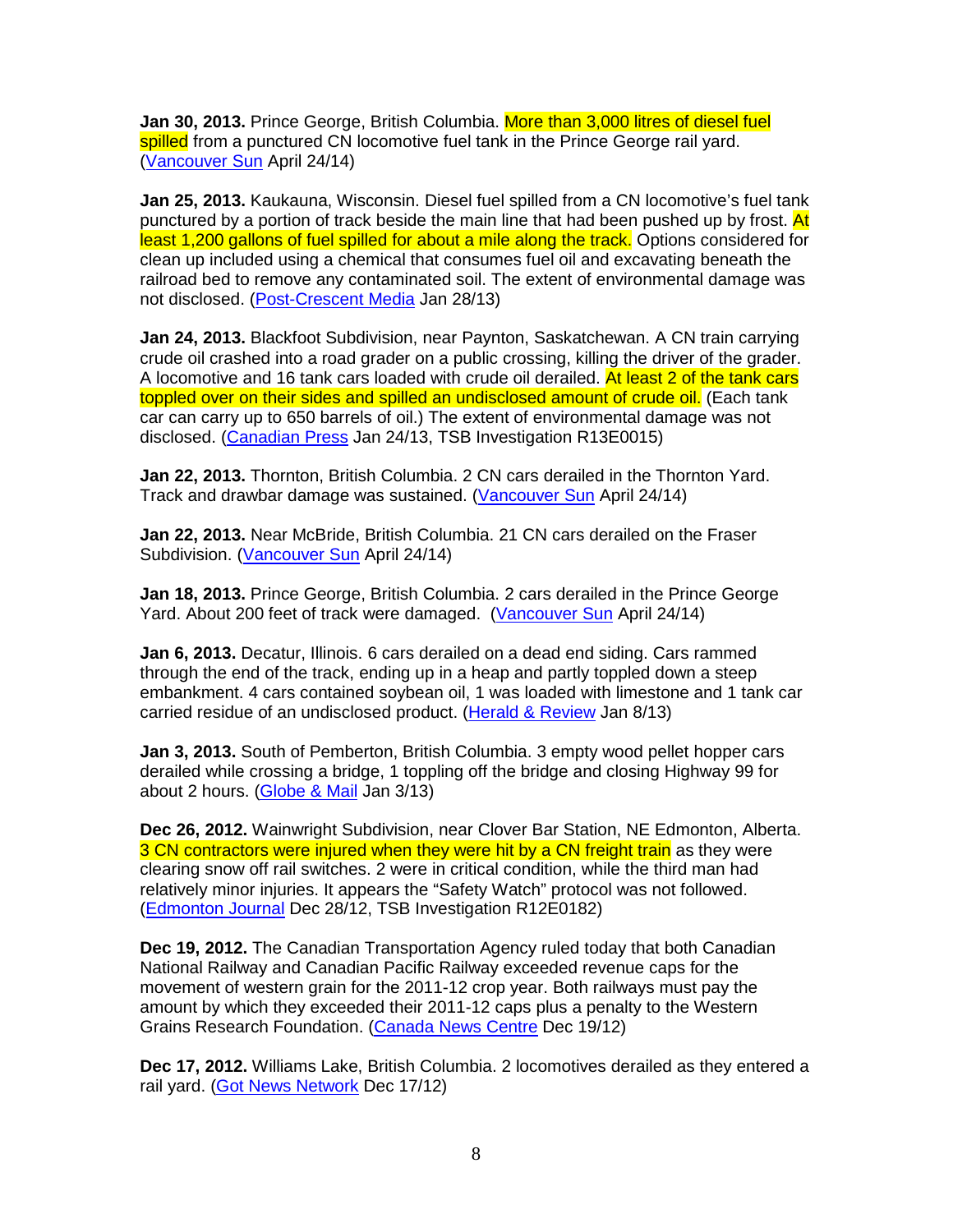**Jan 30, 2013.** Prince George, British Columbia. More than 3,000 litres of diesel fuel spilled from a punctured CN locomotive fuel tank in the Prince George rail yard. (Vancouver Sun April 24/14)

**Jan 25, 2013.** Kaukauna, Wisconsin. Diesel fuel spilled from a CN locomotive's fuel tank punctured by a portion of track beside the main line that had been pushed up by frost. At least 1,200 gallons of fuel spilled for about a mile along the track. Options considered for clean up included using a chemical that consumes fuel oil and excavating beneath the railroad bed to remove any contaminated soil. The extent of environmental damage was not disclosed. (Post-Crescent Media Jan 28/13)

**Jan 24, 2013.** Blackfoot Subdivision, near Paynton, Saskatchewan. A CN train carrying crude oil crashed into a road grader on a public crossing, killing the driver of the grader. A locomotive and 16 tank cars loaded with crude oil derailed. At least 2 of the tank cars toppled over on their sides and spilled an undisclosed amount of crude oil. (Each tank car can carry up to 650 barrels of oil.) The extent of environmental damage was not disclosed. (Canadian Press Jan 24/13, TSB Investigation R13E0015)

**Jan 22, 2013.** Thornton, British Columbia. 2 CN cars derailed in the Thornton Yard. Track and drawbar damage was sustained. (Vancouver Sun April 24/14)

**Jan 22, 2013.** Near McBride, British Columbia. 21 CN cars derailed on the Fraser Subdivision. (Vancouver Sun April 24/14)

**Jan 18, 2013.** Prince George, British Columbia. 2 cars derailed in the Prince George Yard. About 200 feet of track were damaged. (Vancouver Sun April 24/14)

**Jan 6, 2013.** Decatur, Illinois. 6 cars derailed on a dead end siding. Cars rammed through the end of the track, ending up in a heap and partly toppled down a steep embankment. 4 cars contained soybean oil, 1 was loaded with limestone and 1 tank car carried residue of an undisclosed product. (Herald & Review Jan 8/13)

**Jan 3, 2013.** South of Pemberton, British Columbia. 3 empty wood pellet hopper cars derailed while crossing a bridge, 1 toppling off the bridge and closing Highway 99 for about 2 hours. (Globe & Mail Jan 3/13)

**Dec 26, 2012.** Wainwright Subdivision, near Clover Bar Station, NE Edmonton, Alberta. 3 CN contractors were injured when they were hit by a CN freight train as they were clearing snow off rail switches. 2 were in critical condition, while the third man had relatively minor injuries. It appears the "Safety Watch" protocol was not followed. (Edmonton Journal Dec 28/12, TSB Investigation R12E0182)

**Dec 19, 2012.** The Canadian Transportation Agency ruled today that both Canadian National Railway and Canadian Pacific Railway exceeded revenue caps for the movement of western grain for the 2011-12 crop year. Both railways must pay the amount by which they exceeded their 2011-12 caps plus a penalty to the Western Grains Research Foundation. (Canada News Centre Dec 19/12)

**Dec 17, 2012.** Williams Lake, British Columbia. 2 locomotives derailed as they entered a rail yard. (Got News Network Dec 17/12)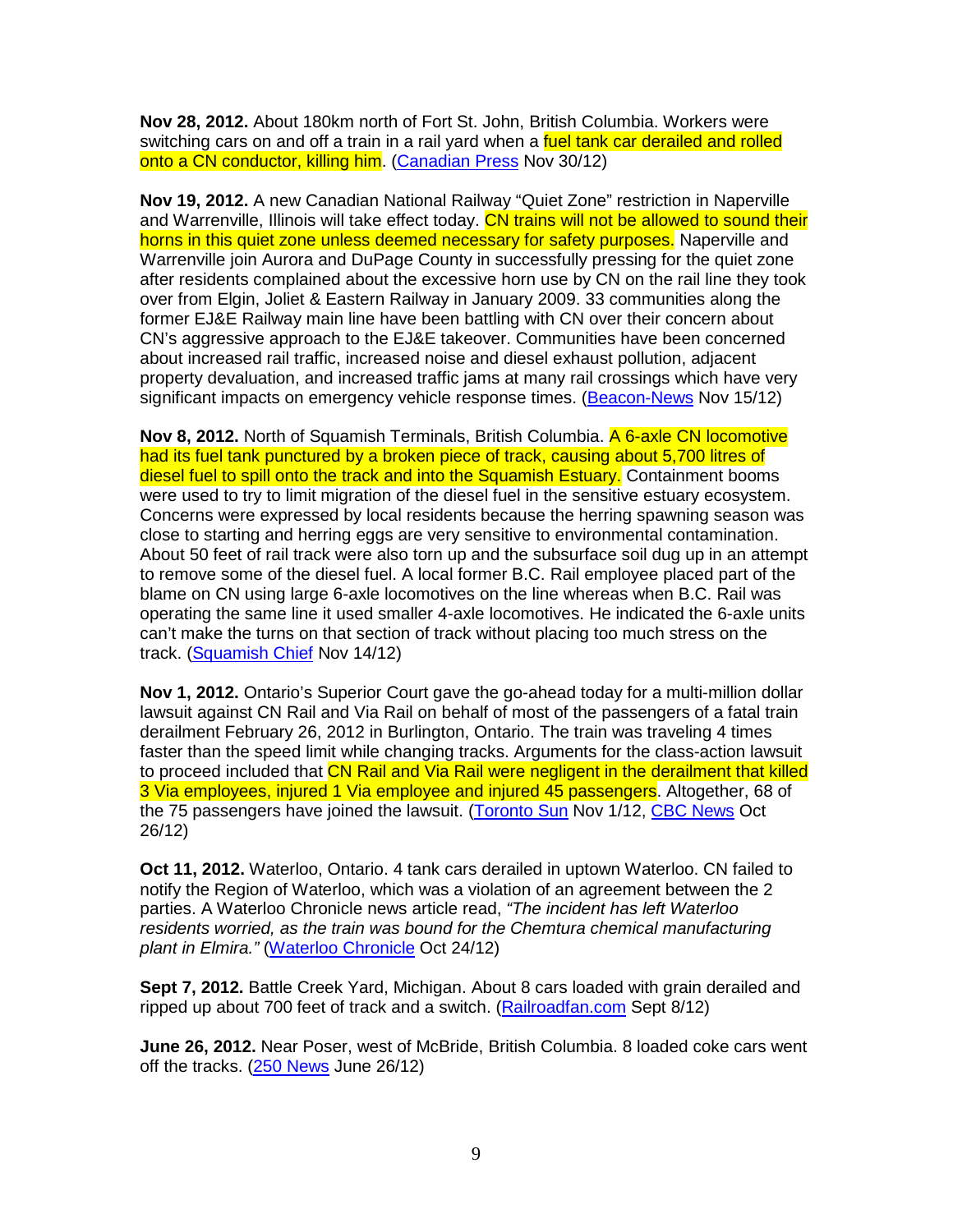**Nov 28, 2012.** About 180km north of Fort St. John, British Columbia. Workers were switching cars on and off a train in a rail yard when a fuel tank car derailed and rolled onto a CN conductor, killing him. (Canadian Press Nov 30/12)

**Nov 19, 2012.** A new Canadian National Railway "Quiet Zone" restriction in Naperville and Warrenville, Illinois will take effect today. CN trains will not be allowed to sound their horns in this quiet zone unless deemed necessary for safety purposes. Naperville and Warrenville join Aurora and DuPage County in successfully pressing for the quiet zone after residents complained about the excessive horn use by CN on the rail line they took over from Elgin, Joliet & Eastern Railway in January 2009. 33 communities along the former EJ&E Railway main line have been battling with CN over their concern about CN's aggressive approach to the EJ&E takeover. Communities have been concerned about increased rail traffic, increased noise and diesel exhaust pollution, adjacent property devaluation, and increased traffic jams at many rail crossings which have very significant impacts on emergency vehicle response times. (Beacon-News Nov 15/12)

**Nov 8, 2012.** North of Squamish Terminals, British Columbia. A 6-axle CN locomotive had its fuel tank punctured by a broken piece of track, causing about 5,700 litres of diesel fuel to spill onto the track and into the Squamish Estuary. Containment booms were used to try to limit migration of the diesel fuel in the sensitive estuary ecosystem. Concerns were expressed by local residents because the herring spawning season was close to starting and herring eggs are very sensitive to environmental contamination. About 50 feet of rail track were also torn up and the subsurface soil dug up in an attempt to remove some of the diesel fuel. A local former B.C. Rail employee placed part of the blame on CN using large 6-axle locomotives on the line whereas when B.C. Rail was operating the same line it used smaller 4-axle locomotives. He indicated the 6-axle units can't make the turns on that section of track without placing too much stress on the track. (Squamish Chief Nov 14/12)

**Nov 1, 2012.** Ontario's Superior Court gave the go-ahead today for a multi-million dollar lawsuit against CN Rail and Via Rail on behalf of most of the passengers of a fatal train derailment February 26, 2012 in Burlington, Ontario. The train was traveling 4 times faster than the speed limit while changing tracks. Arguments for the class-action lawsuit to proceed included that CN Rail and Via Rail were negligent in the derailment that killed 3 Via employees, injured 1 Via employee and injured 45 passengers. Altogether, 68 of the 75 passengers have joined the lawsuit. (Toronto Sun Nov 1/12, CBC News Oct 26/12)

**Oct 11, 2012.** Waterloo, Ontario. 4 tank cars derailed in uptown Waterloo. CN failed to notify the Region of Waterloo, which was a violation of an agreement between the 2 parties. A Waterloo Chronicle news article read, *"The incident has left Waterloo residents worried, as the train was bound for the Chemtura chemical manufacturing plant in Elmira."* (Waterloo Chronicle Oct 24/12)

**Sept 7, 2012.** Battle Creek Yard, Michigan. About 8 cars loaded with grain derailed and ripped up about 700 feet of track and a switch. (Railroadfan.com Sept 8/12)

**June 26, 2012.** Near Poser, west of McBride, British Columbia. 8 loaded coke cars went off the tracks. (250 News June 26/12)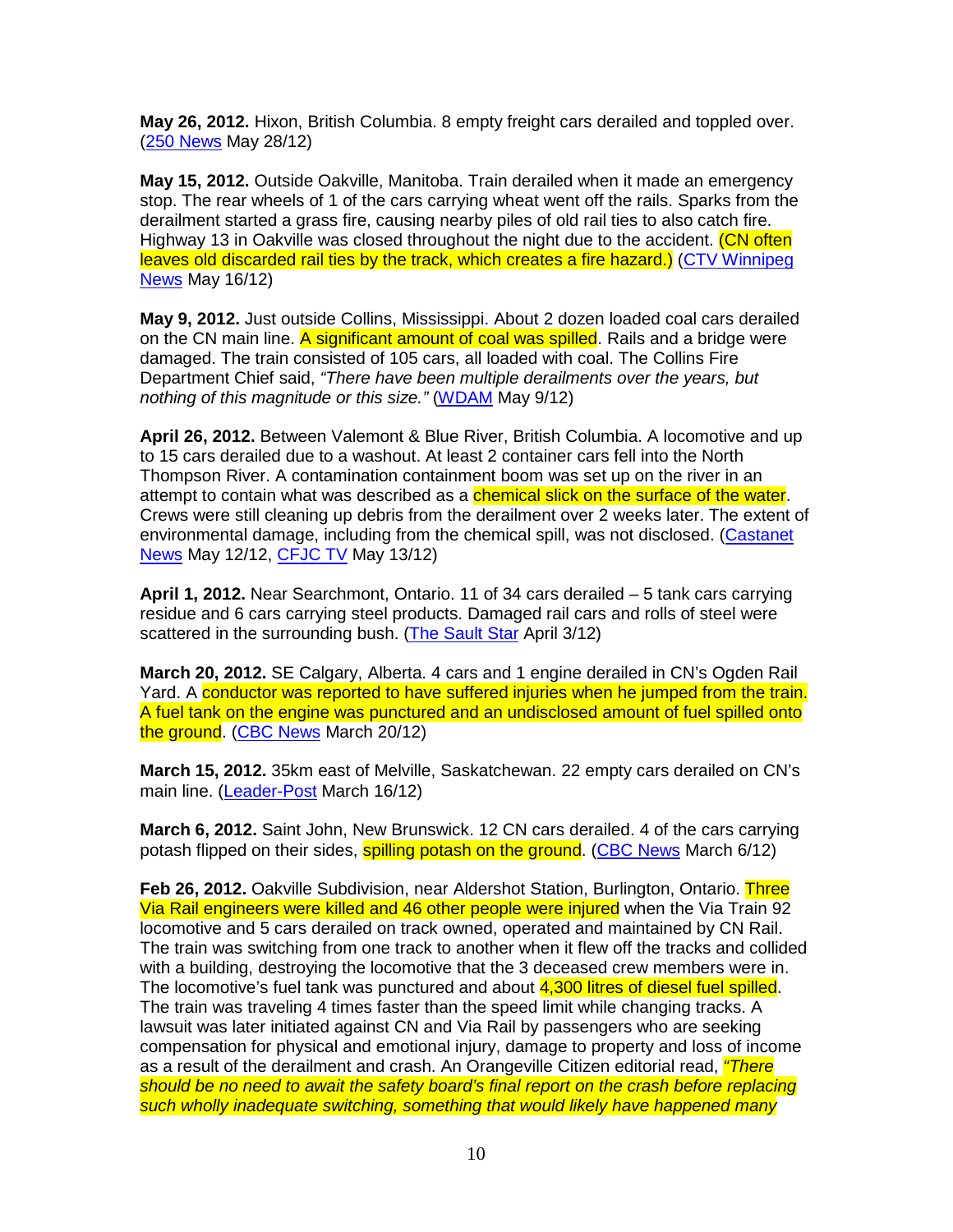**May 26, 2012.** Hixon, British Columbia. 8 empty freight cars derailed and toppled over. ([250 News](#) May 28/12)

**May 15, 2012.** Outside Oakville, Manitoba. Train derailed when it made an emergency stop. The rear wheels of 1 of the cars carrying wheat went off the rails. Sparks from the derailment started a grass fire, causing nearby piles of old rail ties to also catch fire. Highway 13 in Oakville was closed throughout the night due to the accident. (CN often leaves old discarded rail ties by the track, which creates a fire hazard.) ([CTV Winnipeg News](#) May 16/12)

**May 9, 2012.** Just outside Collins, Mississippi. About 2 dozen loaded coal cars derailed on the CN main line. A significant amount of coal was spilled. Rails and a bridge were damaged. The train consisted of 105 cars, all loaded with coal. The Collins Fire Department Chief said, *"There have been multiple derailments over the years, but nothing of this magnitude or this size."* ([WDAM](#) May 9/12)

**April 26, 2012.** Between Valemont & Blue River, British Columbia. A locomotive and up to 15 cars derailed due to a washout. At least 2 container cars fell into the North Thompson River. A contamination containment boom was set up on the river in an attempt to contain what was described as a chemical slick on the surface of the water. Crews were still cleaning up debris from the derailment over 2 weeks later. The extent of environmental damage, including from the chemical spill, was not disclosed. ([Castanet News](#) May 12/12, [CFJC TV](#) May 13/12)

**April 1, 2012.** Near Searchmont, Ontario. 11 of 34 cars derailed – 5 tank cars carrying residue and 6 cars carrying steel products. Damaged rail cars and rolls of steel were scattered in the surrounding bush. ([The Sault Star](#) April 3/12)

**March 20, 2012.** SE Calgary, Alberta. 4 cars and 1 engine derailed in CN's Ogden Rail Yard. A conductor was reported to have suffered injuries when he jumped from the train. A fuel tank on the engine was punctured and an undisclosed amount of fuel spilled onto the ground. ([CBC News](#) March 20/12)

**March 15, 2012.** 35km east of Melville, Saskatchewan. 22 empty cars derailed on CN's main line. ([Leader-Post](#) March 16/12)

**March 6, 2012.** Saint John, New Brunswick. 12 CN cars derailed. 4 of the cars carrying potash flipped on their sides, spilling potash on the ground. ([CBC News](#) March 6/12)

**Feb 26, 2012.** Oakville Subdivision, near Aldershot Station, Burlington, Ontario. Three Via Rail engineers were killed and 46 other people were injured when the Via Train 92 locomotive and 5 cars derailed on track owned, operated and maintained by CN Rail. The train was switching from one track to another when it flew off the tracks and collided with a building, destroying the locomotive that the 3 deceased crew members were in. The locomotive's fuel tank was punctured and about 4,300 litres of diesel fuel spilled. The train was traveling 4 times faster than the speed limit while changing tracks. A lawsuit was later initiated against CN and Via Rail by passengers who are seeking compensation for physical and emotional injury, damage to property and loss of income as a result of the derailment and crash. An Orangeville Citizen editorial read, *"There should be no need to await the safety board's final report on the crash before replacing such wholly inadequate switching, something that would likely have happened many*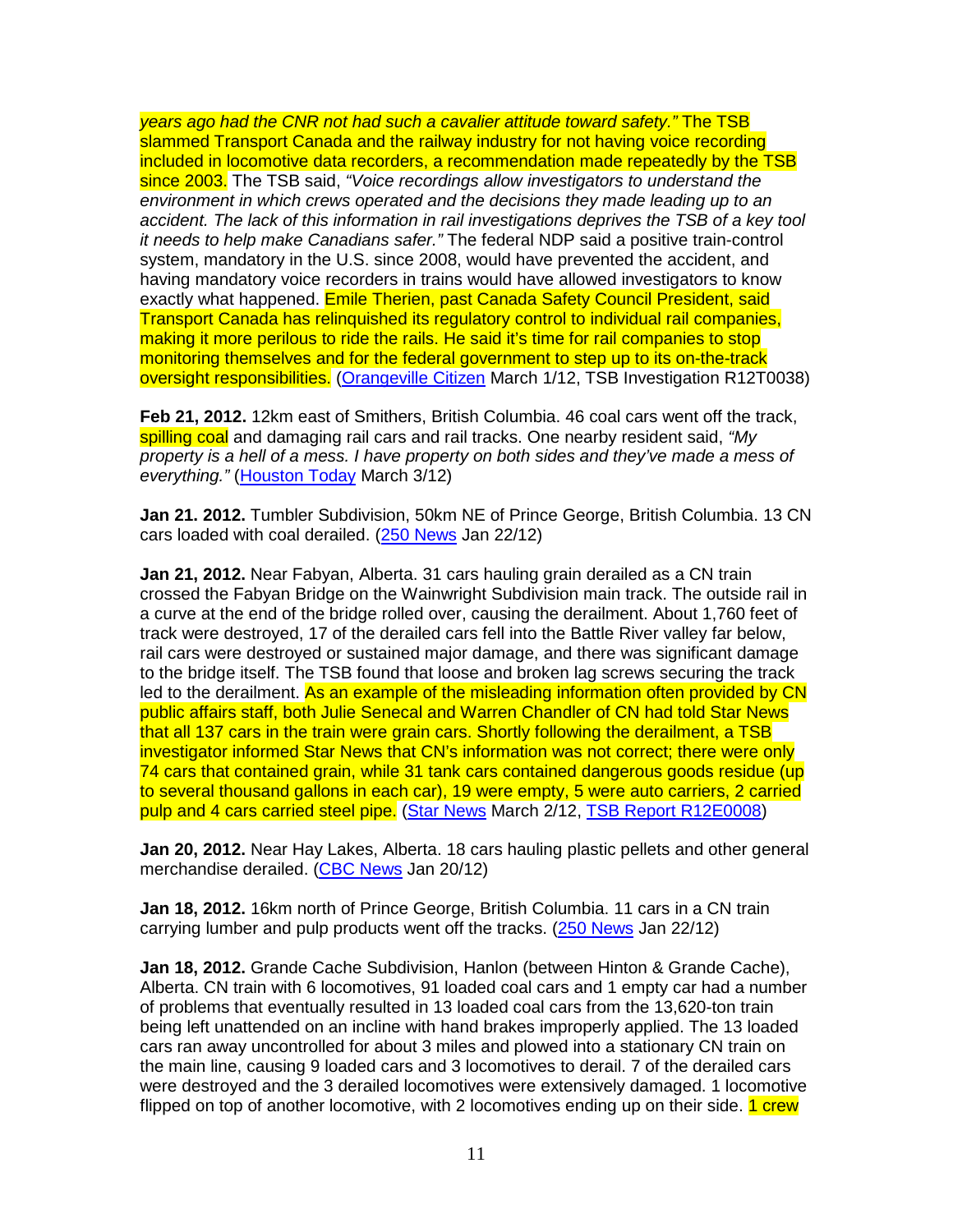*years ago had the CNR not had such a cavalier attitude toward safety."* The TSB slammed Transport Canada and the railway industry for not having voice recording included in locomotive data recorders, a recommendation made repeatedly by the TSB since 2003. The TSB said, *"Voice recordings allow investigators to understand the environment in which crews operated and the decisions they made leading up to an accident. The lack of this information in rail investigations deprives the TSB of a key tool it needs to help make Canadians safer."* The federal NDP said a positive train-control system, mandatory in the U.S. since 2008, would have prevented the accident, and having mandatory voice recorders in trains would have allowed investigators to know exactly what happened. Emile Therien, past Canada Safety Council President, said Transport Canada has relinquished its regulatory control to individual rail companies, making it more perilous to ride the rails. He said it's time for rail companies to stop monitoring themselves and for the federal government to step up to its on-the-track oversight responsibilities. (Orangeville Citizen March 1/12, TSB Investigation R12T0038)

**Feb 21, 2012.** 12km east of Smithers, British Columbia. 46 coal cars went off the track, spilling coal and damaging rail cars and rail tracks. One nearby resident said, *"My property is a hell of a mess. I have property on both sides and they've made a mess of everything."* (Houston Today March 3/12)

**Jan 21. 2012.** Tumbler Subdivision, 50km NE of Prince George, British Columbia. 13 CN cars loaded with coal derailed. (250 News Jan 22/12)

**Jan 21, 2012.** Near Fabyan, Alberta. 31 cars hauling grain derailed as a CN train crossed the Fabyan Bridge on the Wainwright Subdivision main track. The outside rail in a curve at the end of the bridge rolled over, causing the derailment. About 1,760 feet of track were destroyed, 17 of the derailed cars fell into the Battle River valley far below, rail cars were destroyed or sustained major damage, and there was significant damage to the bridge itself. The TSB found that loose and broken lag screws securing the track led to the derailment. As an example of the misleading information often provided by CN public affairs staff, both Julie Senecal and Warren Chandler of CN had told Star News that all 137 cars in the train were grain cars. Shortly following the derailment, a TSB investigator informed Star News that CN's information was not correct; there were only 74 cars that contained grain, while 31 tank cars contained dangerous goods residue (up to several thousand gallons in each car), 19 were empty, 5 were auto carriers, 2 carried pulp and 4 cars carried steel pipe. (Star News March 2/12, TSB Report R12E0008)

**Jan 20, 2012.** Near Hay Lakes, Alberta. 18 cars hauling plastic pellets and other general merchandise derailed. (CBC News Jan 20/12)

**Jan 18, 2012.** 16km north of Prince George, British Columbia. 11 cars in a CN train carrying lumber and pulp products went off the tracks. (250 News Jan 22/12)

**Jan 18, 2012.** Grande Cache Subdivision, Hanlon (between Hinton & Grande Cache), Alberta. CN train with 6 locomotives, 91 loaded coal cars and 1 empty car had a number of problems that eventually resulted in 13 loaded coal cars from the 13,620-ton train being left unattended on an incline with hand brakes improperly applied. The 13 loaded cars ran away uncontrolled for about 3 miles and plowed into a stationary CN train on the main line, causing 9 loaded cars and 3 locomotives to derail. 7 of the derailed cars were destroyed and the 3 derailed locomotives were extensively damaged. 1 locomotive flipped on top of another locomotive, with 2 locomotives ending up on their side. 1 crew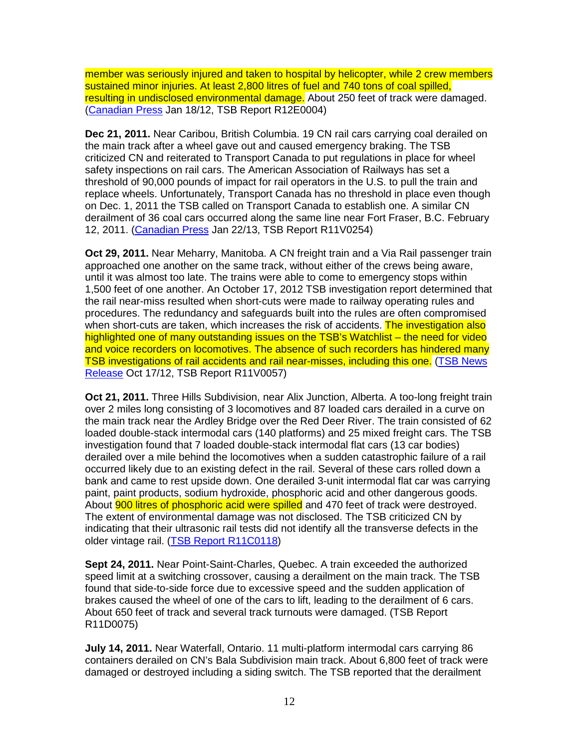member was seriously injured and taken to hospital by helicopter, while 2 crew members sustained minor injuries. At least 2,800 litres of fuel and 740 tons of coal spilled, resulting in undisclosed environmental damage. About 250 feet of track were damaged. (Canadian Press Jan 18/12, TSB Report R12E0004)

**Dec 21, 2011.** Near Caribou, British Columbia. 19 CN rail cars carrying coal derailed on the main track after a wheel gave out and caused emergency braking. The TSB criticized CN and reiterated to Transport Canada to put regulations in place for wheel safety inspections on rail cars. The American Association of Railways has set a threshold of 90,000 pounds of impact for rail operators in the U.S. to pull the train and replace wheels. Unfortunately, Transport Canada has no threshold in place even though on Dec. 1, 2011 the TSB called on Transport Canada to establish one. A similar CN derailment of 36 coal cars occurred along the same line near Fort Fraser, B.C. February 12, 2011. (Canadian Press Jan 22/13, TSB Report R11V0254)

**Oct 29, 2011.** Near Meharry, Manitoba. A CN freight train and a Via Rail passenger train approached one another on the same track, without either of the crews being aware, until it was almost too late. The trains were able to come to emergency stops within 1,500 feet of one another. An October 17, 2012 TSB investigation report determined that the rail near-miss resulted when short-cuts were made to railway operating rules and procedures. The redundancy and safeguards built into the rules are often compromised when short-cuts are taken, which increases the risk of accidents. The investigation also highlighted one of many outstanding issues on the TSB's Watchlist – the need for video and voice recorders on locomotives. The absence of such recorders has hindered many TSB investigations of rail accidents and rail near-misses, including this one. (TSB News Release Oct 17/12, TSB Report R11V0057)

**Oct 21, 2011.** Three Hills Subdivision, near Alix Junction, Alberta. A too-long freight train over 2 miles long consisting of 3 locomotives and 87 loaded cars derailed in a curve on the main track near the Ardley Bridge over the Red Deer River. The train consisted of 62 loaded double-stack intermodal cars (140 platforms) and 25 mixed freight cars. The TSB investigation found that 7 loaded double-stack intermodal flat cars (13 car bodies) derailed over a mile behind the locomotives when a sudden catastrophic failure of a rail occurred likely due to an existing defect in the rail. Several of these cars rolled down a bank and came to rest upside down. One derailed 3-unit intermodal flat car was carrying paint, paint products, sodium hydroxide, phosphoric acid and other dangerous goods. About 900 litres of phosphoric acid were spilled and 470 feet of track were destroyed. The extent of environmental damage was not disclosed. The TSB criticized CN by indicating that their ultrasonic rail tests did not identify all the transverse defects in the older vintage rail. (TSB Report R11C0118)

**Sept 24, 2011.** Near Point-Saint-Charles, Quebec. A train exceeded the authorized speed limit at a switching crossover, causing a derailment on the main track. The TSB found that side-to-side force due to excessive speed and the sudden application of brakes caused the wheel of one of the cars to lift, leading to the derailment of 6 cars. About 650 feet of track and several track turnouts were damaged. (TSB Report R11D0075)

**July 14, 2011.** Near Waterfall, Ontario. 11 multi-platform intermodal cars carrying 86 containers derailed on CN's Bala Subdivision main track. About 6,800 feet of track were damaged or destroyed including a siding switch. The TSB reported that the derailment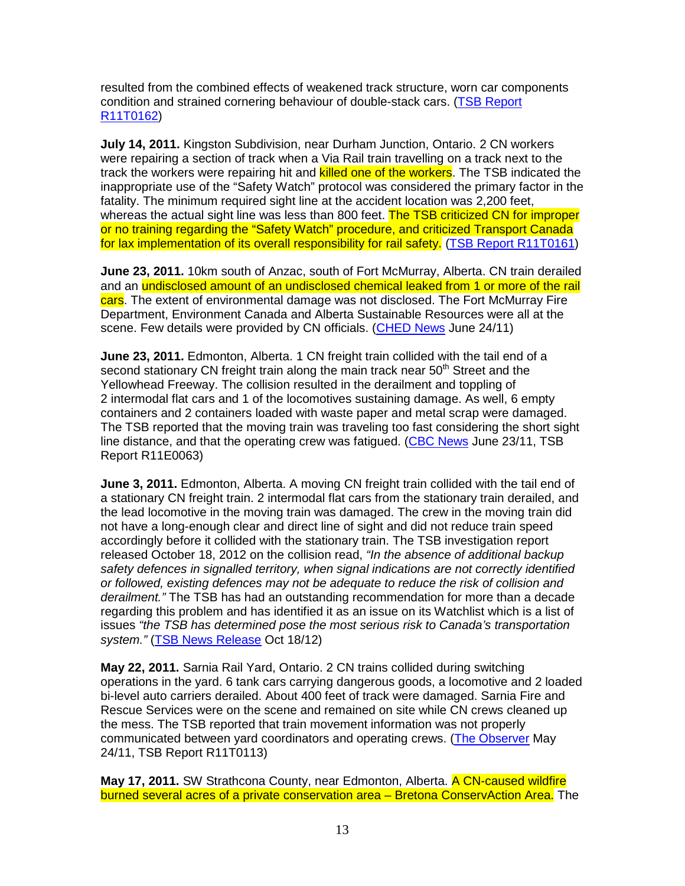resulted from the combined effects of weakened track structure, worn car components condition and strained cornering behaviour of double-stack cars. (TSB Report R11T0162)

**July 14, 2011.** Kingston Subdivision, near Durham Junction, Ontario. 2 CN workers were repairing a section of track when a Via Rail train travelling on a track next to the track the workers were repairing hit and killed one of the workers. The TSB indicated the inappropriate use of the "Safety Watch" protocol was considered the primary factor in the fatality. The minimum required sight line at the accident location was 2,200 feet, whereas the actual sight line was less than 800 feet. The TSB criticized CN for improper or no training regarding the "Safety Watch" procedure, and criticized Transport Canada for lax implementation of its overall responsibility for rail safety. (TSB Report R11T0161)

**June 23, 2011.** 10km south of Anzac, south of Fort McMurray, Alberta. CN train derailed and an undisclosed amount of an undisclosed chemical leaked from 1 or more of the rail cars. The extent of environmental damage was not disclosed. The Fort McMurray Fire Department, Environment Canada and Alberta Sustainable Resources were all at the scene. Few details were provided by CN officials. (CHED News June 24/11)

**June 23, 2011.** Edmonton, Alberta. 1 CN freight train collided with the tail end of a second stationary CN freight train along the main track near 50th Street and the Yellowhead Freeway. The collision resulted in the derailment and toppling of 2 intermodal flat cars and 1 of the locomotives sustaining damage. As well, 6 empty containers and 2 containers loaded with waste paper and metal scrap were damaged. The TSB reported that the moving train was traveling too fast considering the short sight line distance, and that the operating crew was fatigued. (CBC News June 23/11, TSB Report R11E0063)

**June 3, 2011.** Edmonton, Alberta. A moving CN freight train collided with the tail end of a stationary CN freight train. 2 intermodal flat cars from the stationary train derailed, and the lead locomotive in the moving train was damaged. The crew in the moving train did not have a long-enough clear and direct line of sight and did not reduce train speed accordingly before it collided with the stationary train. The TSB investigation report released October 18, 2012 on the collision read, *"In the absence of additional backup safety defences in signalled territory, when signal indications are not correctly identified or followed, existing defences may not be adequate to reduce the risk of collision and derailment."* The TSB has had an outstanding recommendation for more than a decade regarding this problem and has identified it as an issue on its Watchlist which is a list of issues *"the TSB has determined pose the most serious risk to Canada's transportation system."* (TSB News Release Oct 18/12)

**May 22, 2011.** Sarnia Rail Yard, Ontario. 2 CN trains collided during switching operations in the yard. 6 tank cars carrying dangerous goods, a locomotive and 2 loaded bi-level auto carriers derailed. About 400 feet of track were damaged. Sarnia Fire and Rescue Services were on the scene and remained on site while CN crews cleaned up the mess. The TSB reported that train movement information was not properly communicated between yard coordinators and operating crews. (The Observer May 24/11, TSB Report R11T0113)

**May 17, 2011.** SW Strathcona County, near Edmonton, Alberta. A CN-caused wildfire burned several acres of a private conservation area – Bretona ConservAction Area. The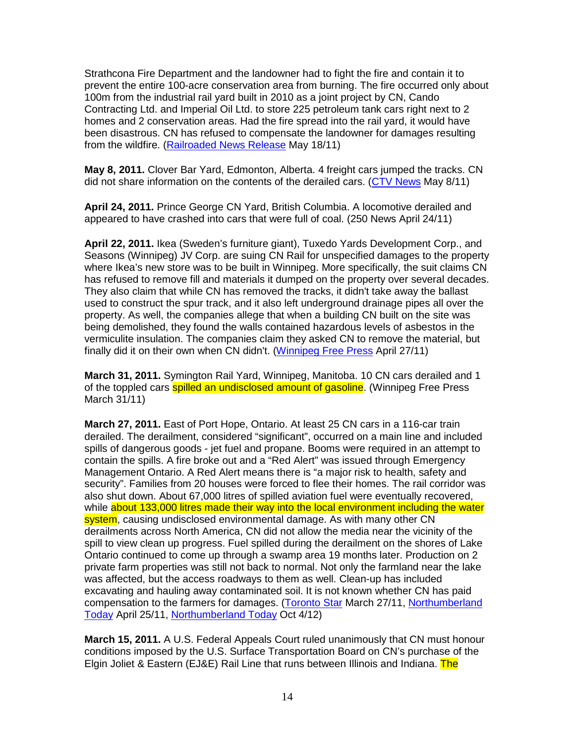Strathcona Fire Department and the landowner had to fight the fire and contain it to prevent the entire 100-acre conservation area from burning. The fire occurred only about 100m from the industrial rail yard built in 2010 as a joint project by CN, Cando Contracting Ltd. and Imperial Oil Ltd. to store 225 petroleum tank cars right next to 2 homes and 2 conservation areas. Had the fire spread into the rail yard, it would have been disastrous. CN has refused to compensate the landowner for damages resulting from the wildfire. (Railroaded News Release May 18/11)

**May 8, 2011.** Clover Bar Yard, Edmonton, Alberta. 4 freight cars jumped the tracks. CN did not share information on the contents of the derailed cars. (CTV News May 8/11)

**April 24, 2011.** Prince George CN Yard, British Columbia. A locomotive derailed and appeared to have crashed into cars that were full of coal. (250 News April 24/11)

**April 22, 2011.** Ikea (Sweden's furniture giant), Tuxedo Yards Development Corp., and Seasons (Winnipeg) JV Corp. are suing CN Rail for unspecified damages to the property where Ikea's new store was to be built in Winnipeg. More specifically, the suit claims CN has refused to remove fill and materials it dumped on the property over several decades. They also claim that while CN has removed the tracks, it didn't take away the ballast used to construct the spur track, and it also left underground drainage pipes all over the property. As well, the companies allege that when a building CN built on the site was being demolished, they found the walls contained hazardous levels of asbestos in the vermiculite insulation. The companies claim they asked CN to remove the material, but finally did it on their own when CN didn't. (Winnipeg Free Press April 27/11)

**March 31, 2011.** Symington Rail Yard, Winnipeg, Manitoba. 10 CN cars derailed and 1 of the toppled cars spilled an undisclosed amount of gasoline. (Winnipeg Free Press March 31/11)

**March 27, 2011.** East of Port Hope, Ontario. At least 25 CN cars in a 116-car train derailed. The derailment, considered "significant", occurred on a main line and included spills of dangerous goods - jet fuel and propane. Booms were required in an attempt to contain the spills. A fire broke out and a "Red Alert" was issued through Emergency Management Ontario. A Red Alert means there is "a major risk to health, safety and security". Families from 20 houses were forced to flee their homes. The rail corridor was also shut down. About 67,000 litres of spilled aviation fuel were eventually recovered, while about 133,000 litres made their way into the local environment including the water system, causing undisclosed environmental damage. As with many other CN derailments across North America, CN did not allow the media near the vicinity of the spill to view clean up progress. Fuel spilled during the derailment on the shores of Lake Ontario continued to come up through a swamp area 19 months later. Production on 2 private farm properties was still not back to normal. Not only the farmland near the lake was affected, but the access roadways to them as well. Clean-up has included excavating and hauling away contaminated soil. It is not known whether CN has paid compensation to the farmers for damages. (Toronto Star March 27/11, Northumberland Today April 25/11, Northumberland Today Oct 4/12)

**March 15, 2011.** A U.S. Federal Appeals Court ruled unanimously that CN must honour conditions imposed by the U.S. Surface Transportation Board on CN's purchase of the Elgin Joliet & Eastern (EJ&E) Rail Line that runs between Illinois and Indiana. The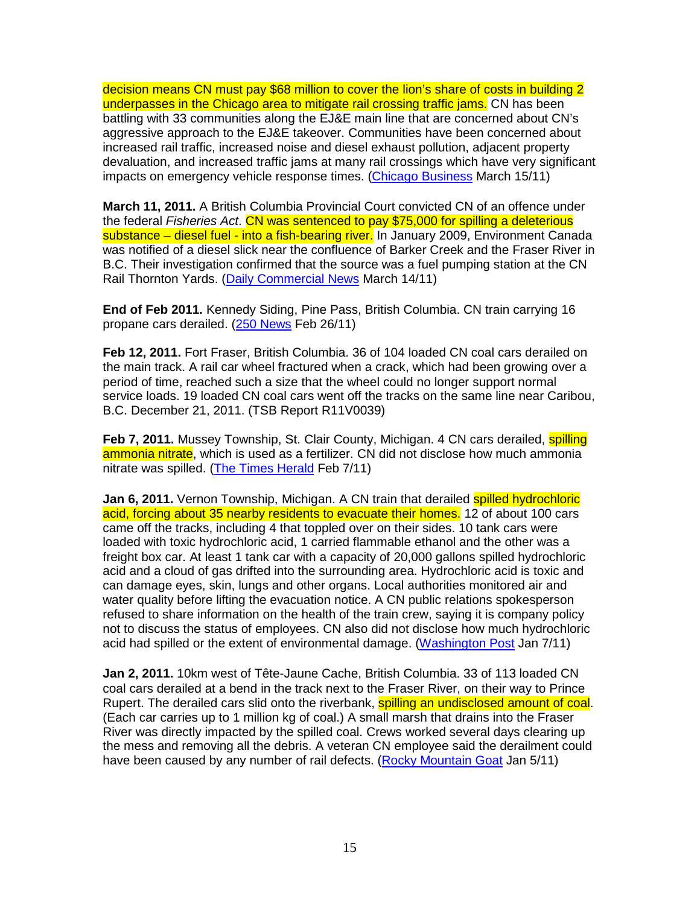decision means CN must pay $68 million to cover the lion's share of costs in building 2 underpasses in the Chicago area to mitigate rail crossing traffic jams. CN has been battling with 33 communities along the EJ&E main line that are concerned about CN's aggressive approach to the EJ&E takeover. Communities have been concerned about increased rail traffic, increased noise and diesel exhaust pollution, adjacent property devaluation, and increased traffic jams at many rail crossings which have very significant impacts on emergency vehicle response times. (Chicago Business March 15/11)

**March 11, 2011.** A British Columbia Provincial Court convicted CN of an offence under the federal *Fisheries Act*. CN was sentenced to pay $75,000 for spilling a deleterious substance – diesel fuel - into a fish-bearing river. In January 2009, Environment Canada was notified of a diesel slick near the confluence of Barker Creek and the Fraser River in B.C. Their investigation confirmed that the source was a fuel pumping station at the CN Rail Thornton Yards. (Daily Commercial News March 14/11)

**End of Feb 2011.** Kennedy Siding, Pine Pass, British Columbia. CN train carrying 16 propane cars derailed. (250 News Feb 26/11)

**Feb 12, 2011.** Fort Fraser, British Columbia. 36 of 104 loaded CN coal cars derailed on the main track. A rail car wheel fractured when a crack, which had been growing over a period of time, reached such a size that the wheel could no longer support normal service loads. 19 loaded CN coal cars went off the tracks on the same line near Caribou, B.C. December 21, 2011. (TSB Report R11V0039)

**Feb 7, 2011.** Mussey Township, St. Clair County, Michigan. 4 CN cars derailed, spilling ammonia nitrate, which is used as a fertilizer. CN did not disclose how much ammonia nitrate was spilled. (The Times Herald Feb 7/11)

**Jan 6, 2011.** Vernon Township, Michigan. A CN train that derailed spilled hydrochloric acid, forcing about 35 nearby residents to evacuate their homes. 12 of about 100 cars came off the tracks, including 4 that toppled over on their sides. 10 tank cars were loaded with toxic hydrochloric acid, 1 carried flammable ethanol and the other was a freight box car. At least 1 tank car with a capacity of 20,000 gallons spilled hydrochloric acid and a cloud of gas drifted into the surrounding area. Hydrochloric acid is toxic and can damage eyes, skin, lungs and other organs. Local authorities monitored air and water quality before lifting the evacuation notice. A CN public relations spokesperson refused to share information on the health of the train crew, saying it is company policy not to discuss the status of employees. CN also did not disclose how much hydrochloric acid had spilled or the extent of environmental damage. (Washington Post Jan 7/11)

**Jan 2, 2011.** 10km west of Tête-Jaune Cache, British Columbia. 33 of 113 loaded CN coal cars derailed at a bend in the track next to the Fraser River, on their way to Prince Rupert. The derailed cars slid onto the riverbank, spilling an undisclosed amount of coal. (Each car carries up to 1 million kg of coal.) A small marsh that drains into the Fraser River was directly impacted by the spilled coal. Crews worked several days clearing up the mess and removing all the debris. A veteran CN employee said the derailment could have been caused by any number of rail defects. (Rocky Mountain Goat Jan 5/11)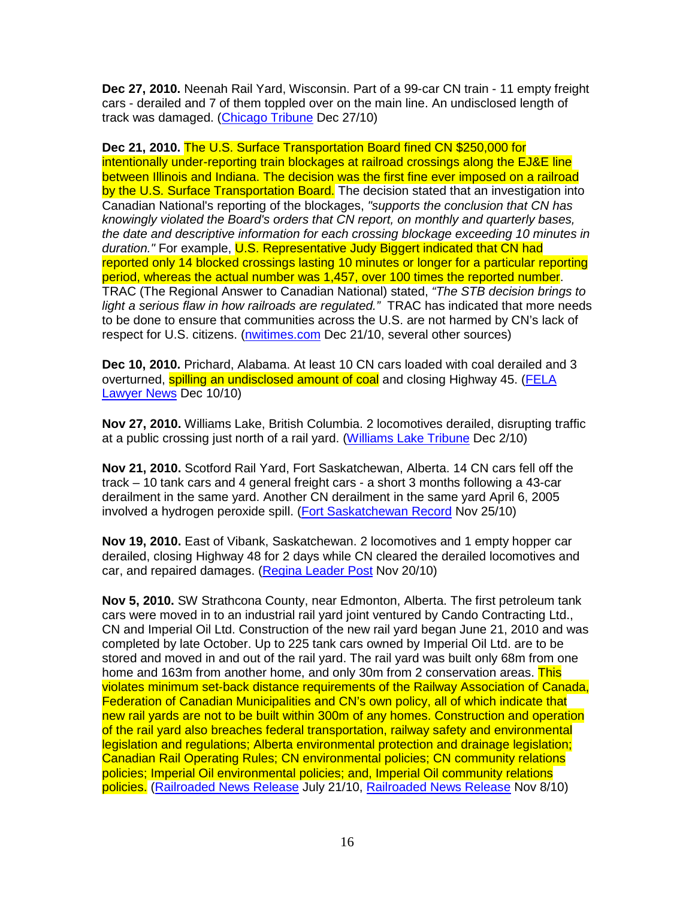**Dec 27, 2010.** Neenah Rail Yard, Wisconsin. Part of a 99-car CN train - 11 empty freight cars - derailed and 7 of them toppled over on the main line. An undisclosed length of track was damaged. (Chicago Tribune Dec 27/10)

**Dec 21, 2010.** The U.S. Surface Transportation Board fined CN $250,000 for intentionally under-reporting train blockages at railroad crossings along the EJ&E line between Illinois and Indiana. The decision was the first fine ever imposed on a railroad by the U.S. Surface Transportation Board. The decision stated that an investigation into Canadian National's reporting of the blockages, *"supports the conclusion that CN has knowingly violated the Board's orders that CN report, on monthly and quarterly bases, the date and descriptive information for each crossing blockage exceeding 10 minutes in duration."* For example, U.S. Representative Judy Biggert indicated that CN had reported only 14 blocked crossings lasting 10 minutes or longer for a particular reporting period, whereas the actual number was 1,457, over 100 times the reported number. TRAC (The Regional Answer to Canadian National) stated, *"The STB decision brings to light a serious flaw in how railroads are regulated."* TRAC has indicated that more needs to be done to ensure that communities across the U.S. are not harmed by CN's lack of respect for U.S. citizens. (nwitimes.com Dec 21/10, several other sources)

**Dec 10, 2010.** Prichard, Alabama. At least 10 CN cars loaded with coal derailed and 3 overturned, spilling an undisclosed amount of coal and closing Highway 45. (FELA Lawyer News Dec 10/10)

**Nov 27, 2010.** Williams Lake, British Columbia. 2 locomotives derailed, disrupting traffic at a public crossing just north of a rail yard. (Williams Lake Tribune Dec 2/10)

**Nov 21, 2010.** Scotford Rail Yard, Fort Saskatchewan, Alberta. 14 CN cars fell off the track – 10 tank cars and 4 general freight cars - a short 3 months following a 43-car derailment in the same yard. Another CN derailment in the same yard April 6, 2005 involved a hydrogen peroxide spill. (Fort Saskatchewan Record Nov 25/10)

**Nov 19, 2010.** East of Vibank, Saskatchewan. 2 locomotives and 1 empty hopper car derailed, closing Highway 48 for 2 days while CN cleared the derailed locomotives and car, and repaired damages. (Regina Leader Post Nov 20/10)

**Nov 5, 2010.** SW Strathcona County, near Edmonton, Alberta. The first petroleum tank cars were moved in to an industrial rail yard joint ventured by Cando Contracting Ltd., CN and Imperial Oil Ltd. Construction of the new rail yard began June 21, 2010 and was completed by late October. Up to 225 tank cars owned by Imperial Oil Ltd. are to be stored and moved in and out of the rail yard. The rail yard was built only 68m from one home and 163m from another home, and only 30m from 2 conservation areas. This violates minimum set-back distance requirements of the Railway Association of Canada, Federation of Canadian Municipalities and CN's own policy, all of which indicate that new rail yards are not to be built within 300m of any homes. Construction and operation of the rail yard also breaches federal transportation, railway safety and environmental legislation and regulations; Alberta environmental protection and drainage legislation; Canadian Rail Operating Rules; CN environmental policies; CN community relations policies; Imperial Oil environmental policies; and, Imperial Oil community relations policies. (Railroaded News Release July 21/10, Railroaded News Release Nov 8/10)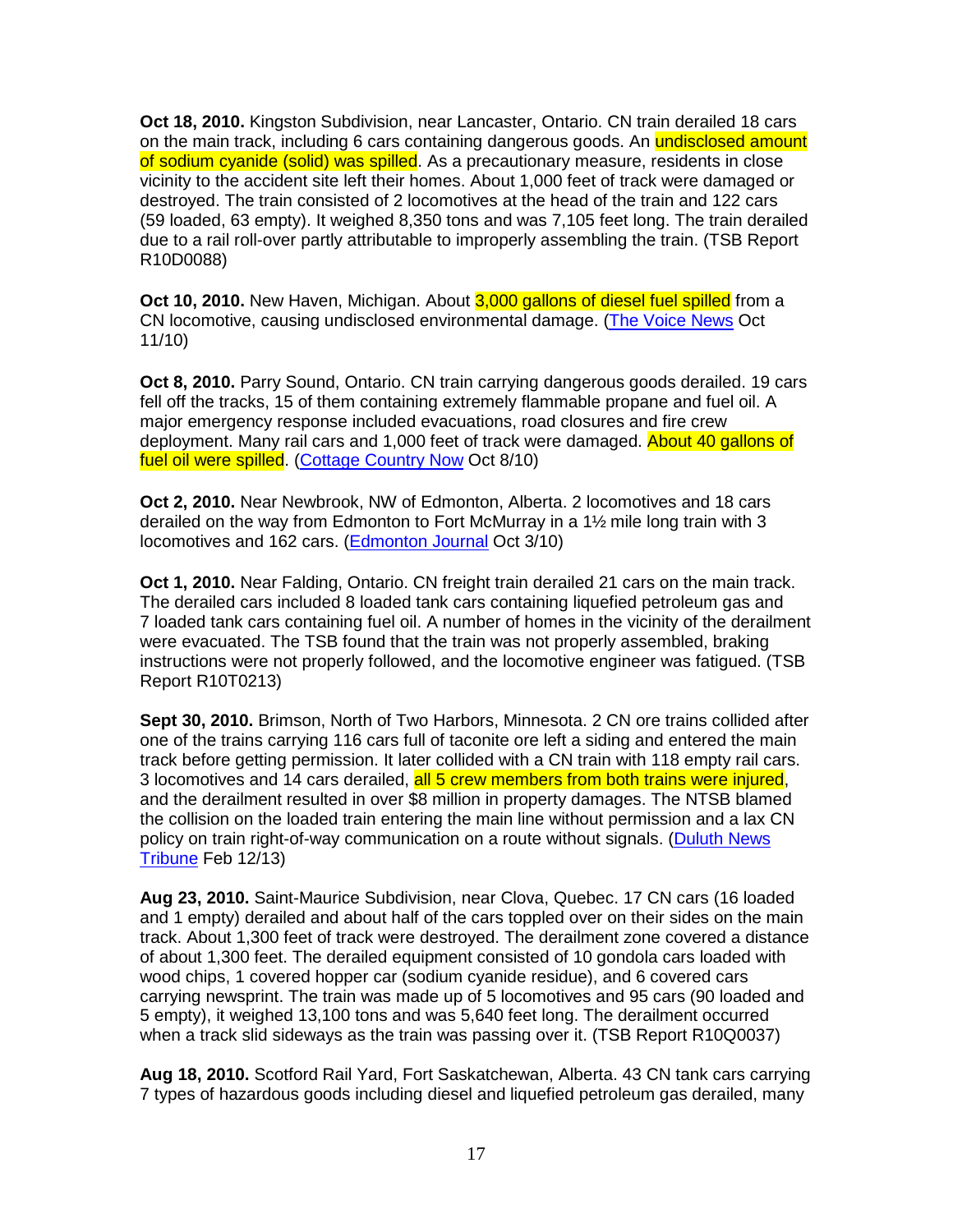**Oct 18, 2010.** Kingston Subdivision, near Lancaster, Ontario. CN train derailed 18 cars on the main track, including 6 cars containing dangerous goods. An undisclosed amount of sodium cyanide (solid) was spilled. As a precautionary measure, residents in close vicinity to the accident site left their homes. About 1,000 feet of track were damaged or destroyed. The train consisted of 2 locomotives at the head of the train and 122 cars (59 loaded, 63 empty). It weighed 8,350 tons and was 7,105 feet long. The train derailed due to a rail roll-over partly attributable to improperly assembling the train. (TSB Report R10D0088)

**Oct 10, 2010.** New Haven, Michigan. About 3,000 gallons of diesel fuel spilled from a CN locomotive, causing undisclosed environmental damage. (The Voice News Oct 11/10)

**Oct 8, 2010.** Parry Sound, Ontario. CN train carrying dangerous goods derailed. 19 cars fell off the tracks, 15 of them containing extremely flammable propane and fuel oil. A major emergency response included evacuations, road closures and fire crew deployment. Many rail cars and 1,000 feet of track were damaged. About 40 gallons of fuel oil were spilled. (Cottage Country Now Oct 8/10)

**Oct 2, 2010.** Near Newbrook, NW of Edmonton, Alberta. 2 locomotives and 18 cars derailed on the way from Edmonton to Fort McMurray in a 1½ mile long train with 3 locomotives and 162 cars. (Edmonton Journal Oct 3/10)

**Oct 1, 2010.** Near Falding, Ontario. CN freight train derailed 21 cars on the main track. The derailed cars included 8 loaded tank cars containing liquefied petroleum gas and 7 loaded tank cars containing fuel oil. A number of homes in the vicinity of the derailment were evacuated. The TSB found that the train was not properly assembled, braking instructions were not properly followed, and the locomotive engineer was fatigued. (TSB Report R10T0213)

**Sept 30, 2010.** Brimson, North of Two Harbors, Minnesota. 2 CN ore trains collided after one of the trains carrying 116 cars full of taconite ore left a siding and entered the main track before getting permission. It later collided with a CN train with 118 empty rail cars. 3 locomotives and 14 cars derailed, all 5 crew members from both trains were injured, and the derailment resulted in over $8 million in property damages. The NTSB blamed the collision on the loaded train entering the main line without permission and a lax CN policy on train right-of-way communication on a route without signals. (Duluth News Tribune Feb 12/13)

**Aug 23, 2010.** Saint-Maurice Subdivision, near Clova, Quebec. 17 CN cars (16 loaded and 1 empty) derailed and about half of the cars toppled over on their sides on the main track. About 1,300 feet of track were destroyed. The derailment zone covered a distance of about 1,300 feet. The derailed equipment consisted of 10 gondola cars loaded with wood chips, 1 covered hopper car (sodium cyanide residue), and 6 covered cars carrying newsprint. The train was made up of 5 locomotives and 95 cars (90 loaded and 5 empty), it weighed 13,100 tons and was 5,640 feet long. The derailment occurred when a track slid sideways as the train was passing over it. (TSB Report R10Q0037)

**Aug 18, 2010.** Scotford Rail Yard, Fort Saskatchewan, Alberta. 43 CN tank cars carrying 7 types of hazardous goods including diesel and liquefied petroleum gas derailed, many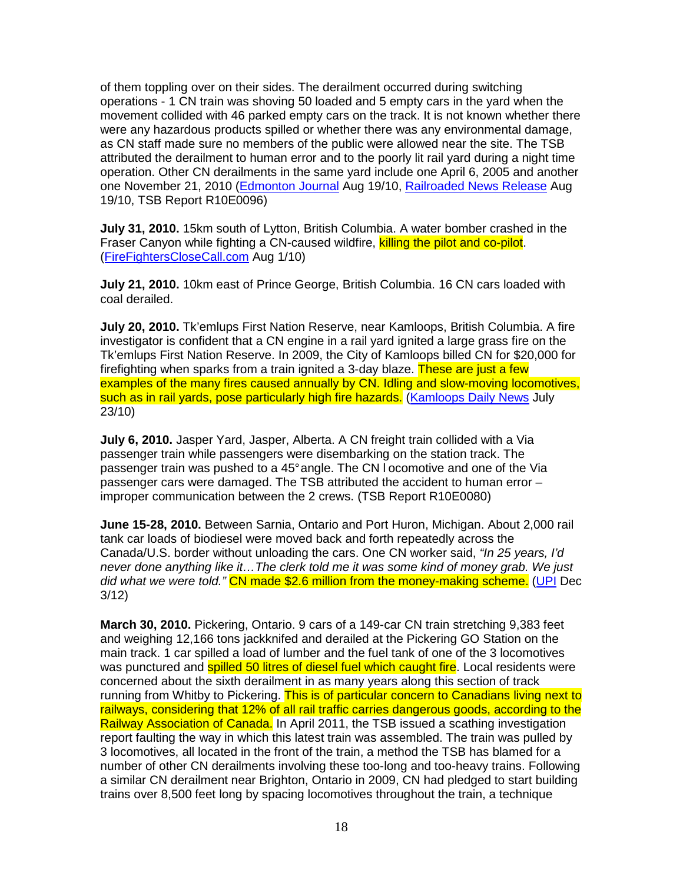of them toppling over on their sides. The derailment occurred during switching operations - 1 CN train was shoving 50 loaded and 5 empty cars in the yard when the movement collided with 46 parked empty cars on the track. It is not known whether there were any hazardous products spilled or whether there was any environmental damage, as CN staff made sure no members of the public were allowed near the site. The TSB attributed the derailment to human error and to the poorly lit rail yard during a night time operation. Other CN derailments in the same yard include one April 6, 2005 and another one November 21, 2010 (Edmonton Journal Aug 19/10, Railroaded News Release Aug 19/10, TSB Report R10E0096)

**July 31, 2010.** 15km south of Lytton, British Columbia. A water bomber crashed in the Fraser Canyon while fighting a CN-caused wildfire, killing the pilot and co-pilot. (FireFightersCloseCall.com Aug 1/10)

**July 21, 2010.** 10km east of Prince George, British Columbia. 16 CN cars loaded with coal derailed.

**July 20, 2010.** Tk'emlups First Nation Reserve, near Kamloops, British Columbia. A fire investigator is confident that a CN engine in a rail yard ignited a large grass fire on the Tk'emlups First Nation Reserve. In 2009, the City of Kamloops billed CN for $20,000 for firefighting when sparks from a train ignited a 3-day blaze. These are just a few examples of the many fires caused annually by CN. Idling and slow-moving locomotives, such as in rail yards, pose particularly high fire hazards. (Kamloops Daily News July 23/10)

**July 6, 2010.** Jasper Yard, Jasper, Alberta. A CN freight train collided with a Via passenger train while passengers were disembarking on the station track. The passenger train was pushed to a 45° angle. The CN locomotive and one of the Via passenger cars were damaged. The TSB attributed the accident to human error – improper communication between the 2 crews. (TSB Report R10E0080)

**June 15-28, 2010.** Between Sarnia, Ontario and Port Huron, Michigan. About 2,000 rail tank car loads of biodiesel were moved back and forth repeatedly across the Canada/U.S. border without unloading the cars. One CN worker said, *"In 25 years, I'd never done anything like it…The clerk told me it was some kind of money grab. We just did what we were told."* CN made $2.6 million from the money-making scheme. (UPI Dec 3/12)

**March 30, 2010.** Pickering, Ontario. 9 cars of a 149-car CN train stretching 9,383 feet and weighing 12,166 tons jackknifed and derailed at the Pickering GO Station on the main track. 1 car spilled a load of lumber and the fuel tank of one of the 3 locomotives was punctured and spilled 50 litres of diesel fuel which caught fire. Local residents were concerned about the sixth derailment in as many years along this section of track running from Whitby to Pickering. This is of particular concern to Canadians living next to railways, considering that 12% of all rail traffic carries dangerous goods, according to the Railway Association of Canada. In April 2011, the TSB issued a scathing investigation report faulting the way in which this latest train was assembled. The train was pulled by 3 locomotives, all located in the front of the train, a method the TSB has blamed for a number of other CN derailments involving these too-long and too-heavy trains. Following a similar CN derailment near Brighton, Ontario in 2009, CN had pledged to start building trains over 8,500 feet long by spacing locomotives throughout the train, a technique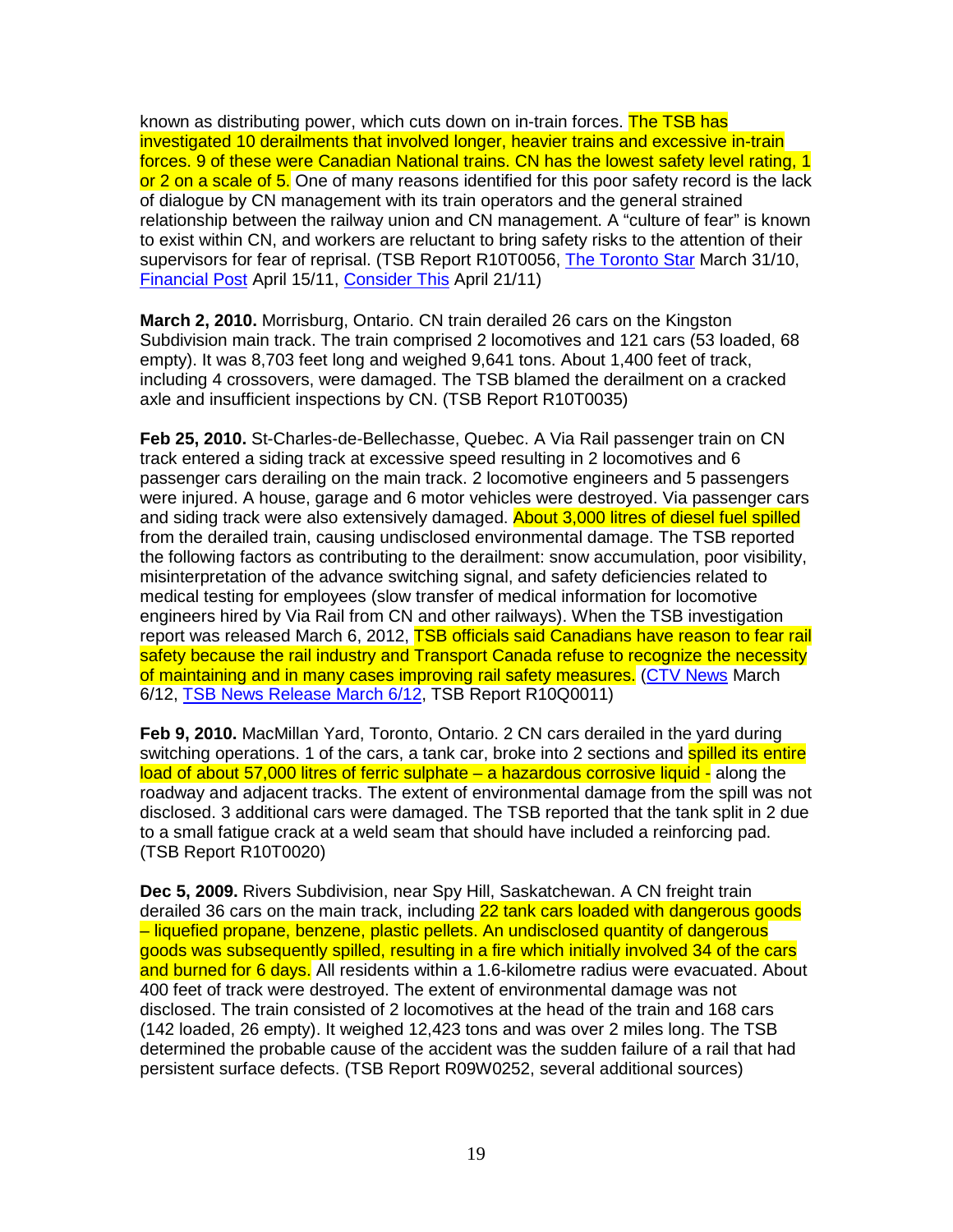known as distributing power, which cuts down on in-train forces. The TSB has investigated 10 derailments that involved longer, heavier trains and excessive in-train forces. 9 of these were Canadian National trains. CN has the lowest safety level rating, 1 or 2 on a scale of 5. One of many reasons identified for this poor safety record is the lack of dialogue by CN management with its train operators and the general strained relationship between the railway union and CN management. A "culture of fear" is known to exist within CN, and workers are reluctant to bring safety risks to the attention of their supervisors for fear of reprisal. (TSB Report R10T0056, The Toronto Star March 31/10, Financial Post April 15/11, Consider This April 21/11)

**March 2, 2010.** Morrisburg, Ontario. CN train derailed 26 cars on the Kingston Subdivision main track. The train comprised 2 locomotives and 121 cars (53 loaded, 68 empty). It was 8,703 feet long and weighed 9,641 tons. About 1,400 feet of track, including 4 crossovers, were damaged. The TSB blamed the derailment on a cracked axle and insufficient inspections by CN. (TSB Report R10T0035)

**Feb 25, 2010.** St-Charles-de-Bellechasse, Quebec. A Via Rail passenger train on CN track entered a siding track at excessive speed resulting in 2 locomotives and 6 passenger cars derailing on the main track. 2 locomotive engineers and 5 passengers were injured. A house, garage and 6 motor vehicles were destroyed. Via passenger cars and siding track were also extensively damaged. About 3,000 litres of diesel fuel spilled from the derailed train, causing undisclosed environmental damage. The TSB reported the following factors as contributing to the derailment: snow accumulation, poor visibility, misinterpretation of the advance switching signal, and safety deficiencies related to medical testing for employees (slow transfer of medical information for locomotive engineers hired by Via Rail from CN and other railways). When the TSB investigation report was released March 6, 2012, TSB officials said Canadians have reason to fear rail safety because the rail industry and Transport Canada refuse to recognize the necessity of maintaining and in many cases improving rail safety measures. (CTV News March 6/12, TSB News Release March 6/12, TSB Report R10Q0011)

**Feb 9, 2010.** MacMillan Yard, Toronto, Ontario. 2 CN cars derailed in the yard during switching operations. 1 of the cars, a tank car, broke into 2 sections and spilled its entire load of about 57,000 litres of ferric sulphate – a hazardous corrosive liquid - along the roadway and adjacent tracks. The extent of environmental damage from the spill was not disclosed. 3 additional cars were damaged. The TSB reported that the tank split in 2 due to a small fatigue crack at a weld seam that should have included a reinforcing pad. (TSB Report R10T0020)

**Dec 5, 2009.** Rivers Subdivision, near Spy Hill, Saskatchewan. A CN freight train derailed 36 cars on the main track, including 22 tank cars loaded with dangerous goods – liquefied propane, benzene, plastic pellets. An undisclosed quantity of dangerous goods was subsequently spilled, resulting in a fire which initially involved 34 of the cars and burned for 6 days. All residents within a 1.6-kilometre radius were evacuated. About 400 feet of track were destroyed. The extent of environmental damage was not disclosed. The train consisted of 2 locomotives at the head of the train and 168 cars (142 loaded, 26 empty). It weighed 12,423 tons and was over 2 miles long. The TSB determined the probable cause of the accident was the sudden failure of a rail that had persistent surface defects. (TSB Report R09W0252, several additional sources)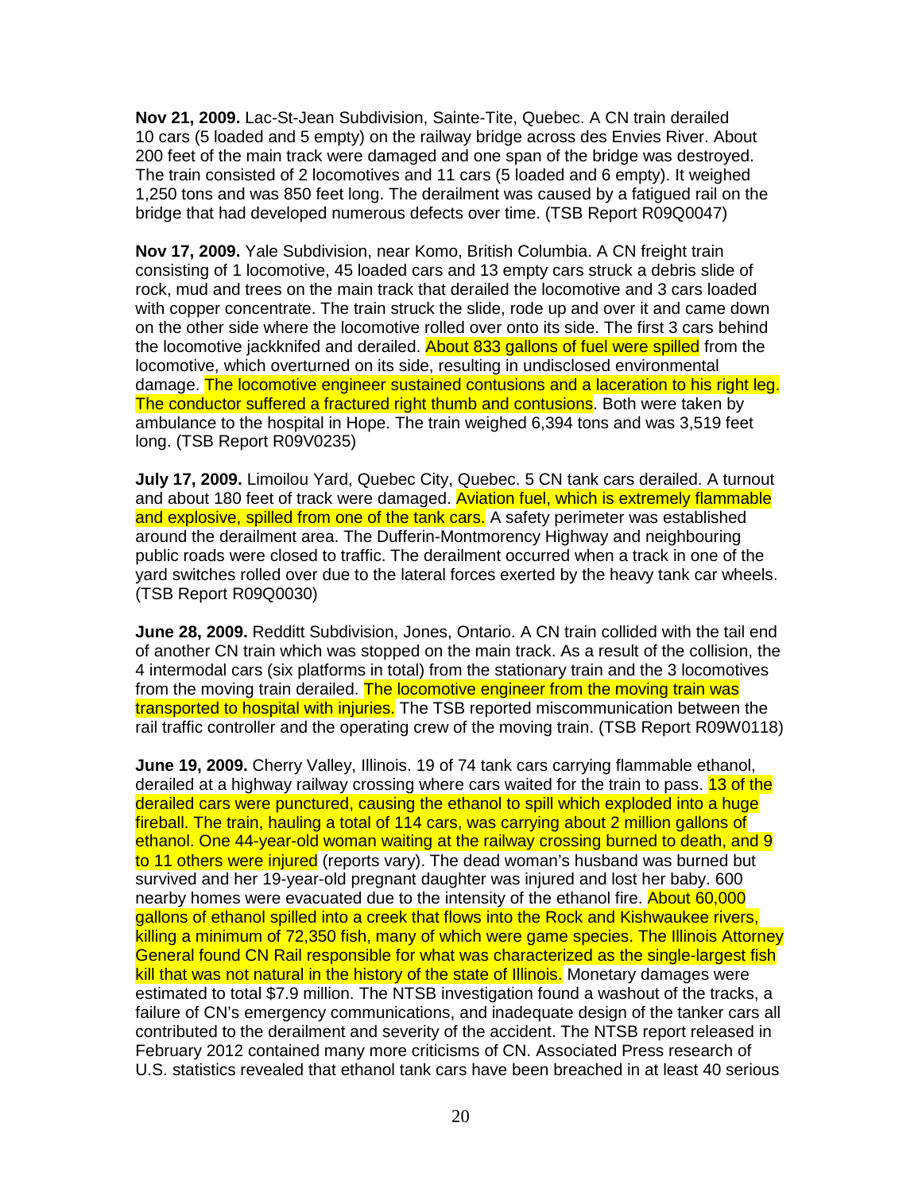**Nov 21, 2009.** Lac-St-Jean Subdivision, Sainte-Tite, Quebec. A CN train derailed 10 cars (5 loaded and 5 empty) on the railway bridge across des Envies River. About 200 feet of the main track were damaged and one span of the bridge was destroyed. The train consisted of 2 locomotives and 11 cars (5 loaded and 6 empty). It weighed 1,250 tons and was 850 feet long. The derailment was caused by a fatigued rail on the bridge that had developed numerous defects over time. (TSB Report R09Q0047)

**Nov 17, 2009.** Yale Subdivision, near Komo, British Columbia. A CN freight train consisting of 1 locomotive, 45 loaded cars and 13 empty cars struck a debris slide of rock, mud and trees on the main track that derailed the locomotive and 3 cars loaded with copper concentrate. The train struck the slide, rode up and over it and came down on the other side where the locomotive rolled over onto its side. The first 3 cars behind the locomotive jackknifed and derailed. About 833 gallons of fuel were spilled from the locomotive, which overturned on its side, resulting in undisclosed environmental damage. The locomotive engineer sustained contusions and a laceration to his right leg. The conductor suffered a fractured right thumb and contusions. Both were taken by ambulance to the hospital in Hope. The train weighed 6,394 tons and was 3,519 feet long. (TSB Report R09V0235)

**July 17, 2009.** Limoilou Yard, Quebec City, Quebec. 5 CN tank cars derailed. A turnout and about 180 feet of track were damaged. Aviation fuel, which is extremely flammable and explosive, spilled from one of the tank cars. A safety perimeter was established around the derailment area. The Dufferin-Montmorency Highway and neighbouring public roads were closed to traffic. The derailment occurred when a track in one of the yard switches rolled over due to the lateral forces exerted by the heavy tank car wheels. (TSB Report R09Q0030)

**June 28, 2009.** Redditt Subdivision, Jones, Ontario. A CN train collided with the tail end of another CN train which was stopped on the main track. As a result of the collision, the 4 intermodal cars (six platforms in total) from the stationary train and the 3 locomotives from the moving train derailed. The locomotive engineer from the moving train was transported to hospital with injuries. The TSB reported miscommunication between the rail traffic controller and the operating crew of the moving train. (TSB Report R09W0118)

**June 19, 2009.** Cherry Valley, Illinois. 19 of 74 tank cars carrying flammable ethanol, derailed at a highway railway crossing where cars waited for the train to pass. 13 of the derailed cars were punctured, causing the ethanol to spill which exploded into a huge fireball. The train, hauling a total of 114 cars, was carrying about 2 million gallons of ethanol. One 44-year-old woman waiting at the railway crossing burned to death, and 9 to 11 others were injured (reports vary). The dead woman's husband was burned but survived and her 19-year-old pregnant daughter was injured and lost her baby. 600 nearby homes were evacuated due to the intensity of the ethanol fire. About 60,000 gallons of ethanol spilled into a creek that flows into the Rock and Kishwaukee rivers, killing a minimum of 72,350 fish, many of which were game species. The Illinois Attorney General found CN Rail responsible for what was characterized as the single-largest fish kill that was not natural in the history of the state of Illinois. Monetary damages were estimated to total $7.9 million. The NTSB investigation found a washout of the tracks, a failure of CN's emergency communications, and inadequate design of the tanker cars all contributed to the derailment and severity of the accident. The NTSB report released in February 2012 contained many more criticisms of CN. Associated Press research of U.S. statistics revealed that ethanol tank cars have been breached in at least 40 serious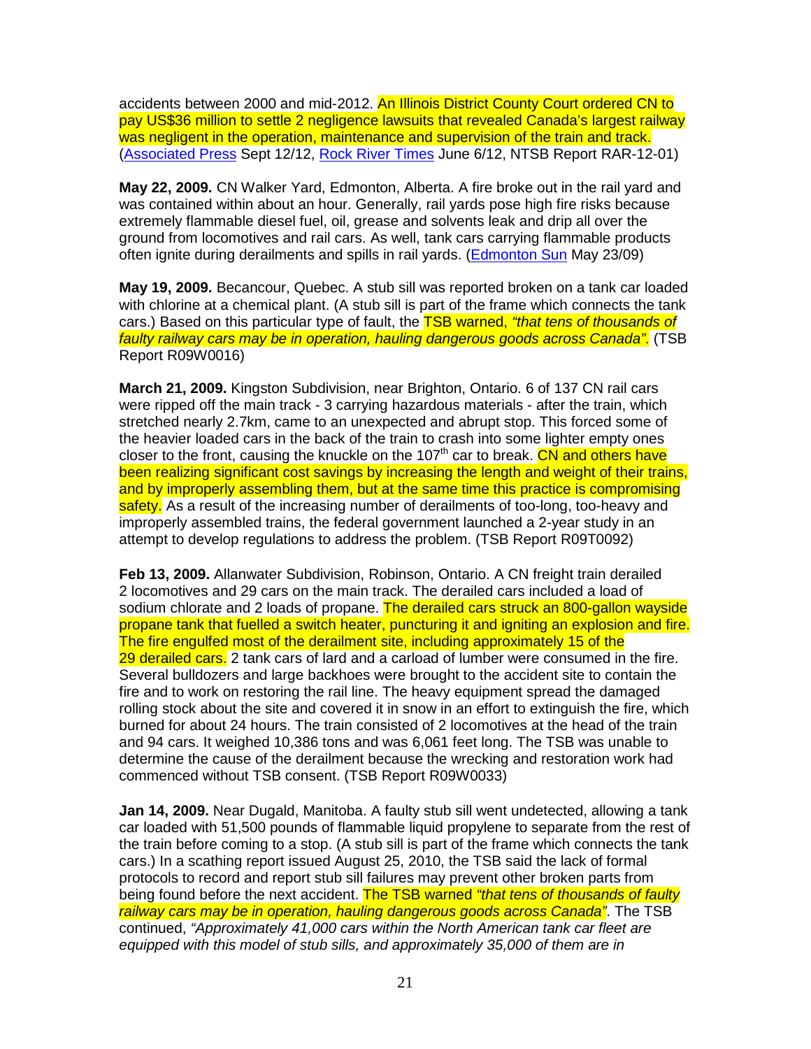accidents between 2000 and mid-2012. An Illinois District County Court ordered CN to pay US$36 million to settle 2 negligence lawsuits that revealed Canada's largest railway was negligent in the operation, maintenance and supervision of the train and track. (Associated Press Sept 12/12, Rock River Times June 6/12, NTSB Report RAR-12-01)

**May 22, 2009.** CN Walker Yard, Edmonton, Alberta. A fire broke out in the rail yard and was contained within about an hour. Generally, rail yards pose high fire risks because extremely flammable diesel fuel, oil, grease and solvents leak and drip all over the ground from locomotives and rail cars. As well, tank cars carrying flammable products often ignite during derailments and spills in rail yards. (Edmonton Sun May 23/09)

**May 19, 2009.** Becancour, Quebec. A stub sill was reported broken on a tank car loaded with chlorine at a chemical plant. (A stub sill is part of the frame which connects the tank cars.) Based on this particular type of fault, the TSB warned, *"that tens of thousands of faulty railway cars may be in operation, hauling dangerous goods across Canada".* (TSB Report R09W0016)

**March 21, 2009.** Kingston Subdivision, near Brighton, Ontario. 6 of 137 CN rail cars were ripped off the main track - 3 carrying hazardous materials - after the train, which stretched nearly 2.7km, came to an unexpected and abrupt stop. This forced some of the heavier loaded cars in the back of the train to crash into some lighter empty ones closer to the front, causing the knuckle on the 107th car to break. CN and others have been realizing significant cost savings by increasing the length and weight of their trains, and by improperly assembling them, but at the same time this practice is compromising safety. As a result of the increasing number of derailments of too-long, too-heavy and improperly assembled trains, the federal government launched a 2-year study in an attempt to develop regulations to address the problem. (TSB Report R09T0092)

**Feb 13, 2009.** Allanwater Subdivision, Robinson, Ontario. A CN freight train derailed 2 locomotives and 29 cars on the main track. The derailed cars included a load of sodium chlorate and 2 loads of propane. The derailed cars struck an 800-gallon wayside propane tank that fuelled a switch heater, puncturing it and igniting an explosion and fire. The fire engulfed most of the derailment site, including approximately 15 of the 29 derailed cars. 2 tank cars of lard and a carload of lumber were consumed in the fire. Several bulldozers and large backhoes were brought to the accident site to contain the fire and to work on restoring the rail line. The heavy equipment spread the damaged rolling stock about the site and covered it in snow in an effort to extinguish the fire, which burned for about 24 hours. The train consisted of 2 locomotives at the head of the train and 94 cars. It weighed 10,386 tons and was 6,061 feet long. The TSB was unable to determine the cause of the derailment because the wrecking and restoration work had commenced without TSB consent. (TSB Report R09W0033)

**Jan 14, 2009.** Near Dugald, Manitoba. A faulty stub sill went undetected, allowing a tank car loaded with 51,500 pounds of flammable liquid propylene to separate from the rest of the train before coming to a stop. (A stub sill is part of the frame which connects the tank cars.) In a scathing report issued August 25, 2010, the TSB said the lack of formal protocols to record and report stub sill failures may prevent other broken parts from being found before the next accident. The TSB warned *"that tens of thousands of faulty railway cars may be in operation, hauling dangerous goods across Canada"*. The TSB continued, *"Approximately 41,000 cars within the North American tank car fleet are equipped with this model of stub sills, and approximately 35,000 of them are in*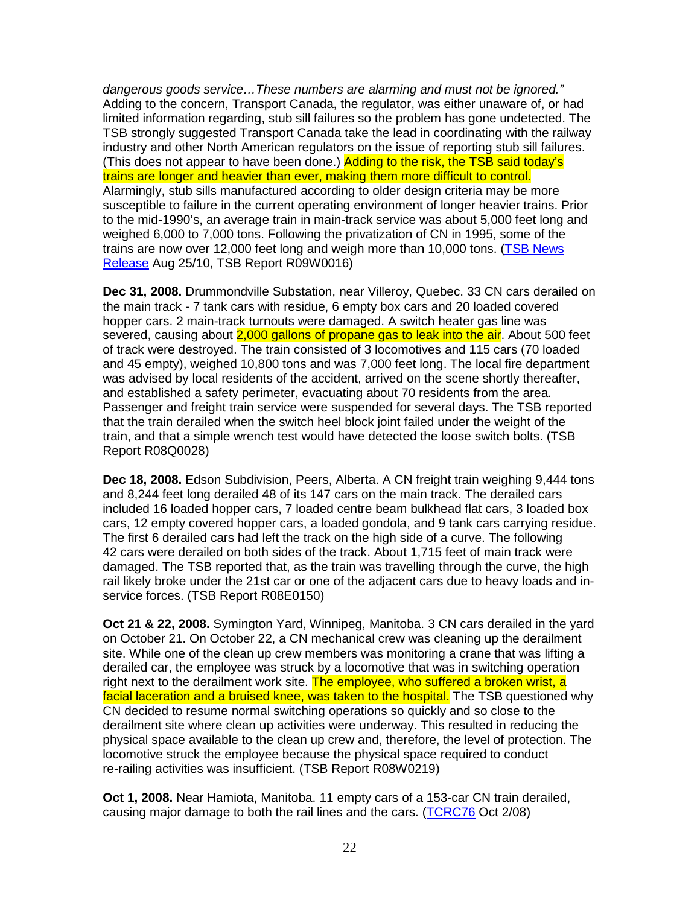*dangerous goods service…These numbers are alarming and must not be ignored."* Adding to the concern, Transport Canada, the regulator, was either unaware of, or had limited information regarding, stub sill failures so the problem has gone undetected. The TSB strongly suggested Transport Canada take the lead in coordinating with the railway industry and other North American regulators on the issue of reporting stub sill failures. (This does not appear to have been done.) Adding to the risk, the TSB said today's trains are longer and heavier than ever, making them more difficult to control. Alarmingly, stub sills manufactured according to older design criteria may be more susceptible to failure in the current operating environment of longer heavier trains. Prior to the mid-1990's, an average train in main-track service was about 5,000 feet long and weighed 6,000 to 7,000 tons. Following the privatization of CN in 1995, some of the trains are now over 12,000 feet long and weigh more than 10,000 tons. (TSB News Release Aug 25/10, TSB Report R09W0016)

**Dec 31, 2008.** Drummondville Substation, near Villeroy, Quebec. 33 CN cars derailed on the main track - 7 tank cars with residue, 6 empty box cars and 20 loaded covered hopper cars. 2 main-track turnouts were damaged. A switch heater gas line was severed, causing about 2,000 gallons of propane gas to leak into the air. About 500 feet of track were destroyed. The train consisted of 3 locomotives and 115 cars (70 loaded and 45 empty), weighed 10,800 tons and was 7,000 feet long. The local fire department was advised by local residents of the accident, arrived on the scene shortly thereafter, and established a safety perimeter, evacuating about 70 residents from the area. Passenger and freight train service were suspended for several days. The TSB reported that the train derailed when the switch heel block joint failed under the weight of the train, and that a simple wrench test would have detected the loose switch bolts. (TSB Report R08Q0028)

**Dec 18, 2008.** Edson Subdivision, Peers, Alberta. A CN freight train weighing 9,444 tons and 8,244 feet long derailed 48 of its 147 cars on the main track. The derailed cars included 16 loaded hopper cars, 7 loaded centre beam bulkhead flat cars, 3 loaded box cars, 12 empty covered hopper cars, a loaded gondola, and 9 tank cars carrying residue. The first 6 derailed cars had left the track on the high side of a curve. The following 42 cars were derailed on both sides of the track. About 1,715 feet of main track were damaged. The TSB reported that, as the train was travelling through the curve, the high rail likely broke under the 21st car or one of the adjacent cars due to heavy loads and in-service forces. (TSB Report R08E0150)

**Oct 21 & 22, 2008.** Symington Yard, Winnipeg, Manitoba. 3 CN cars derailed in the yard on October 21. On October 22, a CN mechanical crew was cleaning up the derailment site. While one of the clean up crew members was monitoring a crane that was lifting a derailed car, the employee was struck by a locomotive that was in switching operation right next to the derailment work site. The employee, who suffered a broken wrist, a facial laceration and a bruised knee, was taken to the hospital. The TSB questioned why CN decided to resume normal switching operations so quickly and so close to the derailment site where clean up activities were underway. This resulted in reducing the physical space available to the clean up crew and, therefore, the level of protection. The locomotive struck the employee because the physical space required to conduct re-railing activities was insufficient. (TSB Report R08W0219)

**Oct 1, 2008.** Near Hamiota, Manitoba. 11 empty cars of a 153-car CN train derailed, causing major damage to both the rail lines and the cars. (TCRC76 Oct 2/08)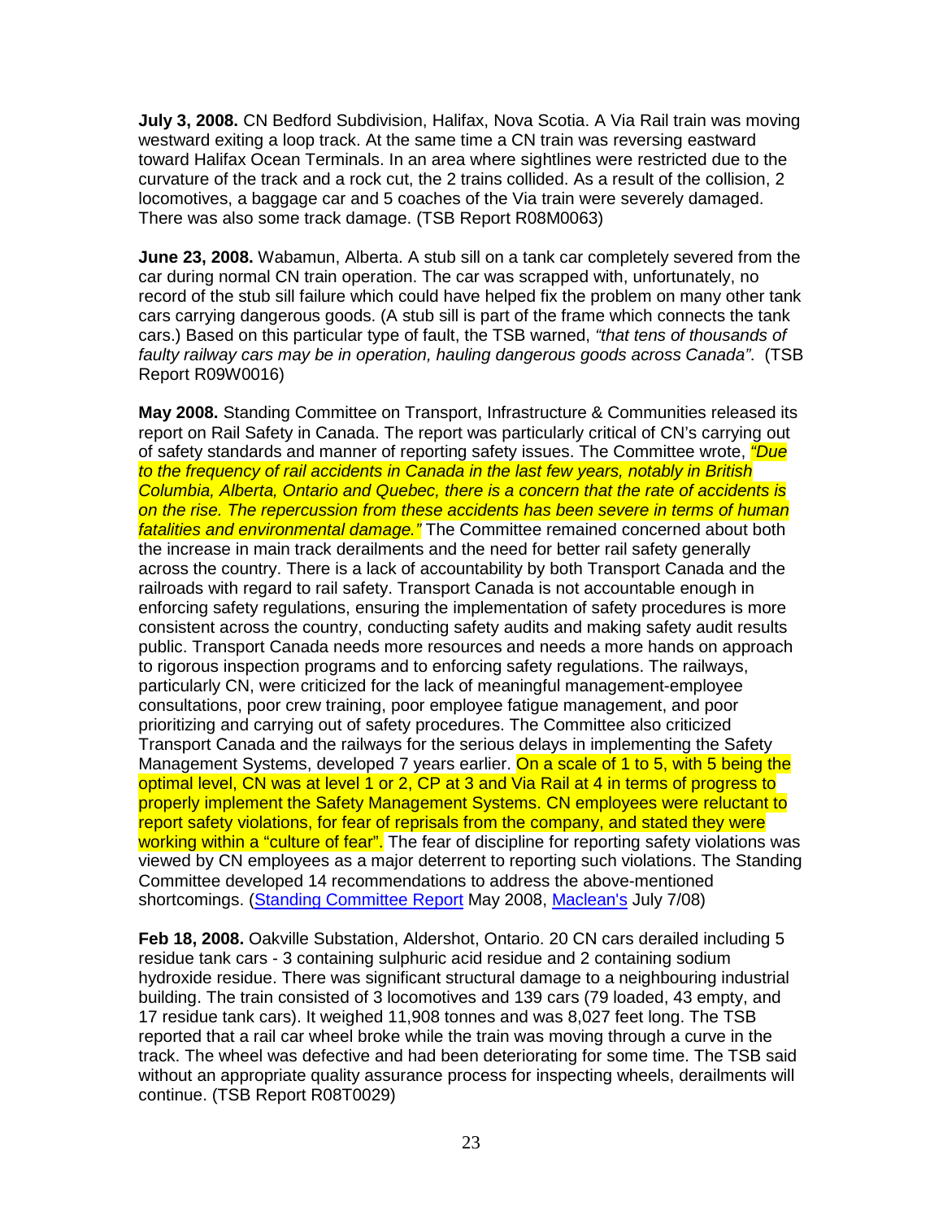**July 3, 2008.** CN Bedford Subdivision, Halifax, Nova Scotia. A Via Rail train was moving westward exiting a loop track. At the same time a CN train was reversing eastward toward Halifax Ocean Terminals. In an area where sightlines were restricted due to the curvature of the track and a rock cut, the 2 trains collided. As a result of the collision, 2 locomotives, a baggage car and 5 coaches of the Via train were severely damaged. There was also some track damage. (TSB Report R08M0063)

**June 23, 2008.** Wabamun, Alberta. A stub sill on a tank car completely severed from the car during normal CN train operation. The car was scrapped with, unfortunately, no record of the stub sill failure which could have helped fix the problem on many other tank cars carrying dangerous goods. (A stub sill is part of the frame which connects the tank cars.) Based on this particular type of fault, the TSB warned, *"that tens of thousands of faulty railway cars may be in operation, hauling dangerous goods across Canada"*. (TSB Report R09W0016)

**May 2008.** Standing Committee on Transport, Infrastructure & Communities released its report on Rail Safety in Canada. The report was particularly critical of CN's carrying out of safety standards and manner of reporting safety issues. The Committee wrote, *"Due to the frequency of rail accidents in Canada in the last few years, notably in British Columbia, Alberta, Ontario and Quebec, there is a concern that the rate of accidents is on the rise. The repercussion from these accidents has been severe in terms of human fatalities and environmental damage."* The Committee remained concerned about both the increase in main track derailments and the need for better rail safety generally across the country. There is a lack of accountability by both Transport Canada and the railroads with regard to rail safety. Transport Canada is not accountable enough in enforcing safety regulations, ensuring the implementation of safety procedures is more consistent across the country, conducting safety audits and making safety audit results public. Transport Canada needs more resources and needs a more hands on approach to rigorous inspection programs and to enforcing safety regulations. The railways, particularly CN, were criticized for the lack of meaningful management-employee consultations, poor crew training, poor employee fatigue management, and poor prioritizing and carrying out of safety procedures. The Committee also criticized Transport Canada and the railways for the serious delays in implementing the Safety Management Systems, developed 7 years earlier. On a scale of 1 to 5, with 5 being the optimal level, CN was at level 1 or 2, CP at 3 and Via Rail at 4 in terms of progress to properly implement the Safety Management Systems. CN employees were reluctant to report safety violations, for fear of reprisals from the company, and stated they were working within a "culture of fear". The fear of discipline for reporting safety violations was viewed by CN employees as a major deterrent to reporting such violations. The Standing Committee developed 14 recommendations to address the above-mentioned shortcomings. (Standing Committee Report May 2008, Maclean's July 7/08)

**Feb 18, 2008.** Oakville Substation, Aldershot, Ontario. 20 CN cars derailed including 5 residue tank cars - 3 containing sulphuric acid residue and 2 containing sodium hydroxide residue. There was significant structural damage to a neighbouring industrial building. The train consisted of 3 locomotives and 139 cars (79 loaded, 43 empty, and 17 residue tank cars). It weighed 11,908 tonnes and was 8,027 feet long. The TSB reported that a rail car wheel broke while the train was moving through a curve in the track. The wheel was defective and had been deteriorating for some time. The TSB said without an appropriate quality assurance process for inspecting wheels, derailments will continue. (TSB Report R08T0029)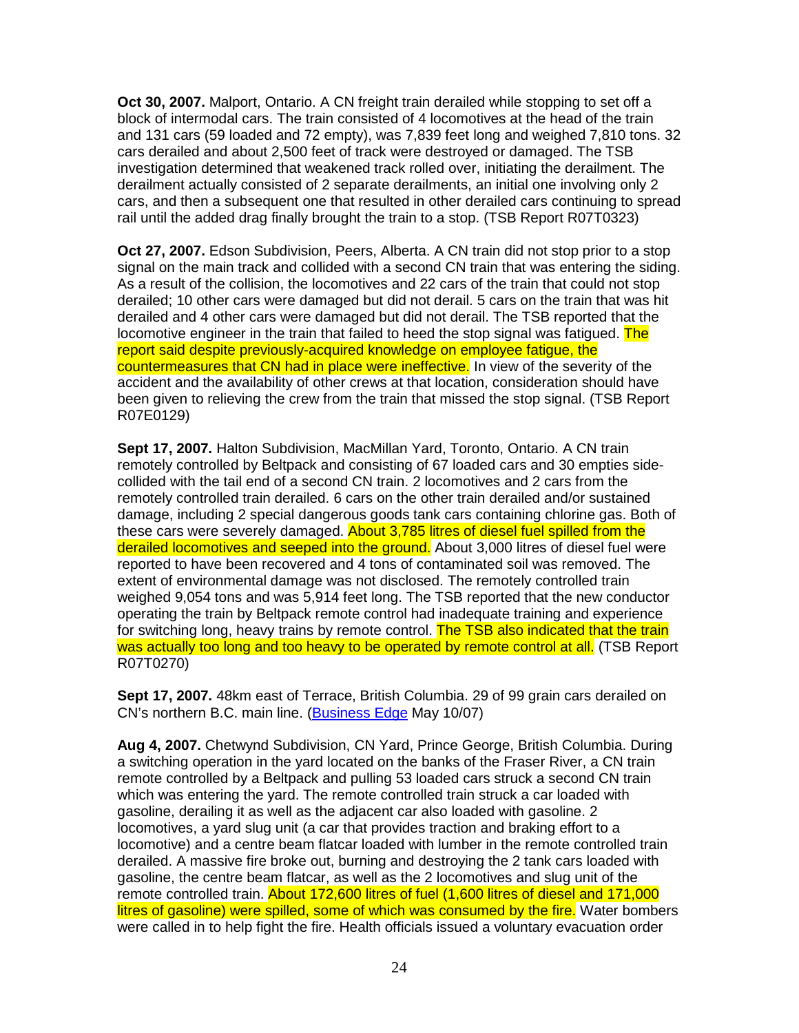**Oct 30, 2007.** Malport, Ontario. A CN freight train derailed while stopping to set off a block of intermodal cars. The train consisted of 4 locomotives at the head of the train and 131 cars (59 loaded and 72 empty), was 7,839 feet long and weighed 7,810 tons. 32 cars derailed and about 2,500 feet of track were destroyed or damaged. The TSB investigation determined that weakened track rolled over, initiating the derailment. The derailment actually consisted of 2 separate derailments, an initial one involving only 2 cars, and then a subsequent one that resulted in other derailed cars continuing to spread rail until the added drag finally brought the train to a stop. (TSB Report R07T0323)

**Oct 27, 2007.** Edson Subdivision, Peers, Alberta. A CN train did not stop prior to a stop signal on the main track and collided with a second CN train that was entering the siding. As a result of the collision, the locomotives and 22 cars of the train that could not stop derailed; 10 other cars were damaged but did not derail. 5 cars on the train that was hit derailed and 4 other cars were damaged but did not derail. The TSB reported that the locomotive engineer in the train that failed to heed the stop signal was fatigued. The report said despite previously-acquired knowledge on employee fatigue, the countermeasures that CN had in place were ineffective. In view of the severity of the accident and the availability of other crews at that location, consideration should have been given to relieving the crew from the train that missed the stop signal. (TSB Report R07E0129)

**Sept 17, 2007.** Halton Subdivision, MacMillan Yard, Toronto, Ontario. A CN train remotely controlled by Beltpack and consisting of 67 loaded cars and 30 empties side-collided with the tail end of a second CN train. 2 locomotives and 2 cars from the remotely controlled train derailed. 6 cars on the other train derailed and/or sustained damage, including 2 special dangerous goods tank cars containing chlorine gas. Both of these cars were severely damaged. About 3,785 litres of diesel fuel spilled from the derailed locomotives and seeped into the ground. About 3,000 litres of diesel fuel were reported to have been recovered and 4 tons of contaminated soil was removed. The extent of environmental damage was not disclosed. The remotely controlled train weighed 9,054 tons and was 5,914 feet long. The TSB reported that the new conductor operating the train by Beltpack remote control had inadequate training and experience for switching long, heavy trains by remote control. The TSB also indicated that the train was actually too long and too heavy to be operated by remote control at all. (TSB Report R07T0270)

**Sept 17, 2007.** 48km east of Terrace, British Columbia. 29 of 99 grain cars derailed on CN's northern B.C. main line. (Business Edge May 10/07)

**Aug 4, 2007.** Chetwynd Subdivision, CN Yard, Prince George, British Columbia. During a switching operation in the yard located on the banks of the Fraser River, a CN train remote controlled by a Beltpack and pulling 53 loaded cars struck a second CN train which was entering the yard. The remote controlled train struck a car loaded with gasoline, derailing it as well as the adjacent car also loaded with gasoline. 2 locomotives, a yard slug unit (a car that provides traction and braking effort to a locomotive) and a centre beam flatcar loaded with lumber in the remote controlled train derailed. A massive fire broke out, burning and destroying the 2 tank cars loaded with gasoline, the centre beam flatcar, as well as the 2 locomotives and slug unit of the remote controlled train. About 172,600 litres of fuel (1,600 litres of diesel and 171,000 litres of gasoline) were spilled, some of which was consumed by the fire. Water bombers were called in to help fight the fire. Health officials issued a voluntary evacuation order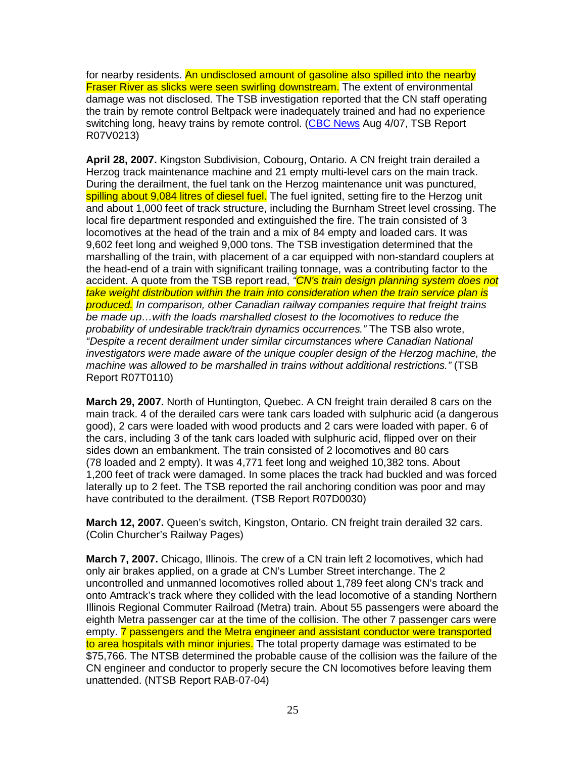for nearby residents. An undisclosed amount of gasoline also spilled into the nearby Fraser River as slicks were seen swirling downstream. The extent of environmental damage was not disclosed. The TSB investigation reported that the CN staff operating the train by remote control Beltpack were inadequately trained and had no experience switching long, heavy trains by remote control. (CBC News Aug 4/07, TSB Report R07V0213)

**April 28, 2007.** Kingston Subdivision, Cobourg, Ontario. A CN freight train derailed a Herzog track maintenance machine and 21 empty multi-level cars on the main track. During the derailment, the fuel tank on the Herzog maintenance unit was punctured, spilling about 9,084 litres of diesel fuel. The fuel ignited, setting fire to the Herzog unit and about 1,000 feet of track structure, including the Burnham Street level crossing. The local fire department responded and extinguished the fire. The train consisted of 3 locomotives at the head of the train and a mix of 84 empty and loaded cars. It was 9,602 feet long and weighed 9,000 tons. The TSB investigation determined that the marshalling of the train, with placement of a car equipped with non-standard couplers at the head-end of a train with significant trailing tonnage, was a contributing factor to the accident. A quote from the TSB report read, *"CN's train design planning system does not take weight distribution within the train into consideration when the train service plan is produced. In comparison, other Canadian railway companies require that freight trains be made up…with the loads marshalled closest to the locomotives to reduce the probability of undesirable track/train dynamics occurrences."* The TSB also wrote, *"Despite a recent derailment under similar circumstances where Canadian National investigators were made aware of the unique coupler design of the Herzog machine, the machine was allowed to be marshalled in trains without additional restrictions."* (TSB Report R07T0110)

**March 29, 2007.** North of Huntington, Quebec. A CN freight train derailed 8 cars on the main track. 4 of the derailed cars were tank cars loaded with sulphuric acid (a dangerous good), 2 cars were loaded with wood products and 2 cars were loaded with paper. 6 of the cars, including 3 of the tank cars loaded with sulphuric acid, flipped over on their sides down an embankment. The train consisted of 2 locomotives and 80 cars (78 loaded and 2 empty). It was 4,771 feet long and weighed 10,382 tons. About 1,200 feet of track were damaged. In some places the track had buckled and was forced laterally up to 2 feet. The TSB reported the rail anchoring condition was poor and may have contributed to the derailment. (TSB Report R07D0030)

**March 12, 2007.** Queen's switch, Kingston, Ontario. CN freight train derailed 32 cars. (Colin Churcher's Railway Pages)

**March 7, 2007.** Chicago, Illinois. The crew of a CN train left 2 locomotives, which had only air brakes applied, on a grade at CN's Lumber Street interchange. The 2 uncontrolled and unmanned locomotives rolled about 1,789 feet along CN's track and onto Amtrack's track where they collided with the lead locomotive of a standing Northern Illinois Regional Commuter Railroad (Metra) train. About 55 passengers were aboard the eighth Metra passenger car at the time of the collision. The other 7 passenger cars were empty. 7 passengers and the Metra engineer and assistant conductor were transported to area hospitals with minor injuries. The total property damage was estimated to be $75,766. The NTSB determined the probable cause of the collision was the failure of the CN engineer and conductor to properly secure the CN locomotives before leaving them unattended. (NTSB Report RAB-07-04)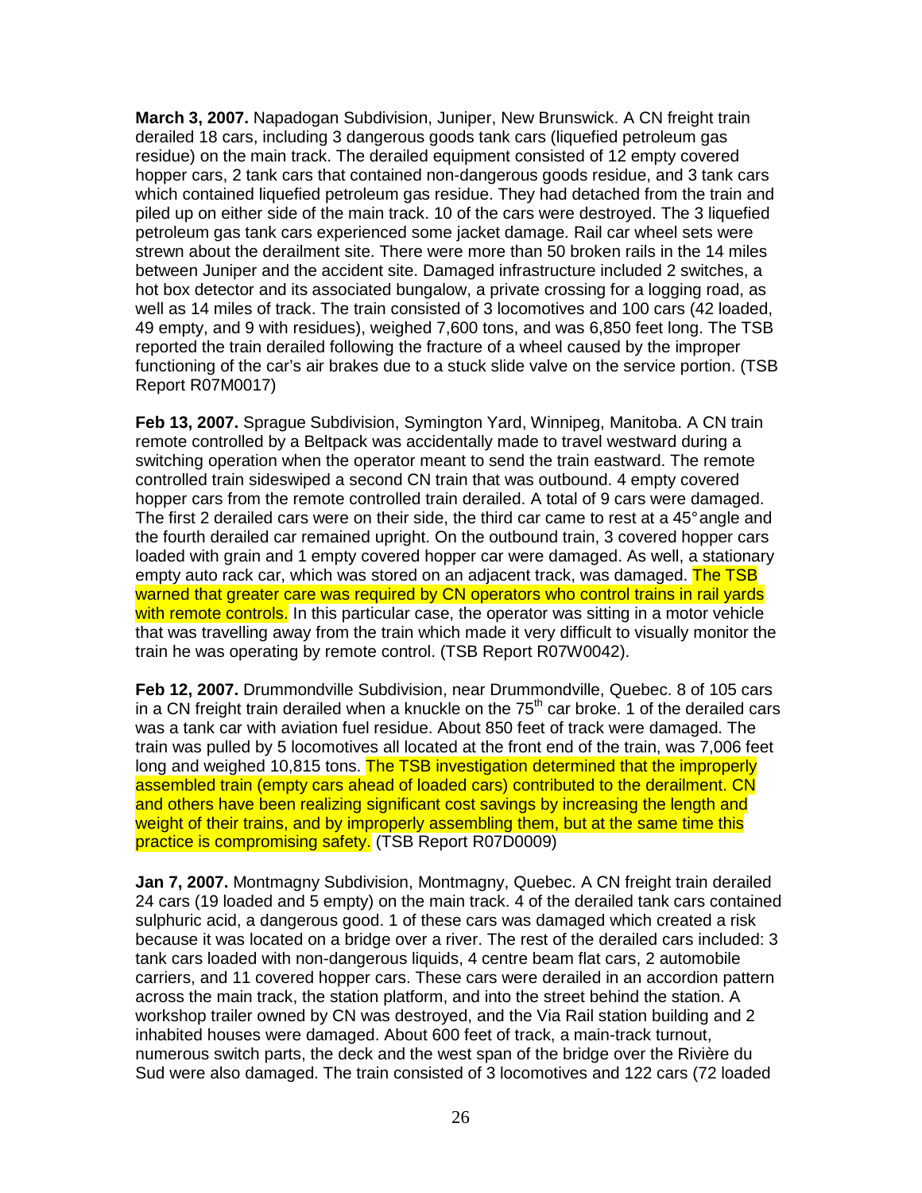**March 3, 2007.** Napadogan Subdivision, Juniper, New Brunswick. A CN freight train derailed 18 cars, including 3 dangerous goods tank cars (liquefied petroleum gas residue) on the main track. The derailed equipment consisted of 12 empty covered hopper cars, 2 tank cars that contained non-dangerous goods residue, and 3 tank cars which contained liquefied petroleum gas residue. They had detached from the train and piled up on either side of the main track. 10 of the cars were destroyed. The 3 liquefied petroleum gas tank cars experienced some jacket damage. Rail car wheel sets were strewn about the derailment site. There were more than 50 broken rails in the 14 miles between Juniper and the accident site. Damaged infrastructure included 2 switches, a hot box detector and its associated bungalow, a private crossing for a logging road, as well as 14 miles of track. The train consisted of 3 locomotives and 100 cars (42 loaded, 49 empty, and 9 with residues), weighed 7,600 tons, and was 6,850 feet long. The TSB reported the train derailed following the fracture of a wheel caused by the improper functioning of the car's air brakes due to a stuck slide valve on the service portion. (TSB Report R07M0017)

**Feb 13, 2007.** Sprague Subdivision, Symington Yard, Winnipeg, Manitoba. A CN train remote controlled by a Beltpack was accidentally made to travel westward during a switching operation when the operator meant to send the train eastward. The remote controlled train sideswiped a second CN train that was outbound. 4 empty covered hopper cars from the remote controlled train derailed. A total of 9 cars were damaged. The first 2 derailed cars were on their side, the third car came to rest at a 45° angle and the fourth derailed car remained upright. On the outbound train, 3 covered hopper cars loaded with grain and 1 empty covered hopper car were damaged. As well, a stationary empty auto rack car, which was stored on an adjacent track, was damaged. The TSB warned that greater care was required by CN operators who control trains in rail yards with remote controls. In this particular case, the operator was sitting in a motor vehicle that was travelling away from the train which made it very difficult to visually monitor the train he was operating by remote control. (TSB Report R07W0042).

**Feb 12, 2007.** Drummondville Subdivision, near Drummondville, Quebec. 8 of 105 cars in a CN freight train derailed when a knuckle on the 75th car broke. 1 of the derailed cars was a tank car with aviation fuel residue. About 850 feet of track were damaged. The train was pulled by 5 locomotives all located at the front end of the train, was 7,006 feet long and weighed 10,815 tons. The TSB investigation determined that the improperly assembled train (empty cars ahead of loaded cars) contributed to the derailment. CN and others have been realizing significant cost savings by increasing the length and weight of their trains, and by improperly assembling them, but at the same time this practice is compromising safety. (TSB Report R07D0009)

**Jan 7, 2007.** Montmagny Subdivision, Montmagny, Quebec. A CN freight train derailed 24 cars (19 loaded and 5 empty) on the main track. 4 of the derailed tank cars contained sulphuric acid, a dangerous good. 1 of these cars was damaged which created a risk because it was located on a bridge over a river. The rest of the derailed cars included: 3 tank cars loaded with non-dangerous liquids, 4 centre beam flat cars, 2 automobile carriers, and 11 covered hopper cars. These cars were derailed in an accordion pattern across the main track, the station platform, and into the street behind the station. A workshop trailer owned by CN was destroyed, and the Via Rail station building and 2 inhabited houses were damaged. About 600 feet of track, a main-track turnout, numerous switch parts, the deck and the west span of the bridge over the Rivière du Sud were also damaged. The train consisted of 3 locomotives and 122 cars (72 loaded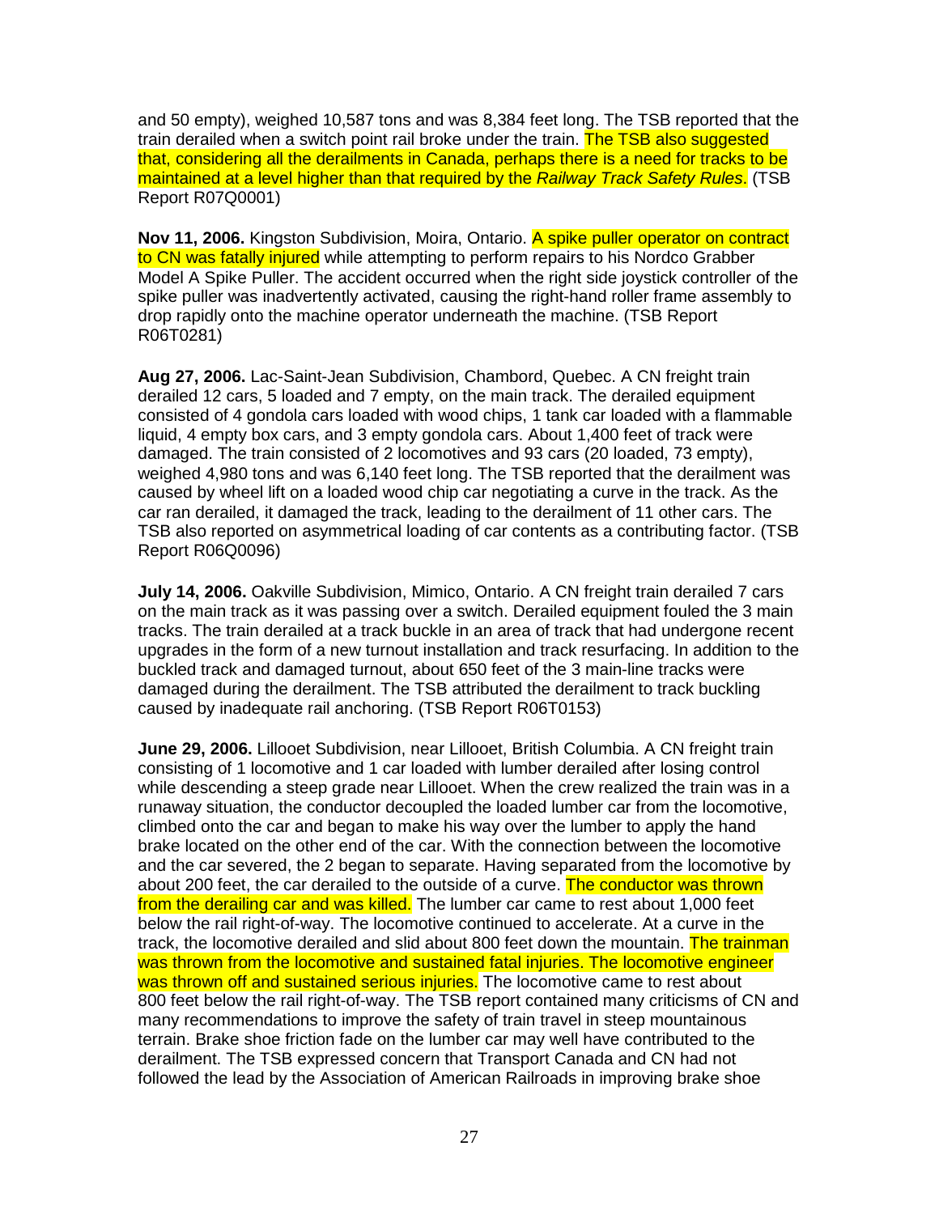and 50 empty), weighed 10,587 tons and was 8,384 feet long. The TSB reported that the train derailed when a switch point rail broke under the train. The TSB also suggested that, considering all the derailments in Canada, perhaps there is a need for tracks to be maintained at a level higher than that required by the *Railway Track Safety Rules*. (TSB Report R07Q0001)

**Nov 11, 2006.** Kingston Subdivision, Moira, Ontario. A spike puller operator on contract to CN was fatally injured while attempting to perform repairs to his Nordco Grabber Model A Spike Puller. The accident occurred when the right side joystick controller of the spike puller was inadvertently activated, causing the right-hand roller frame assembly to drop rapidly onto the machine operator underneath the machine. (TSB Report R06T0281)

**Aug 27, 2006.** Lac-Saint-Jean Subdivision, Chambord, Quebec. A CN freight train derailed 12 cars, 5 loaded and 7 empty, on the main track. The derailed equipment consisted of 4 gondola cars loaded with wood chips, 1 tank car loaded with a flammable liquid, 4 empty box cars, and 3 empty gondola cars. About 1,400 feet of track were damaged. The train consisted of 2 locomotives and 93 cars (20 loaded, 73 empty), weighed 4,980 tons and was 6,140 feet long. The TSB reported that the derailment was caused by wheel lift on a loaded wood chip car negotiating a curve in the track. As the car ran derailed, it damaged the track, leading to the derailment of 11 other cars. The TSB also reported on asymmetrical loading of car contents as a contributing factor. (TSB Report R06Q0096)

**July 14, 2006.** Oakville Subdivision, Mimico, Ontario. A CN freight train derailed 7 cars on the main track as it was passing over a switch. Derailed equipment fouled the 3 main tracks. The train derailed at a track buckle in an area of track that had undergone recent upgrades in the form of a new turnout installation and track resurfacing. In addition to the buckled track and damaged turnout, about 650 feet of the 3 main-line tracks were damaged during the derailment. The TSB attributed the derailment to track buckling caused by inadequate rail anchoring. (TSB Report R06T0153)

**June 29, 2006.** Lillooet Subdivision, near Lillooet, British Columbia. A CN freight train consisting of 1 locomotive and 1 car loaded with lumber derailed after losing control while descending a steep grade near Lillooet. When the crew realized the train was in a runaway situation, the conductor decoupled the loaded lumber car from the locomotive, climbed onto the car and began to make his way over the lumber to apply the hand brake located on the other end of the car. With the connection between the locomotive and the car severed, the 2 began to separate. Having separated from the locomotive by about 200 feet, the car derailed to the outside of a curve. The conductor was thrown from the derailing car and was killed. The lumber car came to rest about 1,000 feet below the rail right-of-way. The locomotive continued to accelerate. At a curve in the track, the locomotive derailed and slid about 800 feet down the mountain. The trainman was thrown from the locomotive and sustained fatal injuries. The locomotive engineer was thrown off and sustained serious injuries. The locomotive came to rest about 800 feet below the rail right-of-way. The TSB report contained many criticisms of CN and many recommendations to improve the safety of train travel in steep mountainous terrain. Brake shoe friction fade on the lumber car may well have contributed to the derailment. The TSB expressed concern that Transport Canada and CN had not followed the lead by the Association of American Railroads in improving brake shoe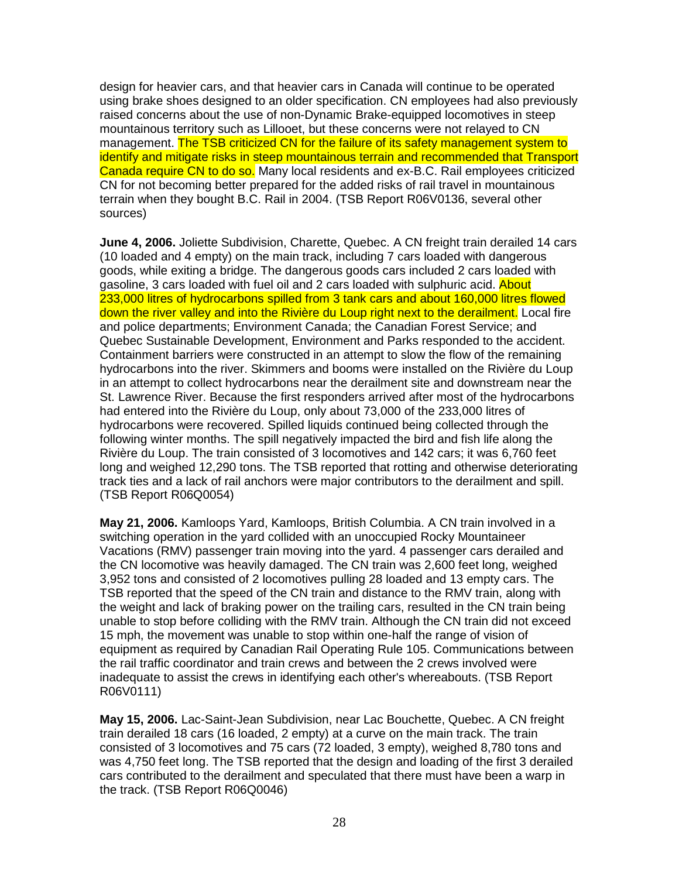design for heavier cars, and that heavier cars in Canada will continue to be operated using brake shoes designed to an older specification. CN employees had also previously raised concerns about the use of non-Dynamic Brake-equipped locomotives in steep mountainous territory such as Lillooet, but these concerns were not relayed to CN management. The TSB criticized CN for the failure of its safety management system to identify and mitigate risks in steep mountainous terrain and recommended that Transport Canada require CN to do so. Many local residents and ex-B.C. Rail employees criticized CN for not becoming better prepared for the added risks of rail travel in mountainous terrain when they bought B.C. Rail in 2004. (TSB Report R06V0136, several other sources)

**June 4, 2006.** Joliette Subdivision, Charette, Quebec. A CN freight train derailed 14 cars (10 loaded and 4 empty) on the main track, including 7 cars loaded with dangerous goods, while exiting a bridge. The dangerous goods cars included 2 cars loaded with gasoline, 3 cars loaded with fuel oil and 2 cars loaded with sulphuric acid. About 233,000 litres of hydrocarbons spilled from 3 tank cars and about 160,000 litres flowed down the river valley and into the Rivière du Loup right next to the derailment. Local fire and police departments; Environment Canada; the Canadian Forest Service; and Quebec Sustainable Development, Environment and Parks responded to the accident. Containment barriers were constructed in an attempt to slow the flow of the remaining hydrocarbons into the river. Skimmers and booms were installed on the Rivière du Loup in an attempt to collect hydrocarbons near the derailment site and downstream near the St. Lawrence River. Because the first responders arrived after most of the hydrocarbons had entered into the Rivière du Loup, only about 73,000 of the 233,000 litres of hydrocarbons were recovered. Spilled liquids continued being collected through the following winter months. The spill negatively impacted the bird and fish life along the Rivière du Loup. The train consisted of 3 locomotives and 142 cars; it was 6,760 feet long and weighed 12,290 tons. The TSB reported that rotting and otherwise deteriorating track ties and a lack of rail anchors were major contributors to the derailment and spill. (TSB Report R06Q0054)

**May 21, 2006.** Kamloops Yard, Kamloops, British Columbia. A CN train involved in a switching operation in the yard collided with an unoccupied Rocky Mountaineer Vacations (RMV) passenger train moving into the yard. 4 passenger cars derailed and the CN locomotive was heavily damaged. The CN train was 2,600 feet long, weighed 3,952 tons and consisted of 2 locomotives pulling 28 loaded and 13 empty cars. The TSB reported that the speed of the CN train and distance to the RMV train, along with the weight and lack of braking power on the trailing cars, resulted in the CN train being unable to stop before colliding with the RMV train. Although the CN train did not exceed 15 mph, the movement was unable to stop within one-half the range of vision of equipment as required by Canadian Rail Operating Rule 105. Communications between the rail traffic coordinator and train crews and between the 2 crews involved were inadequate to assist the crews in identifying each other's whereabouts. (TSB Report R06V0111)

**May 15, 2006.** Lac-Saint-Jean Subdivision, near Lac Bouchette, Quebec. A CN freight train derailed 18 cars (16 loaded, 2 empty) at a curve on the main track. The train consisted of 3 locomotives and 75 cars (72 loaded, 3 empty), weighed 8,780 tons and was 4,750 feet long. The TSB reported that the design and loading of the first 3 derailed cars contributed to the derailment and speculated that there must have been a warp in the track. (TSB Report R06Q0046)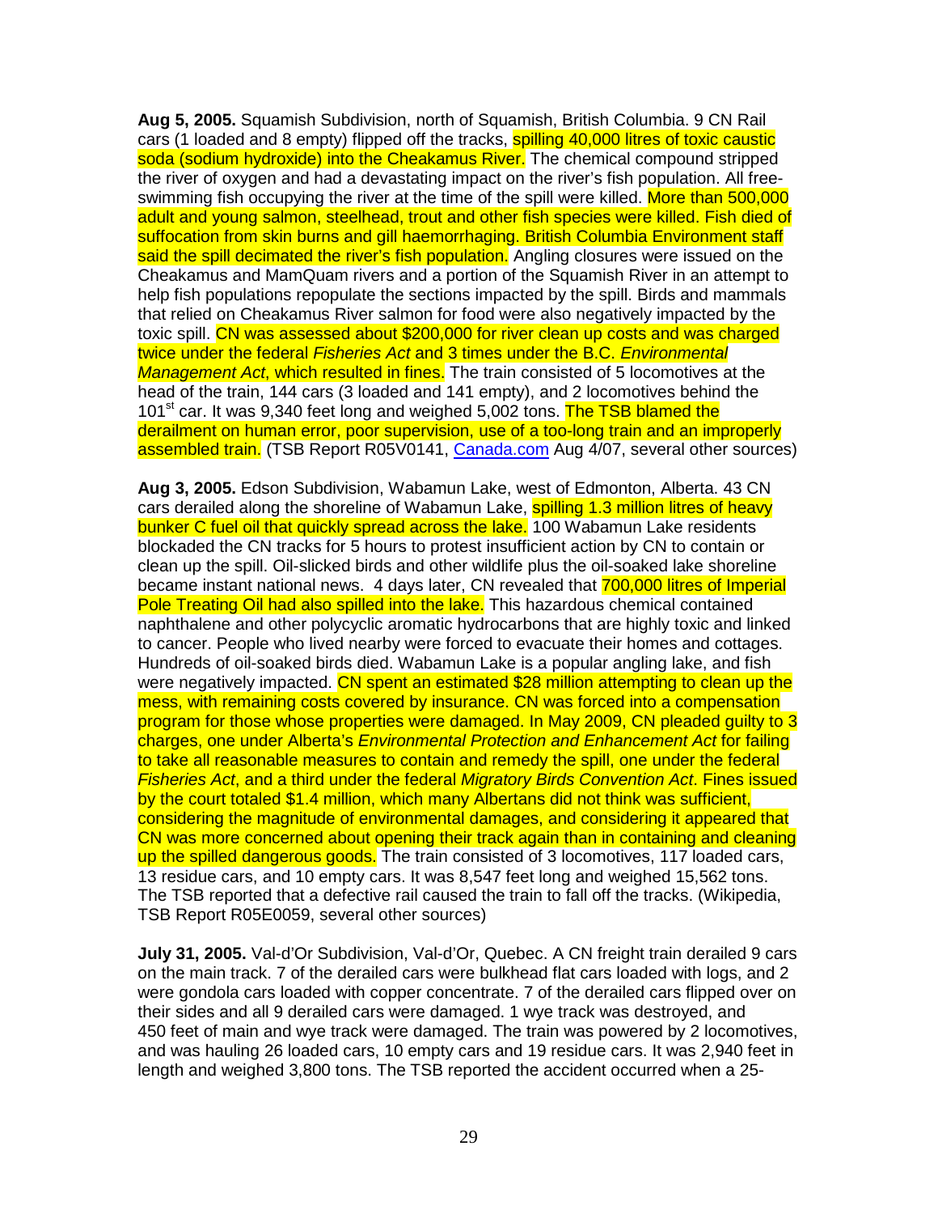**Aug 5, 2005.** Squamish Subdivision, north of Squamish, British Columbia. 9 CN Rail cars (1 loaded and 8 empty) flipped off the tracks, spilling 40,000 litres of toxic caustic soda (sodium hydroxide) into the Cheakamus River. The chemical compound stripped the river of oxygen and had a devastating impact on the river's fish population. All free-swimming fish occupying the river at the time of the spill were killed. More than 500,000 adult and young salmon, steelhead, trout and other fish species were killed. Fish died of suffocation from skin burns and gill haemorrhaging. British Columbia Environment staff said the spill decimated the river's fish population. Angling closures were issued on the Cheakamus and MamQuam rivers and a portion of the Squamish River in an attempt to help fish populations repopulate the sections impacted by the spill. Birds and mammals that relied on Cheakamus River salmon for food were also negatively impacted by the toxic spill. CN was assessed about $200,000 for river clean up costs and was charged twice under the federal *Fisheries Act* and 3 times under the B.C. *Environmental Management Act*, which resulted in fines. The train consisted of 5 locomotives at the head of the train, 144 cars (3 loaded and 141 empty), and 2 locomotives behind the 101st car. It was 9,340 feet long and weighed 5,002 tons. The TSB blamed the derailment on human error, poor supervision, use of a too-long train and an improperly assembled train. (TSB Report R05V0141, Canada.com Aug 4/07, several other sources)

**Aug 3, 2005.** Edson Subdivision, Wabamun Lake, west of Edmonton, Alberta. 43 CN cars derailed along the shoreline of Wabamun Lake, spilling 1.3 million litres of heavy bunker C fuel oil that quickly spread across the lake. 100 Wabamun Lake residents blockaded the CN tracks for 5 hours to protest insufficient action by CN to contain or clean up the spill. Oil-slicked birds and other wildlife plus the oil-soaked lake shoreline became instant national news. 4 days later, CN revealed that 700,000 litres of Imperial Pole Treating Oil had also spilled into the lake. This hazardous chemical contained naphthalene and other polycyclic aromatic hydrocarbons that are highly toxic and linked to cancer. People who lived nearby were forced to evacuate their homes and cottages. Hundreds of oil-soaked birds died. Wabamun Lake is a popular angling lake, and fish were negatively impacted. CN spent an estimated $28 million attempting to clean up the mess, with remaining costs covered by insurance. CN was forced into a compensation program for those whose properties were damaged. In May 2009, CN pleaded guilty to 3 charges, one under Alberta's *Environmental Protection and Enhancement Act* for failing to take all reasonable measures to contain and remedy the spill, one under the federal *Fisheries Act*, and a third under the federal *Migratory Birds Convention Act*. Fines issued by the court totaled $1.4 million, which many Albertans did not think was sufficient, considering the magnitude of environmental damages, and considering it appeared that CN was more concerned about opening their track again than in containing and cleaning up the spilled dangerous goods. The train consisted of 3 locomotives, 117 loaded cars, 13 residue cars, and 10 empty cars. It was 8,547 feet long and weighed 15,562 tons. The TSB reported that a defective rail caused the train to fall off the tracks. (Wikipedia, TSB Report R05E0059, several other sources)

**July 31, 2005.** Val-d'Or Subdivision, Val-d'Or, Quebec. A CN freight train derailed 9 cars on the main track. 7 of the derailed cars were bulkhead flat cars loaded with logs, and 2 were gondola cars loaded with copper concentrate. 7 of the derailed cars flipped over on their sides and all 9 derailed cars were damaged. 1 wye track was destroyed, and 450 feet of main and wye track were damaged. The train was powered by 2 locomotives, and was hauling 26 loaded cars, 10 empty cars and 19 residue cars. It was 2,940 feet in length and weighed 3,800 tons. The TSB reported the accident occurred when a 25-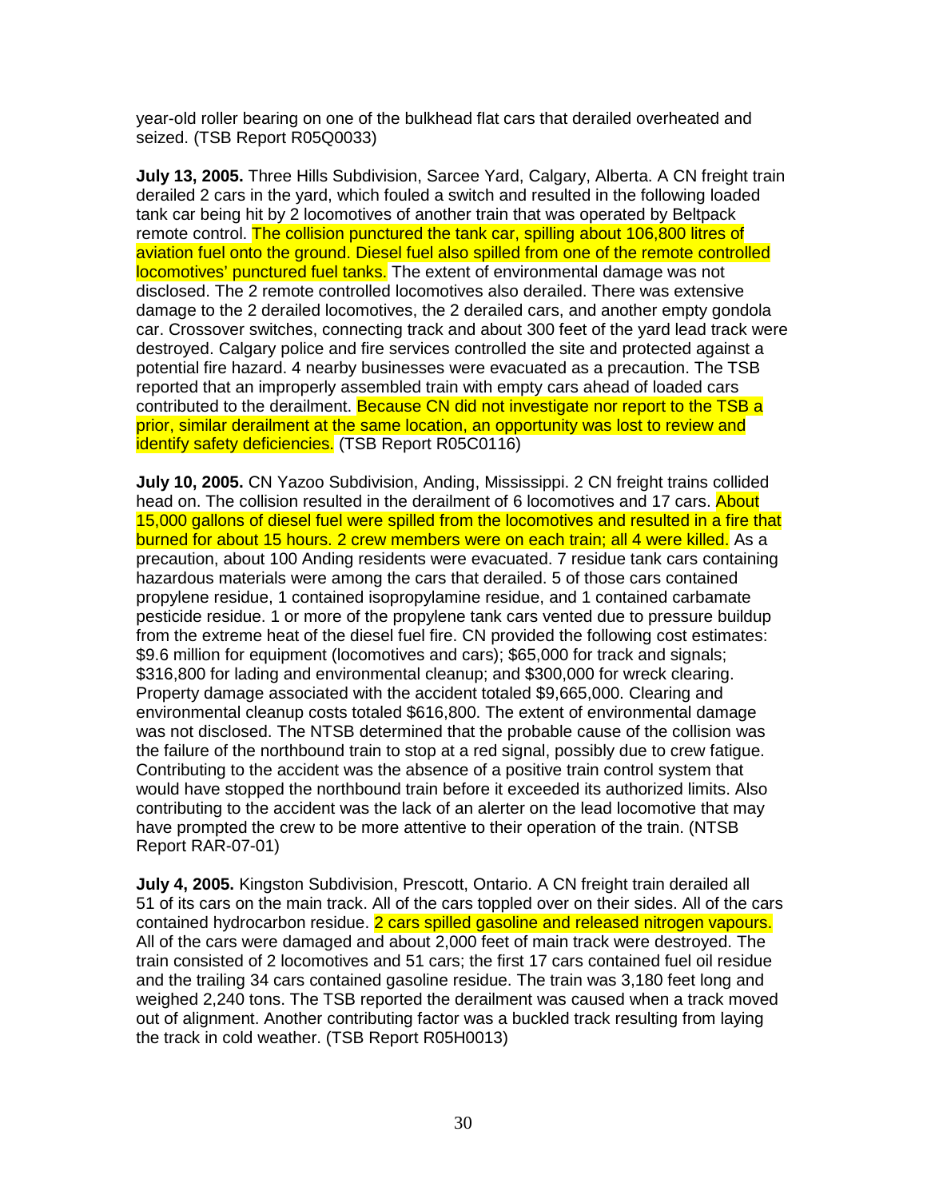year-old roller bearing on one of the bulkhead flat cars that derailed overheated and seized. (TSB Report R05Q0033)

**July 13, 2005.** Three Hills Subdivision, Sarcee Yard, Calgary, Alberta. A CN freight train derailed 2 cars in the yard, which fouled a switch and resulted in the following loaded tank car being hit by 2 locomotives of another train that was operated by Beltpack remote control. The collision punctured the tank car, spilling about 106,800 litres of aviation fuel onto the ground. Diesel fuel also spilled from one of the remote controlled locomotives' punctured fuel tanks. The extent of environmental damage was not disclosed. The 2 remote controlled locomotives also derailed. There was extensive damage to the 2 derailed locomotives, the 2 derailed cars, and another empty gondola car. Crossover switches, connecting track and about 300 feet of the yard lead track were destroyed. Calgary police and fire services controlled the site and protected against a potential fire hazard. 4 nearby businesses were evacuated as a precaution. The TSB reported that an improperly assembled train with empty cars ahead of loaded cars contributed to the derailment. Because CN did not investigate nor report to the TSB a prior, similar derailment at the same location, an opportunity was lost to review and identify safety deficiencies. (TSB Report R05C0116)

**July 10, 2005.** CN Yazoo Subdivision, Anding, Mississippi. 2 CN freight trains collided head on. The collision resulted in the derailment of 6 locomotives and 17 cars. About 15,000 gallons of diesel fuel were spilled from the locomotives and resulted in a fire that burned for about 15 hours. 2 crew members were on each train; all 4 were killed. As a precaution, about 100 Anding residents were evacuated. 7 residue tank cars containing hazardous materials were among the cars that derailed. 5 of those cars contained propylene residue, 1 contained isopropylamine residue, and 1 contained carbamate pesticide residue. 1 or more of the propylene tank cars vented due to pressure buildup from the extreme heat of the diesel fuel fire. CN provided the following cost estimates: $9.6 million for equipment (locomotives and cars); $65,000 for track and signals; $316,800 for lading and environmental cleanup; and $300,000 for wreck clearing. Property damage associated with the accident totaled $9,665,000. Clearing and environmental cleanup costs totaled $616,800. The extent of environmental damage was not disclosed. The NTSB determined that the probable cause of the collision was the failure of the northbound train to stop at a red signal, possibly due to crew fatigue. Contributing to the accident was the absence of a positive train control system that would have stopped the northbound train before it exceeded its authorized limits. Also contributing to the accident was the lack of an alerter on the lead locomotive that may have prompted the crew to be more attentive to their operation of the train. (NTSB Report RAR-07-01)

**July 4, 2005.** Kingston Subdivision, Prescott, Ontario. A CN freight train derailed all 51 of its cars on the main track. All of the cars toppled over on their sides. All of the cars contained hydrocarbon residue. 2 cars spilled gasoline and released nitrogen vapours. All of the cars were damaged and about 2,000 feet of main track were destroyed. The train consisted of 2 locomotives and 51 cars; the first 17 cars contained fuel oil residue and the trailing 34 cars contained gasoline residue. The train was 3,180 feet long and weighed 2,240 tons. The TSB reported the derailment was caused when a track moved out of alignment. Another contributing factor was a buckled track resulting from laying the track in cold weather. (TSB Report R05H0013)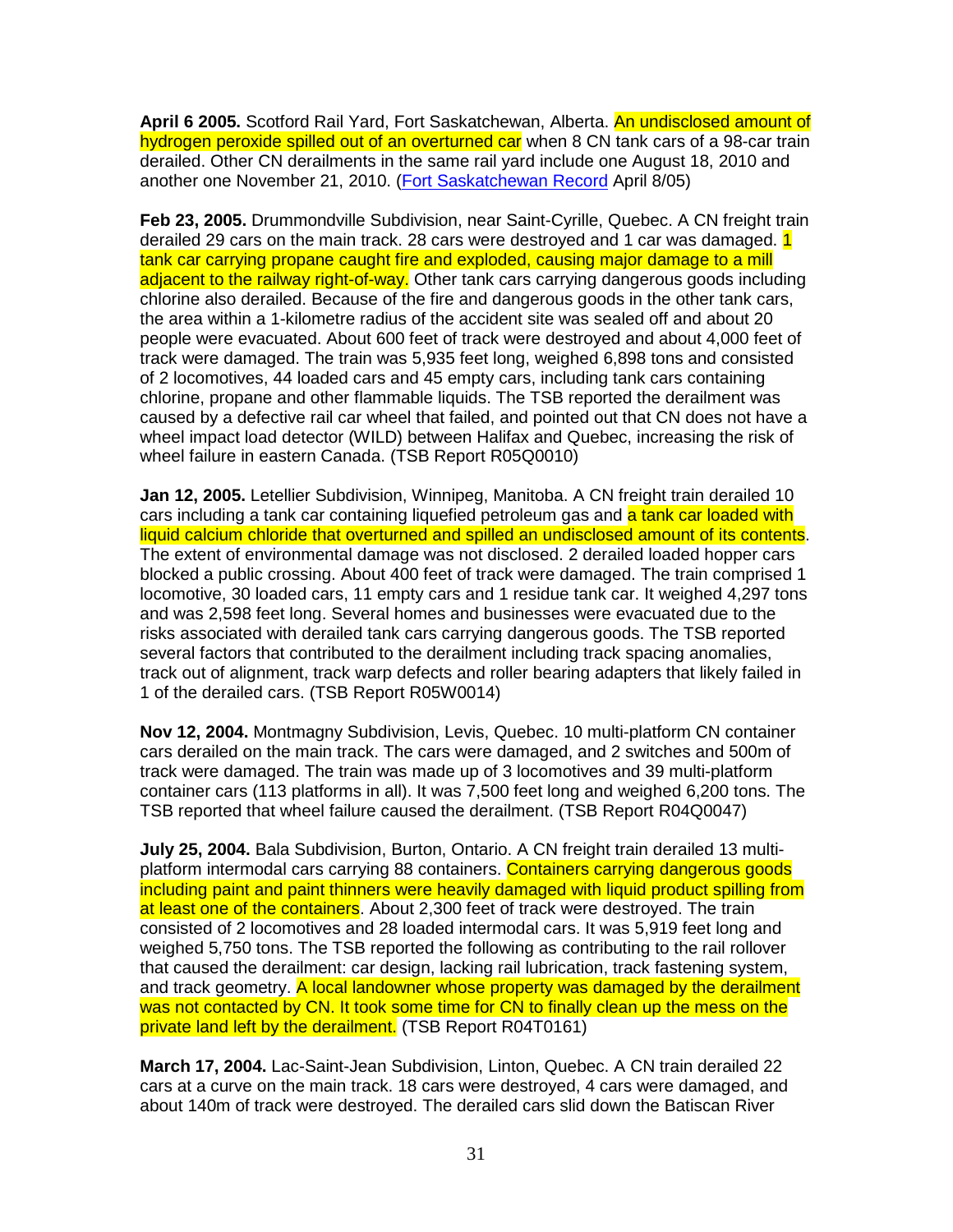**April 6 2005.** Scotford Rail Yard, Fort Saskatchewan, Alberta. An undisclosed amount of hydrogen peroxide spilled out of an overturned car when 8 CN tank cars of a 98-car train derailed. Other CN derailments in the same rail yard include one August 18, 2010 and another one November 21, 2010. (Fort Saskatchewan Record April 8/05)

**Feb 23, 2005.** Drummondville Subdivision, near Saint-Cyrille, Quebec. A CN freight train derailed 29 cars on the main track. 28 cars were destroyed and 1 car was damaged. 1 tank car carrying propane caught fire and exploded, causing major damage to a mill adjacent to the railway right-of-way. Other tank cars carrying dangerous goods including chlorine also derailed. Because of the fire and dangerous goods in the other tank cars, the area within a 1-kilometre radius of the accident site was sealed off and about 20 people were evacuated. About 600 feet of track were destroyed and about 4,000 feet of track were damaged. The train was 5,935 feet long, weighed 6,898 tons and consisted of 2 locomotives, 44 loaded cars and 45 empty cars, including tank cars containing chlorine, propane and other flammable liquids. The TSB reported the derailment was caused by a defective rail car wheel that failed, and pointed out that CN does not have a wheel impact load detector (WILD) between Halifax and Quebec, increasing the risk of wheel failure in eastern Canada. (TSB Report R05Q0010)

**Jan 12, 2005.** Letellier Subdivision, Winnipeg, Manitoba. A CN freight train derailed 10 cars including a tank car containing liquefied petroleum gas and a tank car loaded with liquid calcium chloride that overturned and spilled an undisclosed amount of its contents. The extent of environmental damage was not disclosed. 2 derailed loaded hopper cars blocked a public crossing. About 400 feet of track were damaged. The train comprised 1 locomotive, 30 loaded cars, 11 empty cars and 1 residue tank car. It weighed 4,297 tons and was 2,598 feet long. Several homes and businesses were evacuated due to the risks associated with derailed tank cars carrying dangerous goods. The TSB reported several factors that contributed to the derailment including track spacing anomalies, track out of alignment, track warp defects and roller bearing adapters that likely failed in 1 of the derailed cars. (TSB Report R05W0014)

**Nov 12, 2004.** Montmagny Subdivision, Levis, Quebec. 10 multi-platform CN container cars derailed on the main track. The cars were damaged, and 2 switches and 500m of track were damaged. The train was made up of 3 locomotives and 39 multi-platform container cars (113 platforms in all). It was 7,500 feet long and weighed 6,200 tons. The TSB reported that wheel failure caused the derailment. (TSB Report R04Q0047)

**July 25, 2004.** Bala Subdivision, Burton, Ontario. A CN freight train derailed 13 multi-platform intermodal cars carrying 88 containers. Containers carrying dangerous goods including paint and paint thinners were heavily damaged with liquid product spilling from at least one of the containers. About 2,300 feet of track were destroyed. The train consisted of 2 locomotives and 28 loaded intermodal cars. It was 5,919 feet long and weighed 5,750 tons. The TSB reported the following as contributing to the rail rollover that caused the derailment: car design, lacking rail lubrication, track fastening system, and track geometry. A local landowner whose property was damaged by the derailment was not contacted by CN. It took some time for CN to finally clean up the mess on the private land left by the derailment. (TSB Report R04T0161)

**March 17, 2004.** Lac-Saint-Jean Subdivision, Linton, Quebec. A CN train derailed 22 cars at a curve on the main track. 18 cars were destroyed, 4 cars were damaged, and about 140m of track were destroyed. The derailed cars slid down the Batiscan River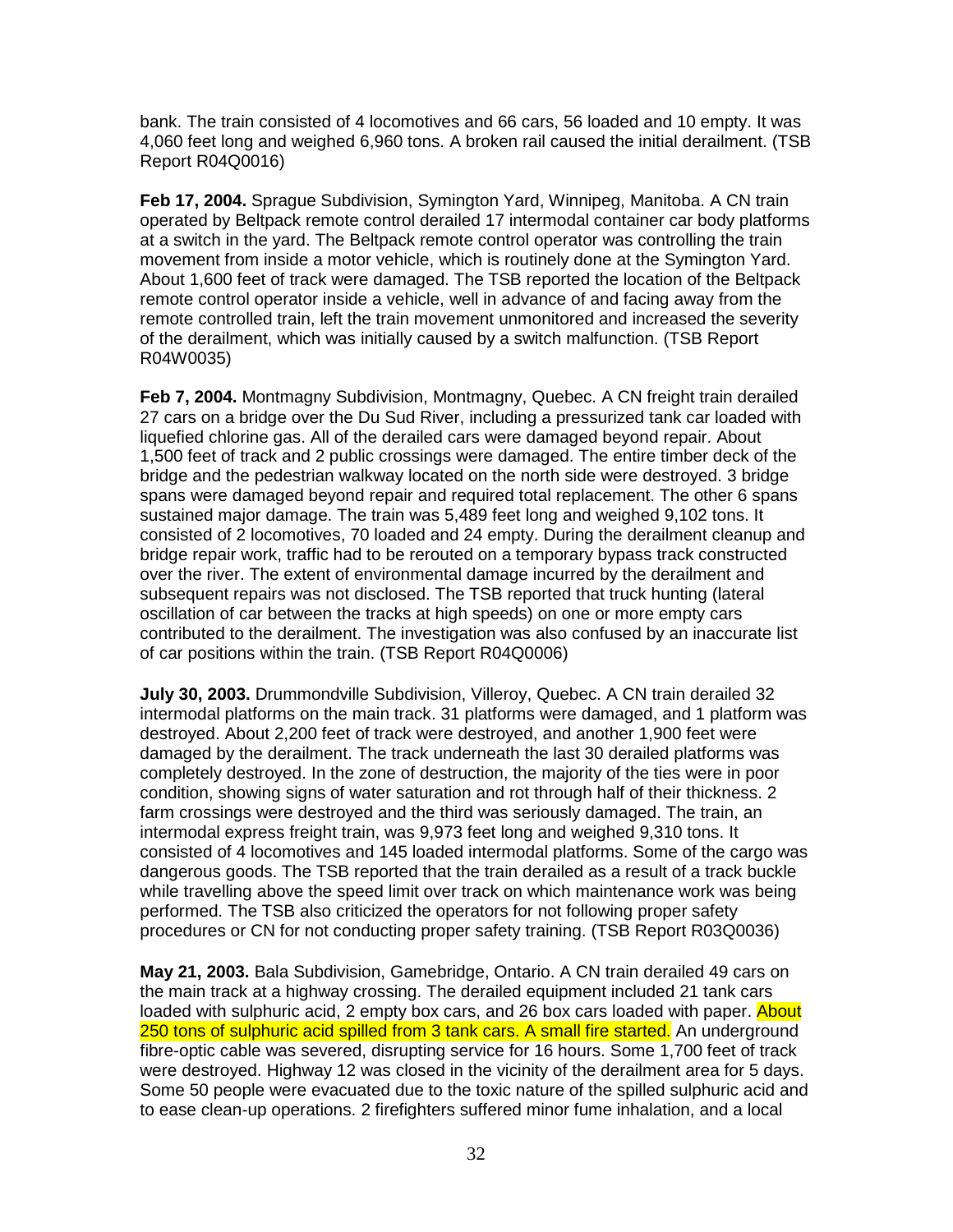bank. The train consisted of 4 locomotives and 66 cars, 56 loaded and 10 empty. It was 4,060 feet long and weighed 6,960 tons. A broken rail caused the initial derailment. (TSB Report R04Q0016)

**Feb 17, 2004.** Sprague Subdivision, Symington Yard, Winnipeg, Manitoba. A CN train operated by Beltpack remote control derailed 17 intermodal container car body platforms at a switch in the yard. The Beltpack remote control operator was controlling the train movement from inside a motor vehicle, which is routinely done at the Symington Yard. About 1,600 feet of track were damaged. The TSB reported the location of the Beltpack remote control operator inside a vehicle, well in advance of and facing away from the remote controlled train, left the train movement unmonitored and increased the severity of the derailment, which was initially caused by a switch malfunction. (TSB Report R04W0035)

**Feb 7, 2004.** Montmagny Subdivision, Montmagny, Quebec. A CN freight train derailed 27 cars on a bridge over the Du Sud River, including a pressurized tank car loaded with liquefied chlorine gas. All of the derailed cars were damaged beyond repair. About 1,500 feet of track and 2 public crossings were damaged. The entire timber deck of the bridge and the pedestrian walkway located on the north side were destroyed. 3 bridge spans were damaged beyond repair and required total replacement. The other 6 spans sustained major damage. The train was 5,489 feet long and weighed 9,102 tons. It consisted of 2 locomotives, 70 loaded and 24 empty. During the derailment cleanup and bridge repair work, traffic had to be rerouted on a temporary bypass track constructed over the river. The extent of environmental damage incurred by the derailment and subsequent repairs was not disclosed. The TSB reported that truck hunting (lateral oscillation of car between the tracks at high speeds) on one or more empty cars contributed to the derailment. The investigation was also confused by an inaccurate list of car positions within the train. (TSB Report R04Q0006)

**July 30, 2003.** Drummondville Subdivision, Villeroy, Quebec. A CN train derailed 32 intermodal platforms on the main track. 31 platforms were damaged, and 1 platform was destroyed. About 2,200 feet of track were destroyed, and another 1,900 feet were damaged by the derailment. The track underneath the last 30 derailed platforms was completely destroyed. In the zone of destruction, the majority of the ties were in poor condition, showing signs of water saturation and rot through half of their thickness. 2 farm crossings were destroyed and the third was seriously damaged. The train, an intermodal express freight train, was 9,973 feet long and weighed 9,310 tons. It consisted of 4 locomotives and 145 loaded intermodal platforms. Some of the cargo was dangerous goods. The TSB reported that the train derailed as a result of a track buckle while travelling above the speed limit over track on which maintenance work was being performed. The TSB also criticized the operators for not following proper safety procedures or CN for not conducting proper safety training. (TSB Report R03Q0036)

**May 21, 2003.** Bala Subdivision, Gamebridge, Ontario. A CN train derailed 49 cars on the main track at a highway crossing. The derailed equipment included 21 tank cars loaded with sulphuric acid, 2 empty box cars, and 26 box cars loaded with paper. About 250 tons of sulphuric acid spilled from 3 tank cars. A small fire started. An underground fibre-optic cable was severed, disrupting service for 16 hours. Some 1,700 feet of track were destroyed. Highway 12 was closed in the vicinity of the derailment area for 5 days. Some 50 people were evacuated due to the toxic nature of the spilled sulphuric acid and to ease clean-up operations. 2 firefighters suffered minor fume inhalation, and a local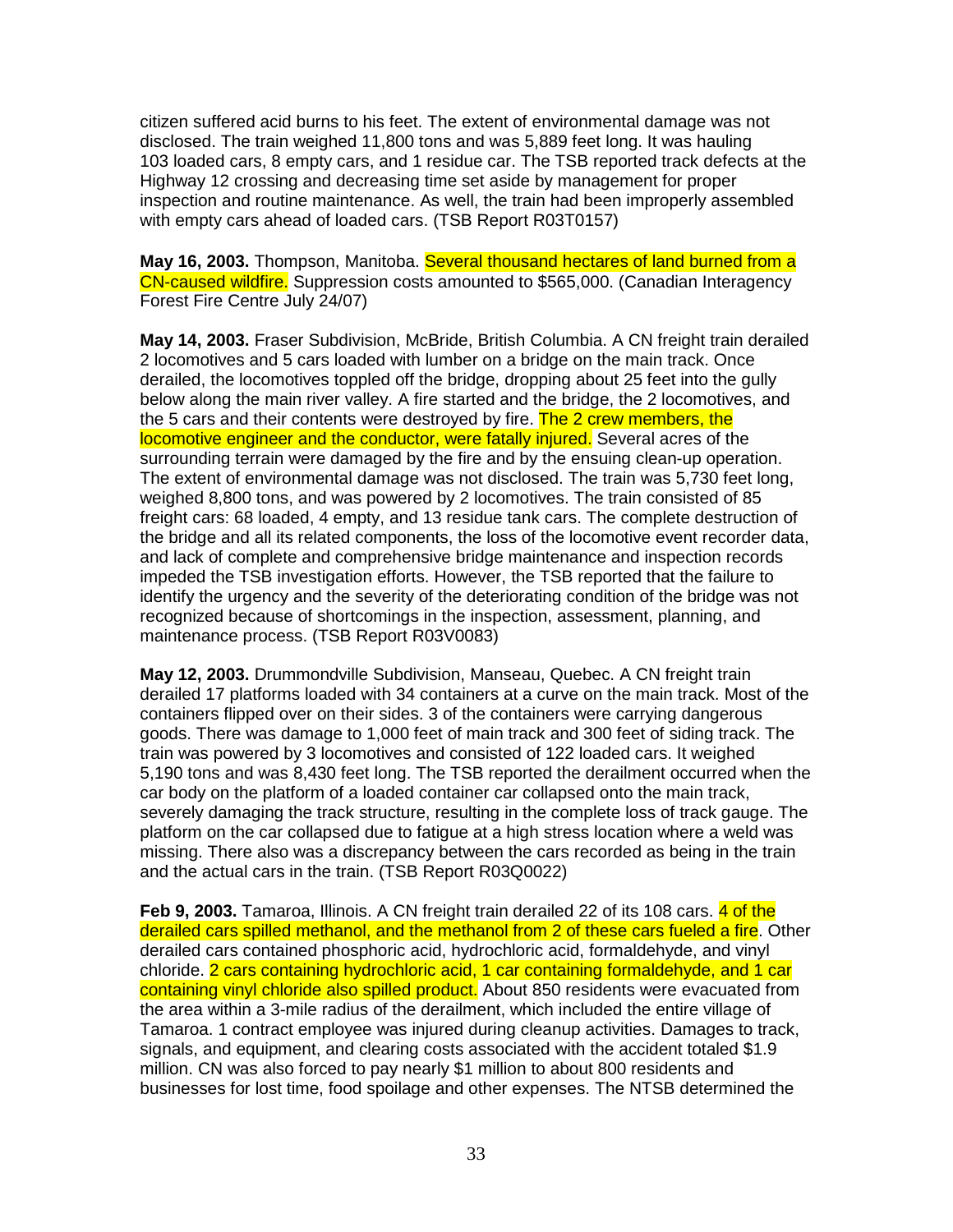citizen suffered acid burns to his feet. The extent of environmental damage was not disclosed. The train weighed 11,800 tons and was 5,889 feet long. It was hauling 103 loaded cars, 8 empty cars, and 1 residue car. The TSB reported track defects at the Highway 12 crossing and decreasing time set aside by management for proper inspection and routine maintenance. As well, the train had been improperly assembled with empty cars ahead of loaded cars. (TSB Report R03T0157)

**May 16, 2003.** Thompson, Manitoba. Several thousand hectares of land burned from a CN-caused wildfire. Suppression costs amounted to $565,000. (Canadian Interagency Forest Fire Centre July 24/07)

**May 14, 2003.** Fraser Subdivision, McBride, British Columbia. A CN freight train derailed 2 locomotives and 5 cars loaded with lumber on a bridge on the main track. Once derailed, the locomotives toppled off the bridge, dropping about 25 feet into the gully below along the main river valley. A fire started and the bridge, the 2 locomotives, and the 5 cars and their contents were destroyed by fire. The 2 crew members, the locomotive engineer and the conductor, were fatally injured. Several acres of the surrounding terrain were damaged by the fire and by the ensuing clean-up operation. The extent of environmental damage was not disclosed. The train was 5,730 feet long, weighed 8,800 tons, and was powered by 2 locomotives. The train consisted of 85 freight cars: 68 loaded, 4 empty, and 13 residue tank cars. The complete destruction of the bridge and all its related components, the loss of the locomotive event recorder data, and lack of complete and comprehensive bridge maintenance and inspection records impeded the TSB investigation efforts. However, the TSB reported that the failure to identify the urgency and the severity of the deteriorating condition of the bridge was not recognized because of shortcomings in the inspection, assessment, planning, and maintenance process. (TSB Report R03V0083)

**May 12, 2003.** Drummondville Subdivision, Manseau, Quebec. A CN freight train derailed 17 platforms loaded with 34 containers at a curve on the main track. Most of the containers flipped over on their sides. 3 of the containers were carrying dangerous goods. There was damage to 1,000 feet of main track and 300 feet of siding track. The train was powered by 3 locomotives and consisted of 122 loaded cars. It weighed 5,190 tons and was 8,430 feet long. The TSB reported the derailment occurred when the car body on the platform of a loaded container car collapsed onto the main track, severely damaging the track structure, resulting in the complete loss of track gauge. The platform on the car collapsed due to fatigue at a high stress location where a weld was missing. There also was a discrepancy between the cars recorded as being in the train and the actual cars in the train. (TSB Report R03Q0022)

**Feb 9, 2003.** Tamaroa, Illinois. A CN freight train derailed 22 of its 108 cars. 4 of the derailed cars spilled methanol, and the methanol from 2 of these cars fueled a fire. Other derailed cars contained phosphoric acid, hydrochloric acid, formaldehyde, and vinyl chloride. 2 cars containing hydrochloric acid, 1 car containing formaldehyde, and 1 car containing vinyl chloride also spilled product. About 850 residents were evacuated from the area within a 3-mile radius of the derailment, which included the entire village of Tamaroa. 1 contract employee was injured during cleanup activities. Damages to track, signals, and equipment, and clearing costs associated with the accident totaled $1.9 million. CN was also forced to pay nearly $1 million to about 800 residents and businesses for lost time, food spoilage and other expenses. The NTSB determined the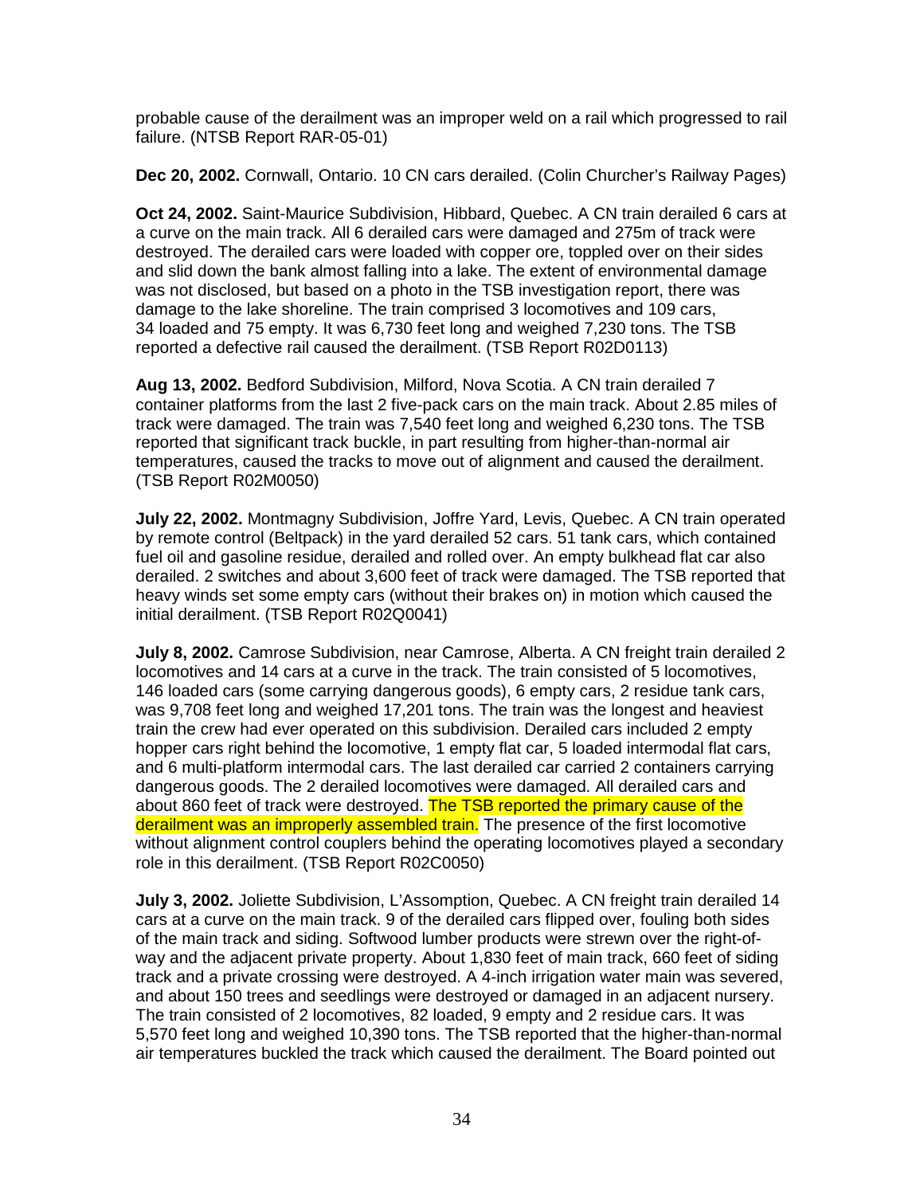probable cause of the derailment was an improper weld on a rail which progressed to rail failure. (NTSB Report RAR-05-01)

**Dec 20, 2002.** Cornwall, Ontario. 10 CN cars derailed. (Colin Churcher's Railway Pages)

**Oct 24, 2002.** Saint-Maurice Subdivision, Hibbard, Quebec. A CN train derailed 6 cars at a curve on the main track. All 6 derailed cars were damaged and 275m of track were destroyed. The derailed cars were loaded with copper ore, toppled over on their sides and slid down the bank almost falling into a lake. The extent of environmental damage was not disclosed, but based on a photo in the TSB investigation report, there was damage to the lake shoreline. The train comprised 3 locomotives and 109 cars, 34 loaded and 75 empty. It was 6,730 feet long and weighed 7,230 tons. The TSB reported a defective rail caused the derailment. (TSB Report R02D0113)

**Aug 13, 2002.** Bedford Subdivision, Milford, Nova Scotia. A CN train derailed 7 container platforms from the last 2 five-pack cars on the main track. About 2.85 miles of track were damaged. The train was 7,540 feet long and weighed 6,230 tons. The TSB reported that significant track buckle, in part resulting from higher-than-normal air temperatures, caused the tracks to move out of alignment and caused the derailment. (TSB Report R02M0050)

**July 22, 2002.** Montmagny Subdivision, Joffre Yard, Levis, Quebec. A CN train operated by remote control (Beltpack) in the yard derailed 52 cars. 51 tank cars, which contained fuel oil and gasoline residue, derailed and rolled over. An empty bulkhead flat car also derailed. 2 switches and about 3,600 feet of track were damaged. The TSB reported that heavy winds set some empty cars (without their brakes on) in motion which caused the initial derailment. (TSB Report R02Q0041)

**July 8, 2002.** Camrose Subdivision, near Camrose, Alberta. A CN freight train derailed 2 locomotives and 14 cars at a curve in the track. The train consisted of 5 locomotives, 146 loaded cars (some carrying dangerous goods), 6 empty cars, 2 residue tank cars, was 9,708 feet long and weighed 17,201 tons. The train was the longest and heaviest train the crew had ever operated on this subdivision. Derailed cars included 2 empty hopper cars right behind the locomotive, 1 empty flat car, 5 loaded intermodal flat cars, and 6 multi-platform intermodal cars. The last derailed car carried 2 containers carrying dangerous goods. The 2 derailed locomotives were damaged. All derailed cars and about 860 feet of track were destroyed. The TSB reported the primary cause of the derailment was an improperly assembled train. The presence of the first locomotive without alignment control couplers behind the operating locomotives played a secondary role in this derailment. (TSB Report R02C0050)

**July 3, 2002.** Joliette Subdivision, L'Assomption, Quebec. A CN freight train derailed 14 cars at a curve on the main track. 9 of the derailed cars flipped over, fouling both sides of the main track and siding. Softwood lumber products were strewn over the right-of-way and the adjacent private property. About 1,830 feet of main track, 660 feet of siding track and a private crossing were destroyed. A 4-inch irrigation water main was severed, and about 150 trees and seedlings were destroyed or damaged in an adjacent nursery. The train consisted of 2 locomotives, 82 loaded, 9 empty and 2 residue cars. It was 5,570 feet long and weighed 10,390 tons. The TSB reported that the higher-than-normal air temperatures buckled the track which caused the derailment. The Board pointed out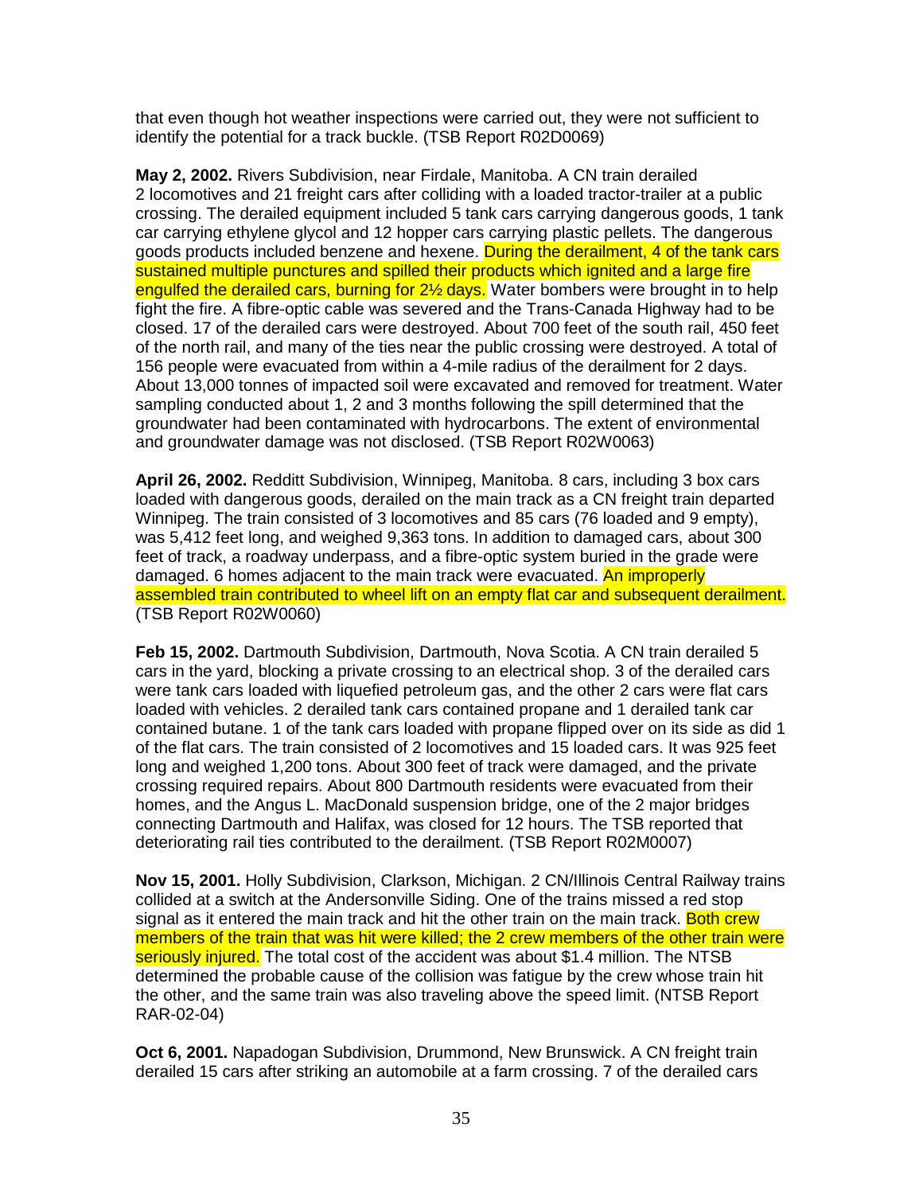that even though hot weather inspections were carried out, they were not sufficient to identify the potential for a track buckle. (TSB Report R02D0069)

**May 2, 2002.** Rivers Subdivision, near Firdale, Manitoba. A CN train derailed 2 locomotives and 21 freight cars after colliding with a loaded tractor-trailer at a public crossing. The derailed equipment included 5 tank cars carrying dangerous goods, 1 tank car carrying ethylene glycol and 12 hopper cars carrying plastic pellets. The dangerous goods products included benzene and hexene. During the derailment, 4 of the tank cars sustained multiple punctures and spilled their products which ignited and a large fire engulfed the derailed cars, burning for 2½ days. Water bombers were brought in to help fight the fire. A fibre-optic cable was severed and the Trans-Canada Highway had to be closed. 17 of the derailed cars were destroyed. About 700 feet of the south rail, 450 feet of the north rail, and many of the ties near the public crossing were destroyed. A total of 156 people were evacuated from within a 4-mile radius of the derailment for 2 days. About 13,000 tonnes of impacted soil were excavated and removed for treatment. Water sampling conducted about 1, 2 and 3 months following the spill determined that the groundwater had been contaminated with hydrocarbons. The extent of environmental and groundwater damage was not disclosed. (TSB Report R02W0063)

**April 26, 2002.** Redditt Subdivision, Winnipeg, Manitoba. 8 cars, including 3 box cars loaded with dangerous goods, derailed on the main track as a CN freight train departed Winnipeg. The train consisted of 3 locomotives and 85 cars (76 loaded and 9 empty), was 5,412 feet long, and weighed 9,363 tons. In addition to damaged cars, about 300 feet of track, a roadway underpass, and a fibre-optic system buried in the grade were damaged. 6 homes adjacent to the main track were evacuated. An improperly assembled train contributed to wheel lift on an empty flat car and subsequent derailment. (TSB Report R02W0060)

**Feb 15, 2002.** Dartmouth Subdivision, Dartmouth, Nova Scotia. A CN train derailed 5 cars in the yard, blocking a private crossing to an electrical shop. 3 of the derailed cars were tank cars loaded with liquefied petroleum gas, and the other 2 cars were flat cars loaded with vehicles. 2 derailed tank cars contained propane and 1 derailed tank car contained butane. 1 of the tank cars loaded with propane flipped over on its side as did 1 of the flat cars. The train consisted of 2 locomotives and 15 loaded cars. It was 925 feet long and weighed 1,200 tons. About 300 feet of track were damaged, and the private crossing required repairs. About 800 Dartmouth residents were evacuated from their homes, and the Angus L. MacDonald suspension bridge, one of the 2 major bridges connecting Dartmouth and Halifax, was closed for 12 hours. The TSB reported that deteriorating rail ties contributed to the derailment. (TSB Report R02M0007)

**Nov 15, 2001.** Holly Subdivision, Clarkson, Michigan. 2 CN/Illinois Central Railway trains collided at a switch at the Andersonville Siding. One of the trains missed a red stop signal as it entered the main track and hit the other train on the main track. Both crew members of the train that was hit were killed; the 2 crew members of the other train were seriously injured. The total cost of the accident was about $1.4 million. The NTSB determined the probable cause of the collision was fatigue by the crew whose train hit the other, and the same train was also traveling above the speed limit. (NTSB Report RAR-02-04)

**Oct 6, 2001.** Napadogan Subdivision, Drummond, New Brunswick. A CN freight train derailed 15 cars after striking an automobile at a farm crossing. 7 of the derailed cars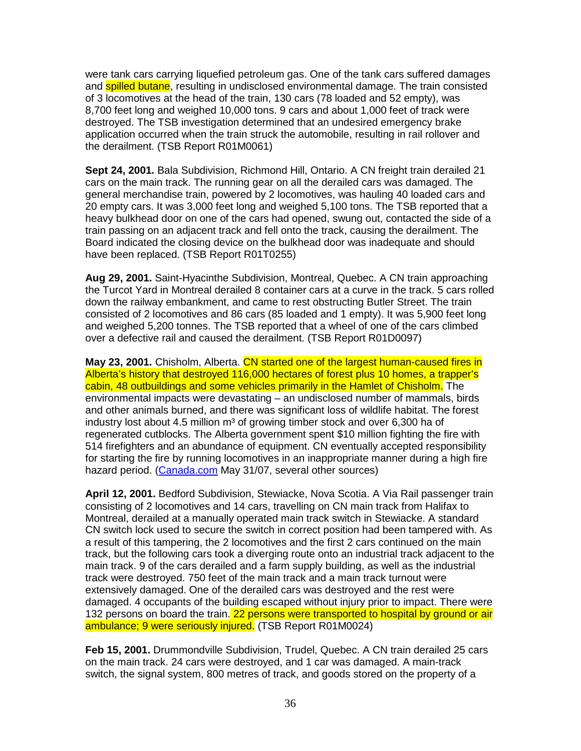were tank cars carrying liquefied petroleum gas. One of the tank cars suffered damages and spilled butane, resulting in undisclosed environmental damage. The train consisted of 3 locomotives at the head of the train, 130 cars (78 loaded and 52 empty), was 8,700 feet long and weighed 10,000 tons. 9 cars and about 1,000 feet of track were destroyed. The TSB investigation determined that an undesired emergency brake application occurred when the train struck the automobile, resulting in rail rollover and the derailment. (TSB Report R01M0061)

**Sept 24, 2001.** Bala Subdivision, Richmond Hill, Ontario. A CN freight train derailed 21 cars on the main track. The running gear on all the derailed cars was damaged. The general merchandise train, powered by 2 locomotives, was hauling 40 loaded cars and 20 empty cars. It was 3,000 feet long and weighed 5,100 tons. The TSB reported that a heavy bulkhead door on one of the cars had opened, swung out, contacted the side of a train passing on an adjacent track and fell onto the track, causing the derailment. The Board indicated the closing device on the bulkhead door was inadequate and should have been replaced. (TSB Report R01T0255)

**Aug 29, 2001.** Saint-Hyacinthe Subdivision, Montreal, Quebec. A CN train approaching the Turcot Yard in Montreal derailed 8 container cars at a curve in the track. 5 cars rolled down the railway embankment, and came to rest obstructing Butler Street. The train consisted of 2 locomotives and 86 cars (85 loaded and 1 empty). It was 5,900 feet long and weighed 5,200 tonnes. The TSB reported that a wheel of one of the cars climbed over a defective rail and caused the derailment. (TSB Report R01D0097)

**May 23, 2001.** Chisholm, Alberta. CN started one of the largest human-caused fires in Alberta's history that destroyed 116,000 hectares of forest plus 10 homes, a trapper's cabin, 48 outbuildings and some vehicles primarily in the Hamlet of Chisholm. The environmental impacts were devastating – an undisclosed number of mammals, birds and other animals burned, and there was significant loss of wildlife habitat. The forest industry lost about 4.5 million m³ of growing timber stock and over 6,300 ha of regenerated cutblocks. The Alberta government spent $10 million fighting the fire with 514 firefighters and an abundance of equipment. CN eventually accepted responsibility for starting the fire by running locomotives in an inappropriate manner during a high fire hazard period. (Canada.com May 31/07, several other sources)

**April 12, 2001.** Bedford Subdivision, Stewiacke, Nova Scotia. A Via Rail passenger train consisting of 2 locomotives and 14 cars, travelling on CN main track from Halifax to Montreal, derailed at a manually operated main track switch in Stewiacke. A standard CN switch lock used to secure the switch in correct position had been tampered with. As a result of this tampering, the 2 locomotives and the first 2 cars continued on the main track, but the following cars took a diverging route onto an industrial track adjacent to the main track. 9 of the cars derailed and a farm supply building, as well as the industrial track were destroyed. 750 feet of the main track and a main track turnout were extensively damaged. One of the derailed cars was destroyed and the rest were damaged. 4 occupants of the building escaped without injury prior to impact. There were 132 persons on board the train. 22 persons were transported to hospital by ground or air ambulance; 9 were seriously injured. (TSB Report R01M0024)

**Feb 15, 2001.** Drummondville Subdivision, Trudel, Quebec. A CN train derailed 25 cars on the main track. 24 cars were destroyed, and 1 car was damaged. A main-track switch, the signal system, 800 metres of track, and goods stored on the property of a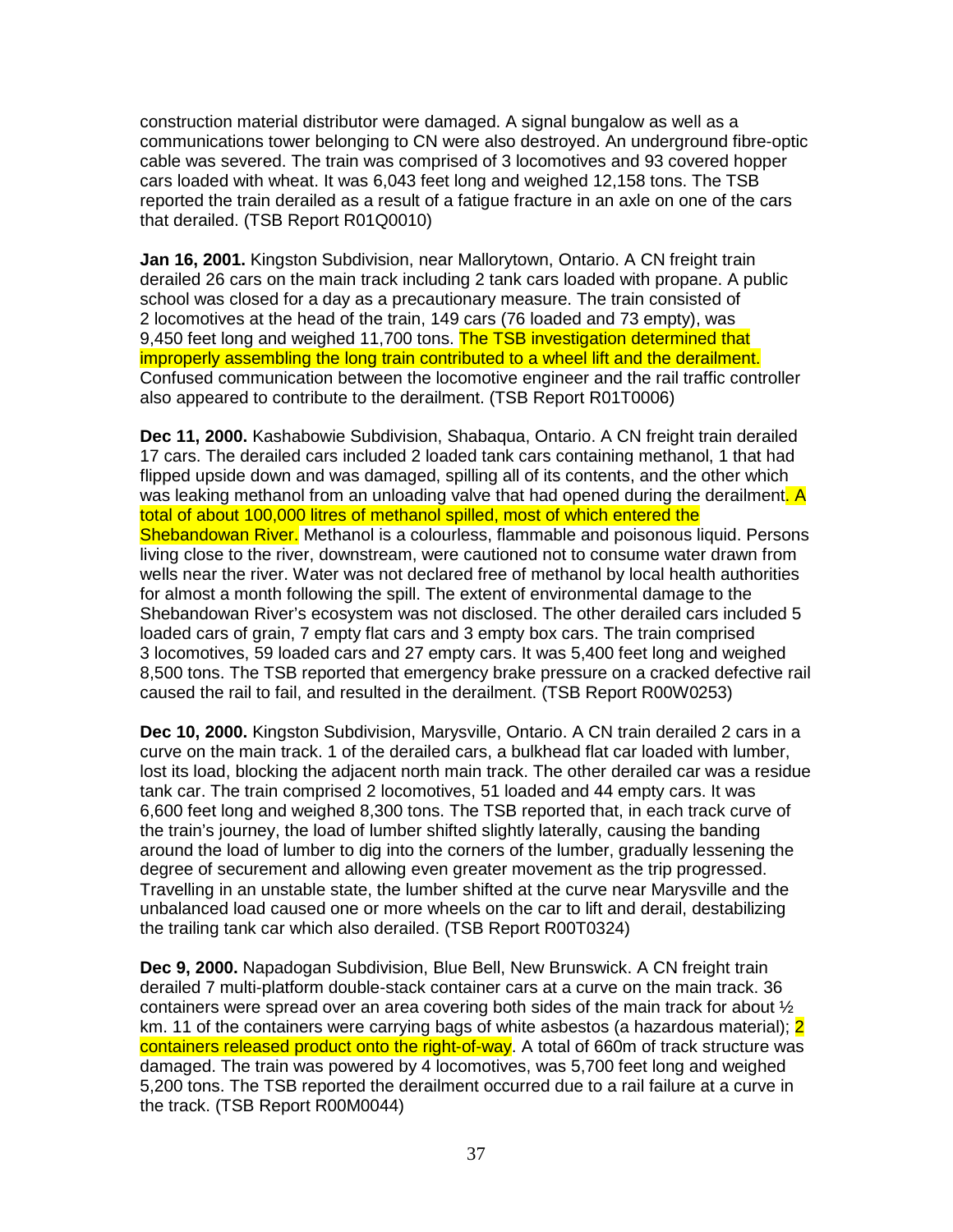construction material distributor were damaged. A signal bungalow as well as a communications tower belonging to CN were also destroyed. An underground fibre-optic cable was severed. The train was comprised of 3 locomotives and 93 covered hopper cars loaded with wheat. It was 6,043 feet long and weighed 12,158 tons. The TSB reported the train derailed as a result of a fatigue fracture in an axle on one of the cars that derailed. (TSB Report R01Q0010)

**Jan 16, 2001.** Kingston Subdivision, near Mallorytown, Ontario. A CN freight train derailed 26 cars on the main track including 2 tank cars loaded with propane. A public school was closed for a day as a precautionary measure. The train consisted of 2 locomotives at the head of the train, 149 cars (76 loaded and 73 empty), was 9,450 feet long and weighed 11,700 tons. The TSB investigation determined that improperly assembling the long train contributed to a wheel lift and the derailment. Confused communication between the locomotive engineer and the rail traffic controller also appeared to contribute to the derailment. (TSB Report R01T0006)

**Dec 11, 2000.** Kashabowie Subdivision, Shabaqua, Ontario. A CN freight train derailed 17 cars. The derailed cars included 2 loaded tank cars containing methanol, 1 that had flipped upside down and was damaged, spilling all of its contents, and the other which was leaking methanol from an unloading valve that had opened during the derailment. A total of about 100,000 litres of methanol spilled, most of which entered the Shebandowan River. Methanol is a colourless, flammable and poisonous liquid. Persons living close to the river, downstream, were cautioned not to consume water drawn from wells near the river. Water was not declared free of methanol by local health authorities for almost a month following the spill. The extent of environmental damage to the Shebandowan River's ecosystem was not disclosed. The other derailed cars included 5 loaded cars of grain, 7 empty flat cars and 3 empty box cars. The train comprised 3 locomotives, 59 loaded cars and 27 empty cars. It was 5,400 feet long and weighed 8,500 tons. The TSB reported that emergency brake pressure on a cracked defective rail caused the rail to fail, and resulted in the derailment. (TSB Report R00W0253)

**Dec 10, 2000.** Kingston Subdivision, Marysville, Ontario. A CN train derailed 2 cars in a curve on the main track. 1 of the derailed cars, a bulkhead flat car loaded with lumber, lost its load, blocking the adjacent north main track. The other derailed car was a residue tank car. The train comprised 2 locomotives, 51 loaded and 44 empty cars. It was 6,600 feet long and weighed 8,300 tons. The TSB reported that, in each track curve of the train's journey, the load of lumber shifted slightly laterally, causing the banding around the load of lumber to dig into the corners of the lumber, gradually lessening the degree of securement and allowing even greater movement as the trip progressed. Travelling in an unstable state, the lumber shifted at the curve near Marysville and the unbalanced load caused one or more wheels on the car to lift and derail, destabilizing the trailing tank car which also derailed. (TSB Report R00T0324)

**Dec 9, 2000.** Napadogan Subdivision, Blue Bell, New Brunswick. A CN freight train derailed 7 multi-platform double-stack container cars at a curve on the main track. 36 containers were spread over an area covering both sides of the main track for about ½ km. 11 of the containers were carrying bags of white asbestos (a hazardous material); 2 containers released product onto the right-of-way. A total of 660m of track structure was damaged. The train was powered by 4 locomotives, was 5,700 feet long and weighed 5,200 tons. The TSB reported the derailment occurred due to a rail failure at a curve in the track. (TSB Report R00M0044)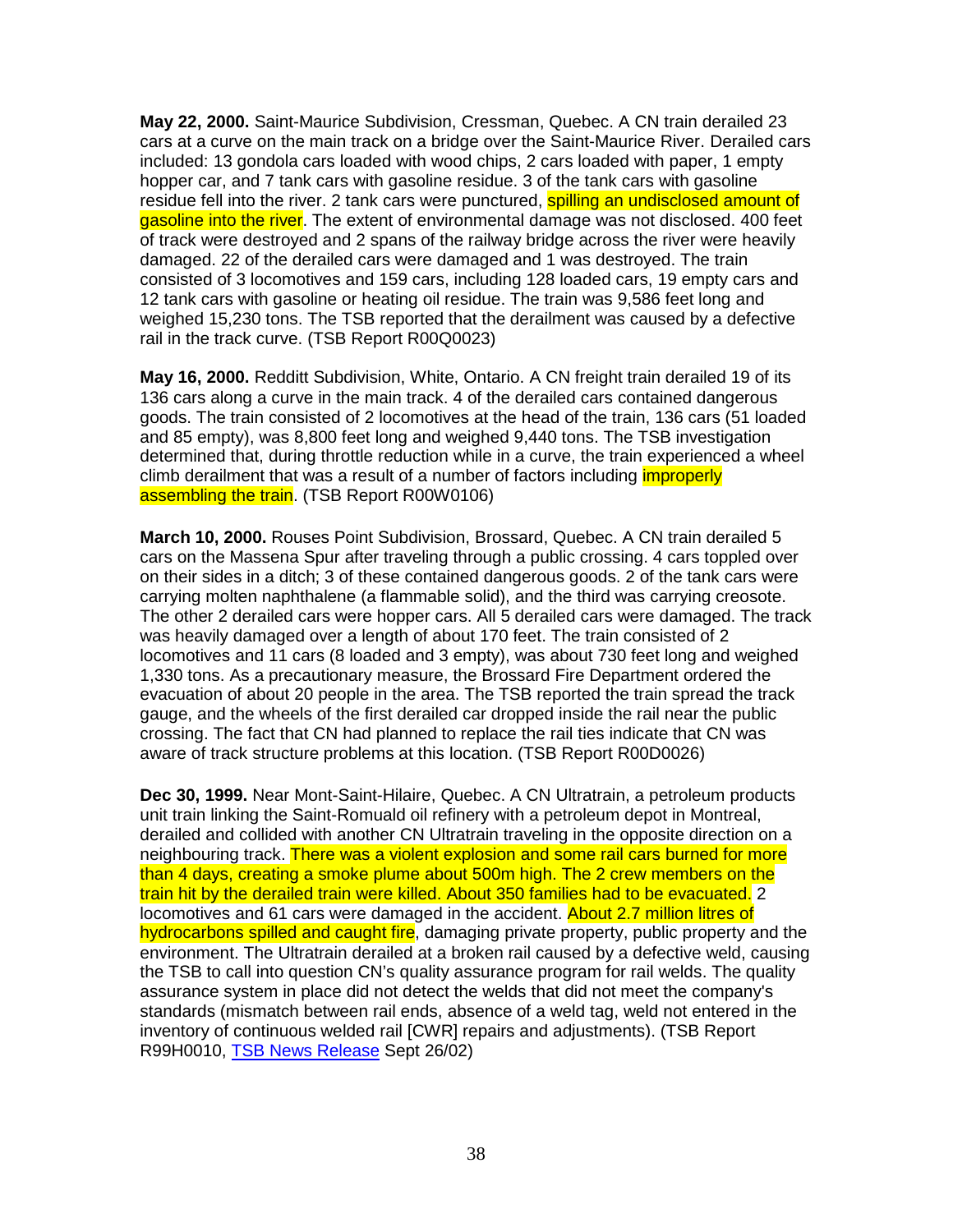**May 22, 2000.** Saint-Maurice Subdivision, Cressman, Quebec. A CN train derailed 23 cars at a curve on the main track on a bridge over the Saint-Maurice River. Derailed cars included: 13 gondola cars loaded with wood chips, 2 cars loaded with paper, 1 empty hopper car, and 7 tank cars with gasoline residue. 3 of the tank cars with gasoline residue fell into the river. 2 tank cars were punctured, spilling an undisclosed amount of gasoline into the river. The extent of environmental damage was not disclosed. 400 feet of track were destroyed and 2 spans of the railway bridge across the river were heavily damaged. 22 of the derailed cars were damaged and 1 was destroyed. The train consisted of 3 locomotives and 159 cars, including 128 loaded cars, 19 empty cars and 12 tank cars with gasoline or heating oil residue. The train was 9,586 feet long and weighed 15,230 tons. The TSB reported that the derailment was caused by a defective rail in the track curve. (TSB Report R00Q0023)

**May 16, 2000.** Redditt Subdivision, White, Ontario. A CN freight train derailed 19 of its 136 cars along a curve in the main track. 4 of the derailed cars contained dangerous goods. The train consisted of 2 locomotives at the head of the train, 136 cars (51 loaded and 85 empty), was 8,800 feet long and weighed 9,440 tons. The TSB investigation determined that, during throttle reduction while in a curve, the train experienced a wheel climb derailment that was a result of a number of factors including improperly assembling the train. (TSB Report R00W0106)

**March 10, 2000.** Rouses Point Subdivision, Brossard, Quebec. A CN train derailed 5 cars on the Massena Spur after traveling through a public crossing. 4 cars toppled over on their sides in a ditch; 3 of these contained dangerous goods. 2 of the tank cars were carrying molten naphthalene (a flammable solid), and the third was carrying creosote. The other 2 derailed cars were hopper cars. All 5 derailed cars were damaged. The track was heavily damaged over a length of about 170 feet. The train consisted of 2 locomotives and 11 cars (8 loaded and 3 empty), was about 730 feet long and weighed 1,330 tons. As a precautionary measure, the Brossard Fire Department ordered the evacuation of about 20 people in the area. The TSB reported the train spread the track gauge, and the wheels of the first derailed car dropped inside the rail near the public crossing. The fact that CN had planned to replace the rail ties indicate that CN was aware of track structure problems at this location. (TSB Report R00D0026)

**Dec 30, 1999.** Near Mont-Saint-Hilaire, Quebec. A CN Ultratrain, a petroleum products unit train linking the Saint-Romuald oil refinery with a petroleum depot in Montreal, derailed and collided with another CN Ultratrain traveling in the opposite direction on a neighbouring track. There was a violent explosion and some rail cars burned for more than 4 days, creating a smoke plume about 500m high. The 2 crew members on the train hit by the derailed train were killed. About 350 families had to be evacuated. 2 locomotives and 61 cars were damaged in the accident. About 2.7 million litres of hydrocarbons spilled and caught fire, damaging private property, public property and the environment. The Ultratrain derailed at a broken rail caused by a defective weld, causing the TSB to call into question CN's quality assurance program for rail welds. The quality assurance system in place did not detect the welds that did not meet the company's standards (mismatch between rail ends, absence of a weld tag, weld not entered in the inventory of continuous welded rail [CWR] repairs and adjustments). (TSB Report R99H0010, TSB News Release Sept 26/02)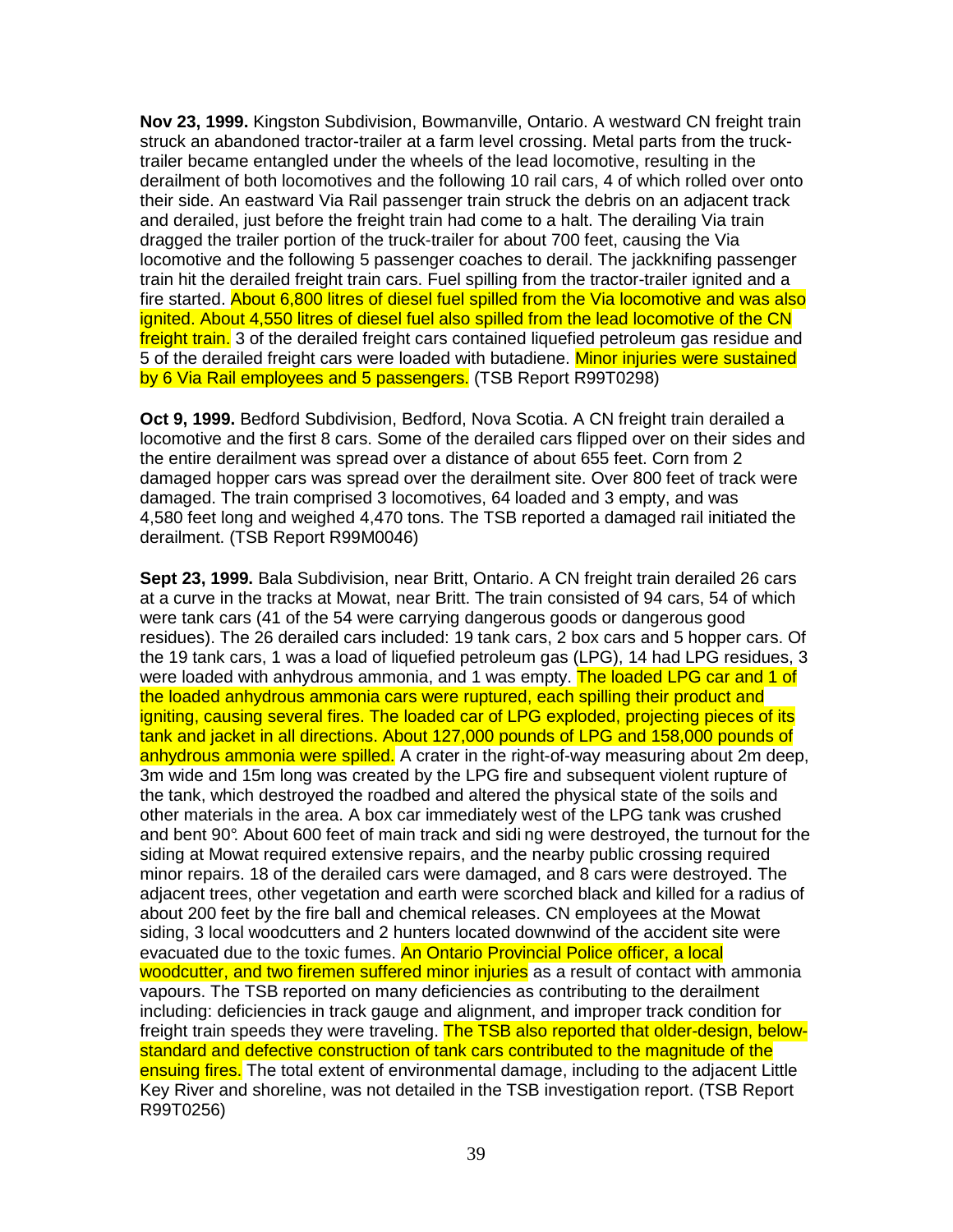**Nov 23, 1999.** Kingston Subdivision, Bowmanville, Ontario. A westward CN freight train struck an abandoned tractor-trailer at a farm level crossing. Metal parts from the truck-trailer became entangled under the wheels of the lead locomotive, resulting in the derailment of both locomotives and the following 10 rail cars, 4 of which rolled over onto their side. An eastward Via Rail passenger train struck the debris on an adjacent track and derailed, just before the freight train had come to a halt. The derailing Via train dragged the trailer portion of the truck-trailer for about 700 feet, causing the Via locomotive and the following 5 passenger coaches to derail. The jackknifing passenger train hit the derailed freight train cars. Fuel spilling from the tractor-trailer ignited and a fire started. About 6,800 litres of diesel fuel spilled from the Via locomotive and was also ignited. About 4,550 litres of diesel fuel also spilled from the lead locomotive of the CN freight train. 3 of the derailed freight cars contained liquefied petroleum gas residue and 5 of the derailed freight cars were loaded with butadiene. Minor injuries were sustained by 6 Via Rail employees and 5 passengers. (TSB Report R99T0298)

**Oct 9, 1999.** Bedford Subdivision, Bedford, Nova Scotia. A CN freight train derailed a locomotive and the first 8 cars. Some of the derailed cars flipped over on their sides and the entire derailment was spread over a distance of about 655 feet. Corn from 2 damaged hopper cars was spread over the derailment site. Over 800 feet of track were damaged. The train comprised 3 locomotives, 64 loaded and 3 empty, and was 4,580 feet long and weighed 4,470 tons. The TSB reported a damaged rail initiated the derailment. (TSB Report R99M0046)

**Sept 23, 1999.** Bala Subdivision, near Britt, Ontario. A CN freight train derailed 26 cars at a curve in the tracks at Mowat, near Britt. The train consisted of 94 cars, 54 of which were tank cars (41 of the 54 were carrying dangerous goods or dangerous good residues). The 26 derailed cars included: 19 tank cars, 2 box cars and 5 hopper cars. Of the 19 tank cars, 1 was a load of liquefied petroleum gas (LPG), 14 had LPG residues, 3 were loaded with anhydrous ammonia, and 1 was empty. The loaded LPG car and 1 of the loaded anhydrous ammonia cars were ruptured, each spilling their product and igniting, causing several fires. The loaded car of LPG exploded, projecting pieces of its tank and jacket in all directions. About 127,000 pounds of LPG and 158,000 pounds of anhydrous ammonia were spilled. A crater in the right-of-way measuring about 2m deep, 3m wide and 15m long was created by the LPG fire and subsequent violent rupture of the tank, which destroyed the roadbed and altered the physical state of the soils and other materials in the area. A box car immediately west of the LPG tank was crushed and bent 90°. About 600 feet of main track and sidi ng were destroyed, the turnout for the siding at Mowat required extensive repairs, and the nearby public crossing required minor repairs. 18 of the derailed cars were damaged, and 8 cars were destroyed. The adjacent trees, other vegetation and earth were scorched black and killed for a radius of about 200 feet by the fire ball and chemical releases. CN employees at the Mowat siding, 3 local woodcutters and 2 hunters located downwind of the accident site were evacuated due to the toxic fumes. An Ontario Provincial Police officer, a local woodcutter, and two firemen suffered minor injuries as a result of contact with ammonia vapours. The TSB reported on many deficiencies as contributing to the derailment including: deficiencies in track gauge and alignment, and improper track condition for freight train speeds they were traveling. The TSB also reported that older-design, below-standard and defective construction of tank cars contributed to the magnitude of the ensuing fires. The total extent of environmental damage, including to the adjacent Little Key River and shoreline, was not detailed in the TSB investigation report. (TSB Report R99T0256)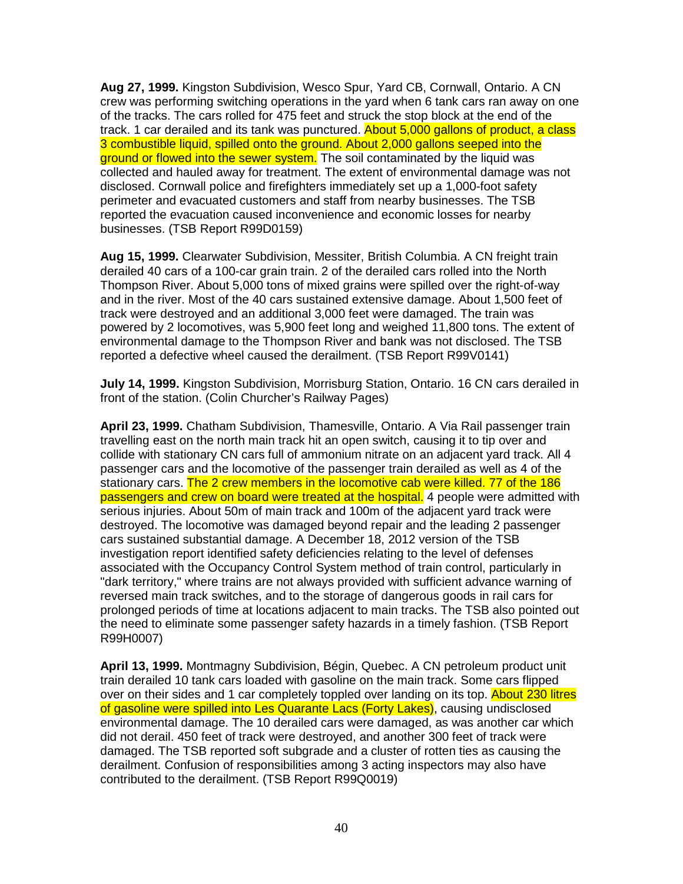**Aug 27, 1999.** Kingston Subdivision, Wesco Spur, Yard CB, Cornwall, Ontario. A CN crew was performing switching operations in the yard when 6 tank cars ran away on one of the tracks. The cars rolled for 475 feet and struck the stop block at the end of the track. 1 car derailed and its tank was punctured. About 5,000 gallons of product, a class 3 combustible liquid, spilled onto the ground. About 2,000 gallons seeped into the ground or flowed into the sewer system. The soil contaminated by the liquid was collected and hauled away for treatment. The extent of environmental damage was not disclosed. Cornwall police and firefighters immediately set up a 1,000-foot safety perimeter and evacuated customers and staff from nearby businesses. The TSB reported the evacuation caused inconvenience and economic losses for nearby businesses. (TSB Report R99D0159)

**Aug 15, 1999.** Clearwater Subdivision, Messiter, British Columbia. A CN freight train derailed 40 cars of a 100-car grain train. 2 of the derailed cars rolled into the North Thompson River. About 5,000 tons of mixed grains were spilled over the right-of-way and in the river. Most of the 40 cars sustained extensive damage. About 1,500 feet of track were destroyed and an additional 3,000 feet were damaged. The train was powered by 2 locomotives, was 5,900 feet long and weighed 11,800 tons. The extent of environmental damage to the Thompson River and bank was not disclosed. The TSB reported a defective wheel caused the derailment. (TSB Report R99V0141)

**July 14, 1999.** Kingston Subdivision, Morrisburg Station, Ontario. 16 CN cars derailed in front of the station. (Colin Churcher's Railway Pages)

**April 23, 1999.** Chatham Subdivision, Thamesville, Ontario. A Via Rail passenger train travelling east on the north main track hit an open switch, causing it to tip over and collide with stationary CN cars full of ammonium nitrate on an adjacent yard track. All 4 passenger cars and the locomotive of the passenger train derailed as well as 4 of the stationary cars. The 2 crew members in the locomotive cab were killed. 77 of the 186 passengers and crew on board were treated at the hospital. 4 people were admitted with serious injuries. About 50m of main track and 100m of the adjacent yard track were destroyed. The locomotive was damaged beyond repair and the leading 2 passenger cars sustained substantial damage. A December 18, 2012 version of the TSB investigation report identified safety deficiencies relating to the level of defenses associated with the Occupancy Control System method of train control, particularly in "dark territory," where trains are not always provided with sufficient advance warning of reversed main track switches, and to the storage of dangerous goods in rail cars for prolonged periods of time at locations adjacent to main tracks. The TSB also pointed out the need to eliminate some passenger safety hazards in a timely fashion. (TSB Report R99H0007)

**April 13, 1999.** Montmagny Subdivision, Bégin, Quebec. A CN petroleum product unit train derailed 10 tank cars loaded with gasoline on the main track. Some cars flipped over on their sides and 1 car completely toppled over landing on its top. About 230 litres of gasoline were spilled into Les Quarante Lacs (Forty Lakes), causing undisclosed environmental damage. The 10 derailed cars were damaged, as was another car which did not derail. 450 feet of track were destroyed, and another 300 feet of track were damaged. The TSB reported soft subgrade and a cluster of rotten ties as causing the derailment. Confusion of responsibilities among 3 acting inspectors may also have contributed to the derailment. (TSB Report R99Q0019)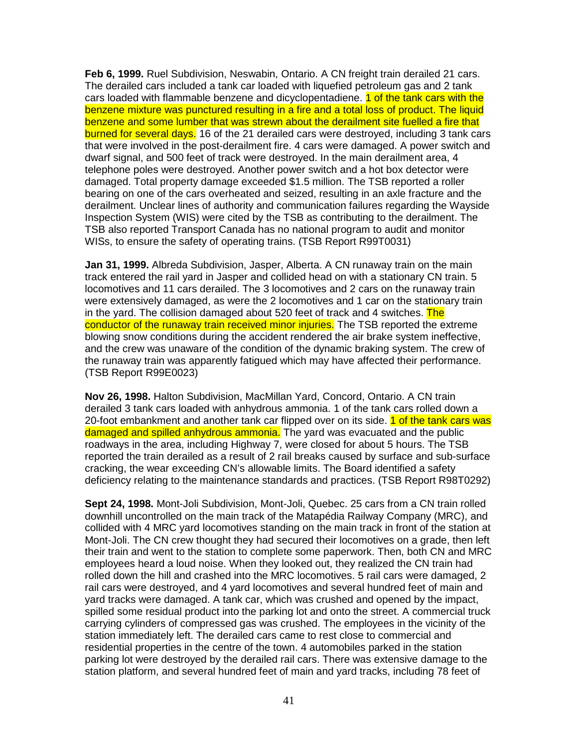**Feb 6, 1999.** Ruel Subdivision, Neswabin, Ontario. A CN freight train derailed 21 cars. The derailed cars included a tank car loaded with liquefied petroleum gas and 2 tank cars loaded with flammable benzene and dicyclopentadiene. 1 of the tank cars with the benzene mixture was punctured resulting in a fire and a total loss of product. The liquid benzene and some lumber that was strewn about the derailment site fuelled a fire that burned for several days. 16 of the 21 derailed cars were destroyed, including 3 tank cars that were involved in the post-derailment fire. 4 cars were damaged. A power switch and dwarf signal, and 500 feet of track were destroyed. In the main derailment area, 4 telephone poles were destroyed. Another power switch and a hot box detector were damaged. Total property damage exceeded $1.5 million. The TSB reported a roller bearing on one of the cars overheated and seized, resulting in an axle fracture and the derailment. Unclear lines of authority and communication failures regarding the Wayside Inspection System (WIS) were cited by the TSB as contributing to the derailment. The TSB also reported Transport Canada has no national program to audit and monitor WISs, to ensure the safety of operating trains. (TSB Report R99T0031)

**Jan 31, 1999.** Albreda Subdivision, Jasper, Alberta. A CN runaway train on the main track entered the rail yard in Jasper and collided head on with a stationary CN train. 5 locomotives and 11 cars derailed. The 3 locomotives and 2 cars on the runaway train were extensively damaged, as were the 2 locomotives and 1 car on the stationary train in the yard. The collision damaged about 520 feet of track and 4 switches. The conductor of the runaway train received minor injuries. The TSB reported the extreme blowing snow conditions during the accident rendered the air brake system ineffective, and the crew was unaware of the condition of the dynamic braking system. The crew of the runaway train was apparently fatigued which may have affected their performance. (TSB Report R99E0023)

**Nov 26, 1998.** Halton Subdivision, MacMillan Yard, Concord, Ontario. A CN train derailed 3 tank cars loaded with anhydrous ammonia. 1 of the tank cars rolled down a 20-foot embankment and another tank car flipped over on its side. 1 of the tank cars was damaged and spilled anhydrous ammonia. The yard was evacuated and the public roadways in the area, including Highway 7, were closed for about 5 hours. The TSB reported the train derailed as a result of 2 rail breaks caused by surface and sub-surface cracking, the wear exceeding CN's allowable limits. The Board identified a safety deficiency relating to the maintenance standards and practices. (TSB Report R98T0292)

**Sept 24, 1998.** Mont-Joli Subdivision, Mont-Joli, Quebec. 25 cars from a CN train rolled downhill uncontrolled on the main track of the Matapédia Railway Company (MRC), and collided with 4 MRC yard locomotives standing on the main track in front of the station at Mont-Joli. The CN crew thought they had secured their locomotives on a grade, then left their train and went to the station to complete some paperwork. Then, both CN and MRC employees heard a loud noise. When they looked out, they realized the CN train had rolled down the hill and crashed into the MRC locomotives. 5 rail cars were damaged, 2 rail cars were destroyed, and 4 yard locomotives and several hundred feet of main and yard tracks were damaged. A tank car, which was crushed and opened by the impact, spilled some residual product into the parking lot and onto the street. A commercial truck carrying cylinders of compressed gas was crushed. The employees in the vicinity of the station immediately left. The derailed cars came to rest close to commercial and residential properties in the centre of the town. 4 automobiles parked in the station parking lot were destroyed by the derailed rail cars. There was extensive damage to the station platform, and several hundred feet of main and yard tracks, including 78 feet of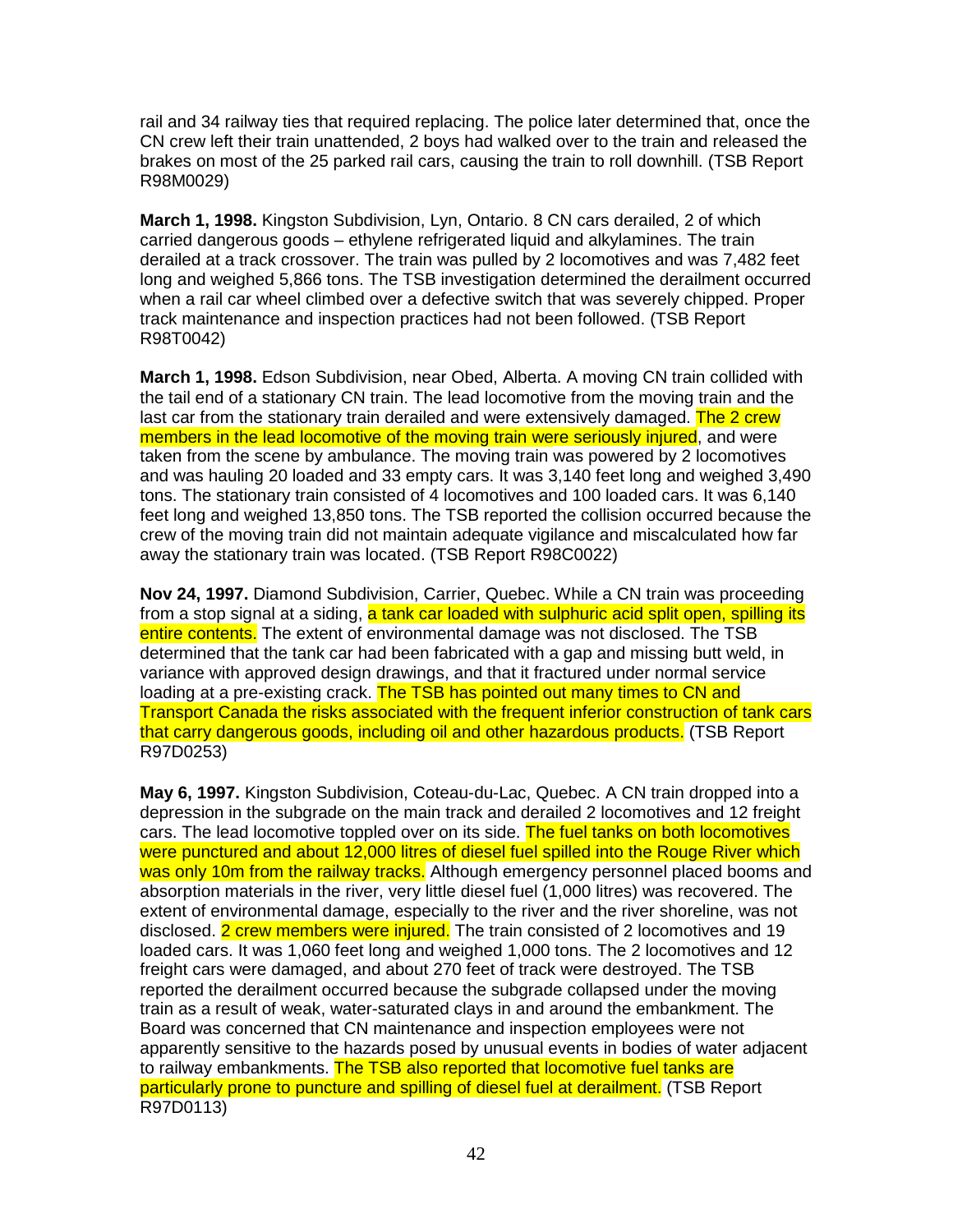rail and 34 railway ties that required replacing. The police later determined that, once the CN crew left their train unattended, 2 boys had walked over to the train and released the brakes on most of the 25 parked rail cars, causing the train to roll downhill. (TSB Report R98M0029)

**March 1, 1998.** Kingston Subdivision, Lyn, Ontario. 8 CN cars derailed, 2 of which carried dangerous goods – ethylene refrigerated liquid and alkylamines. The train derailed at a track crossover. The train was pulled by 2 locomotives and was 7,482 feet long and weighed 5,866 tons. The TSB investigation determined the derailment occurred when a rail car wheel climbed over a defective switch that was severely chipped. Proper track maintenance and inspection practices had not been followed. (TSB Report R98T0042)

**March 1, 1998.** Edson Subdivision, near Obed, Alberta. A moving CN train collided with the tail end of a stationary CN train. The lead locomotive from the moving train and the last car from the stationary train derailed and were extensively damaged. The 2 crew members in the lead locomotive of the moving train were seriously injured, and were taken from the scene by ambulance. The moving train was powered by 2 locomotives and was hauling 20 loaded and 33 empty cars. It was 3,140 feet long and weighed 3,490 tons. The stationary train consisted of 4 locomotives and 100 loaded cars. It was 6,140 feet long and weighed 13,850 tons. The TSB reported the collision occurred because the crew of the moving train did not maintain adequate vigilance and miscalculated how far away the stationary train was located. (TSB Report R98C0022)

**Nov 24, 1997.** Diamond Subdivision, Carrier, Quebec. While a CN train was proceeding from a stop signal at a siding, a tank car loaded with sulphuric acid split open, spilling its entire contents. The extent of environmental damage was not disclosed. The TSB determined that the tank car had been fabricated with a gap and missing butt weld, in variance with approved design drawings, and that it fractured under normal service loading at a pre-existing crack. The TSB has pointed out many times to CN and Transport Canada the risks associated with the frequent inferior construction of tank cars that carry dangerous goods, including oil and other hazardous products. (TSB Report R97D0253)

**May 6, 1997.** Kingston Subdivision, Coteau-du-Lac, Quebec. A CN train dropped into a depression in the subgrade on the main track and derailed 2 locomotives and 12 freight cars. The lead locomotive toppled over on its side. The fuel tanks on both locomotives were punctured and about 12,000 litres of diesel fuel spilled into the Rouge River which was only 10m from the railway tracks. Although emergency personnel placed booms and absorption materials in the river, very little diesel fuel (1,000 litres) was recovered. The extent of environmental damage, especially to the river and the river shoreline, was not disclosed. 2 crew members were injured. The train consisted of 2 locomotives and 19 loaded cars. It was 1,060 feet long and weighed 1,000 tons. The 2 locomotives and 12 freight cars were damaged, and about 270 feet of track were destroyed. The TSB reported the derailment occurred because the subgrade collapsed under the moving train as a result of weak, water-saturated clays in and around the embankment. The Board was concerned that CN maintenance and inspection employees were not apparently sensitive to the hazards posed by unusual events in bodies of water adjacent to railway embankments. The TSB also reported that locomotive fuel tanks are particularly prone to puncture and spilling of diesel fuel at derailment. (TSB Report R97D0113)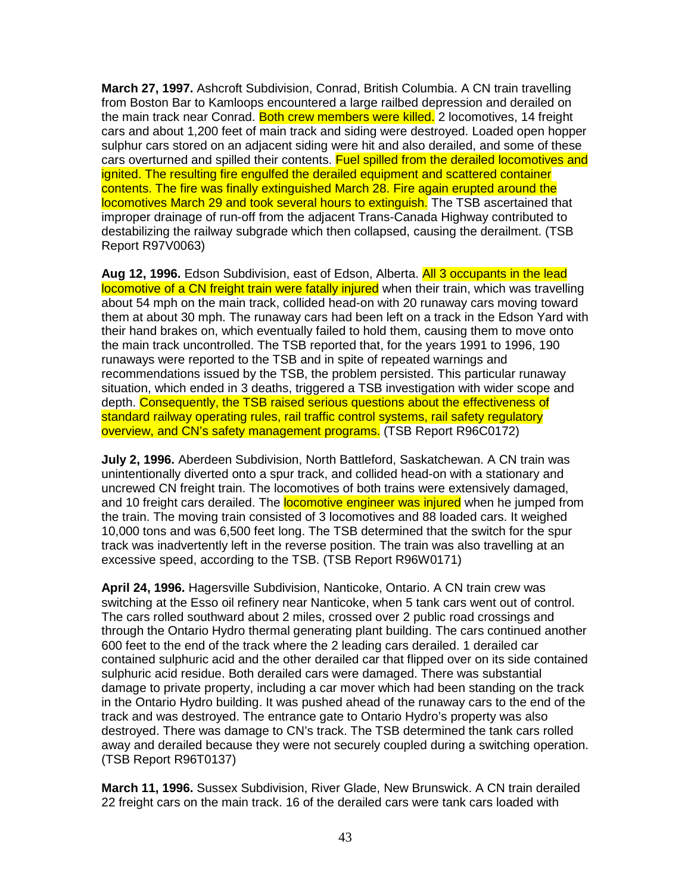**March 27, 1997.** Ashcroft Subdivision, Conrad, British Columbia. A CN train travelling from Boston Bar to Kamloops encountered a large railbed depression and derailed on the main track near Conrad. Both crew members were killed. 2 locomotives, 14 freight cars and about 1,200 feet of main track and siding were destroyed. Loaded open hopper sulphur cars stored on an adjacent siding were hit and also derailed, and some of these cars overturned and spilled their contents. Fuel spilled from the derailed locomotives and ignited. The resulting fire engulfed the derailed equipment and scattered container contents. The fire was finally extinguished March 28. Fire again erupted around the locomotives March 29 and took several hours to extinguish. The TSB ascertained that improper drainage of run-off from the adjacent Trans-Canada Highway contributed to destabilizing the railway subgrade which then collapsed, causing the derailment. (TSB Report R97V0063)

**Aug 12, 1996.** Edson Subdivision, east of Edson, Alberta. All 3 occupants in the lead locomotive of a CN freight train were fatally injured when their train, which was travelling about 54 mph on the main track, collided head-on with 20 runaway cars moving toward them at about 30 mph. The runaway cars had been left on a track in the Edson Yard with their hand brakes on, which eventually failed to hold them, causing them to move onto the main track uncontrolled. The TSB reported that, for the years 1991 to 1996, 190 runaways were reported to the TSB and in spite of repeated warnings and recommendations issued by the TSB, the problem persisted. This particular runaway situation, which ended in 3 deaths, triggered a TSB investigation with wider scope and depth. Consequently, the TSB raised serious questions about the effectiveness of standard railway operating rules, rail traffic control systems, rail safety regulatory overview, and CN's safety management programs. (TSB Report R96C0172)

**July 2, 1996.** Aberdeen Subdivision, North Battleford, Saskatchewan. A CN train was unintentionally diverted onto a spur track, and collided head-on with a stationary and uncrewed CN freight train. The locomotives of both trains were extensively damaged, and 10 freight cars derailed. The locomotive engineer was injured when he jumped from the train. The moving train consisted of 3 locomotives and 88 loaded cars. It weighed 10,000 tons and was 6,500 feet long. The TSB determined that the switch for the spur track was inadvertently left in the reverse position. The train was also travelling at an excessive speed, according to the TSB. (TSB Report R96W0171)

**April 24, 1996.** Hagersville Subdivision, Nanticoke, Ontario. A CN train crew was switching at the Esso oil refinery near Nanticoke, when 5 tank cars went out of control. The cars rolled southward about 2 miles, crossed over 2 public road crossings and through the Ontario Hydro thermal generating plant building. The cars continued another 600 feet to the end of the track where the 2 leading cars derailed. 1 derailed car contained sulphuric acid and the other derailed car that flipped over on its side contained sulphuric acid residue. Both derailed cars were damaged. There was substantial damage to private property, including a car mover which had been standing on the track in the Ontario Hydro building. It was pushed ahead of the runaway cars to the end of the track and was destroyed. The entrance gate to Ontario Hydro's property was also destroyed. There was damage to CN's track. The TSB determined the tank cars rolled away and derailed because they were not securely coupled during a switching operation. (TSB Report R96T0137)

**March 11, 1996.** Sussex Subdivision, River Glade, New Brunswick. A CN train derailed 22 freight cars on the main track. 16 of the derailed cars were tank cars loaded with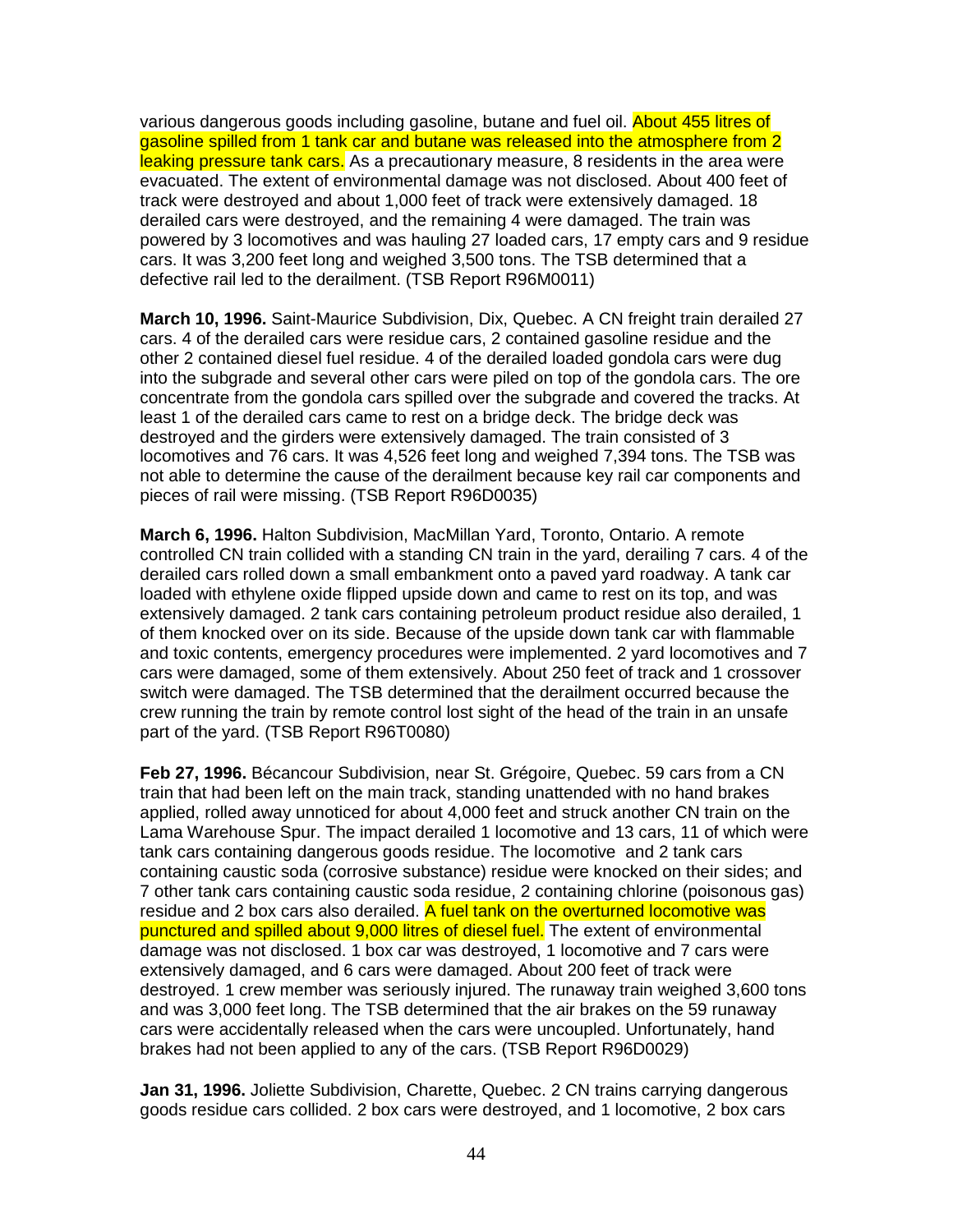various dangerous goods including gasoline, butane and fuel oil. About 455 litres of gasoline spilled from 1 tank car and butane was released into the atmosphere from 2 leaking pressure tank cars. As a precautionary measure, 8 residents in the area were evacuated. The extent of environmental damage was not disclosed. About 400 feet of track were destroyed and about 1,000 feet of track were extensively damaged. 18 derailed cars were destroyed, and the remaining 4 were damaged. The train was powered by 3 locomotives and was hauling 27 loaded cars, 17 empty cars and 9 residue cars. It was 3,200 feet long and weighed 3,500 tons. The TSB determined that a defective rail led to the derailment. (TSB Report R96M0011)

**March 10, 1996.** Saint-Maurice Subdivision, Dix, Quebec. A CN freight train derailed 27 cars. 4 of the derailed cars were residue cars, 2 contained gasoline residue and the other 2 contained diesel fuel residue. 4 of the derailed loaded gondola cars were dug into the subgrade and several other cars were piled on top of the gondola cars. The ore concentrate from the gondola cars spilled over the subgrade and covered the tracks. At least 1 of the derailed cars came to rest on a bridge deck. The bridge deck was destroyed and the girders were extensively damaged. The train consisted of 3 locomotives and 76 cars. It was 4,526 feet long and weighed 7,394 tons. The TSB was not able to determine the cause of the derailment because key rail car components and pieces of rail were missing. (TSB Report R96D0035)

**March 6, 1996.** Halton Subdivision, MacMillan Yard, Toronto, Ontario. A remote controlled CN train collided with a standing CN train in the yard, derailing 7 cars. 4 of the derailed cars rolled down a small embankment onto a paved yard roadway. A tank car loaded with ethylene oxide flipped upside down and came to rest on its top, and was extensively damaged. 2 tank cars containing petroleum product residue also derailed, 1 of them knocked over on its side. Because of the upside down tank car with flammable and toxic contents, emergency procedures were implemented. 2 yard locomotives and 7 cars were damaged, some of them extensively. About 250 feet of track and 1 crossover switch were damaged. The TSB determined that the derailment occurred because the crew running the train by remote control lost sight of the head of the train in an unsafe part of the yard. (TSB Report R96T0080)

**Feb 27, 1996.** Bécancour Subdivision, near St. Grégoire, Quebec. 59 cars from a CN train that had been left on the main track, standing unattended with no hand brakes applied, rolled away unnoticed for about 4,000 feet and struck another CN train on the Lama Warehouse Spur. The impact derailed 1 locomotive and 13 cars, 11 of which were tank cars containing dangerous goods residue. The locomotive and 2 tank cars containing caustic soda (corrosive substance) residue were knocked on their sides; and 7 other tank cars containing caustic soda residue, 2 containing chlorine (poisonous gas) residue and 2 box cars also derailed. A fuel tank on the overturned locomotive was punctured and spilled about 9,000 litres of diesel fuel. The extent of environmental damage was not disclosed. 1 box car was destroyed, 1 locomotive and 7 cars were extensively damaged, and 6 cars were damaged. About 200 feet of track were destroyed. 1 crew member was seriously injured. The runaway train weighed 3,600 tons and was 3,000 feet long. The TSB determined that the air brakes on the 59 runaway cars were accidentally released when the cars were uncoupled. Unfortunately, hand brakes had not been applied to any of the cars. (TSB Report R96D0029)

**Jan 31, 1996.** Joliette Subdivision, Charette, Quebec. 2 CN trains carrying dangerous goods residue cars collided. 2 box cars were destroyed, and 1 locomotive, 2 box cars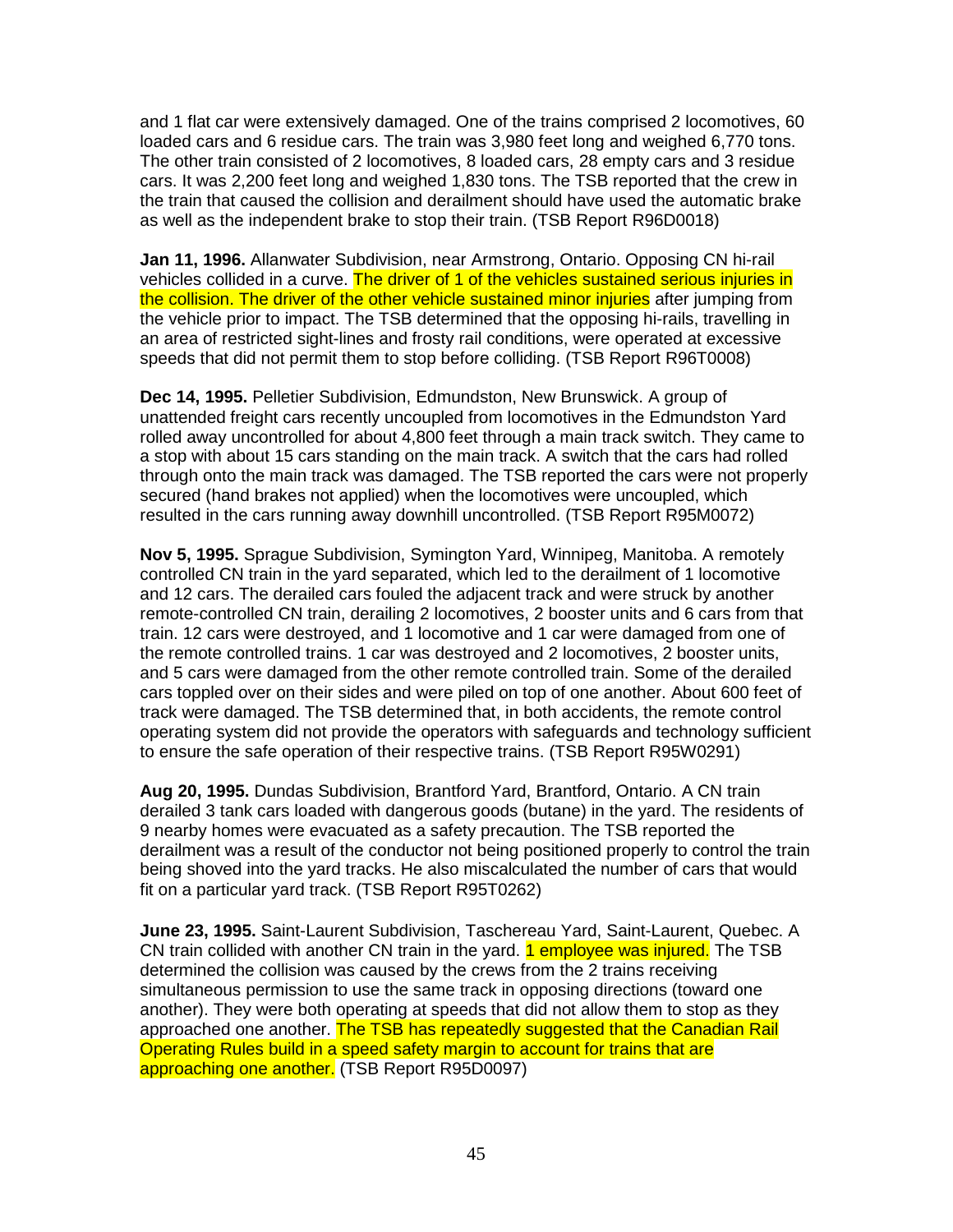and 1 flat car were extensively damaged. One of the trains comprised 2 locomotives, 60 loaded cars and 6 residue cars. The train was 3,980 feet long and weighed 6,770 tons. The other train consisted of 2 locomotives, 8 loaded cars, 28 empty cars and 3 residue cars. It was 2,200 feet long and weighed 1,830 tons. The TSB reported that the crew in the train that caused the collision and derailment should have used the automatic brake as well as the independent brake to stop their train. (TSB Report R96D0018)

**Jan 11, 1996.** Allanwater Subdivision, near Armstrong, Ontario. Opposing CN hi-rail vehicles collided in a curve. The driver of 1 of the vehicles sustained serious injuries in the collision. The driver of the other vehicle sustained minor injuries after jumping from the vehicle prior to impact. The TSB determined that the opposing hi-rails, travelling in an area of restricted sight-lines and frosty rail conditions, were operated at excessive speeds that did not permit them to stop before colliding. (TSB Report R96T0008)

**Dec 14, 1995.** Pelletier Subdivision, Edmundston, New Brunswick. A group of unattended freight cars recently uncoupled from locomotives in the Edmundston Yard rolled away uncontrolled for about 4,800 feet through a main track switch. They came to a stop with about 15 cars standing on the main track. A switch that the cars had rolled through onto the main track was damaged. The TSB reported the cars were not properly secured (hand brakes not applied) when the locomotives were uncoupled, which resulted in the cars running away downhill uncontrolled. (TSB Report R95M0072)

**Nov 5, 1995.** Sprague Subdivision, Symington Yard, Winnipeg, Manitoba. A remotely controlled CN train in the yard separated, which led to the derailment of 1 locomotive and 12 cars. The derailed cars fouled the adjacent track and were struck by another remote-controlled CN train, derailing 2 locomotives, 2 booster units and 6 cars from that train. 12 cars were destroyed, and 1 locomotive and 1 car were damaged from one of the remote controlled trains. 1 car was destroyed and 2 locomotives, 2 booster units, and 5 cars were damaged from the other remote controlled train. Some of the derailed cars toppled over on their sides and were piled on top of one another. About 600 feet of track were damaged. The TSB determined that, in both accidents, the remote control operating system did not provide the operators with safeguards and technology sufficient to ensure the safe operation of their respective trains. (TSB Report R95W0291)

**Aug 20, 1995.** Dundas Subdivision, Brantford Yard, Brantford, Ontario. A CN train derailed 3 tank cars loaded with dangerous goods (butane) in the yard. The residents of 9 nearby homes were evacuated as a safety precaution. The TSB reported the derailment was a result of the conductor not being positioned properly to control the train being shoved into the yard tracks. He also miscalculated the number of cars that would fit on a particular yard track. (TSB Report R95T0262)

**June 23, 1995.** Saint-Laurent Subdivision, Taschereau Yard, Saint-Laurent, Quebec. A CN train collided with another CN train in the yard. 1 employee was injured. The TSB determined the collision was caused by the crews from the 2 trains receiving simultaneous permission to use the same track in opposing directions (toward one another). They were both operating at speeds that did not allow them to stop as they approached one another. The TSB has repeatedly suggested that the Canadian Rail Operating Rules build in a speed safety margin to account for trains that are approaching one another. (TSB Report R95D0097)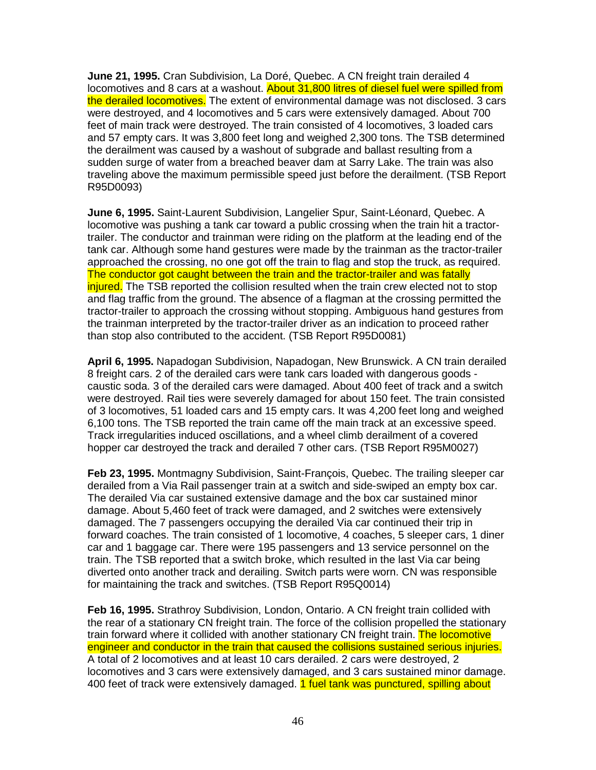**June 21, 1995.** Cran Subdivision, La Doré, Quebec. A CN freight train derailed 4 locomotives and 8 cars at a washout. About 31,800 litres of diesel fuel were spilled from the derailed locomotives. The extent of environmental damage was not disclosed. 3 cars were destroyed, and 4 locomotives and 5 cars were extensively damaged. About 700 feet of main track were destroyed. The train consisted of 4 locomotives, 3 loaded cars and 57 empty cars. It was 3,800 feet long and weighed 2,300 tons. The TSB determined the derailment was caused by a washout of subgrade and ballast resulting from a sudden surge of water from a breached beaver dam at Sarry Lake. The train was also traveling above the maximum permissible speed just before the derailment. (TSB Report R95D0093)

**June 6, 1995.** Saint-Laurent Subdivision, Langelier Spur, Saint-Léonard, Quebec. A locomotive was pushing a tank car toward a public crossing when the train hit a tractor-trailer. The conductor and trainman were riding on the platform at the leading end of the tank car. Although some hand gestures were made by the trainman as the tractor-trailer approached the crossing, no one got off the train to flag and stop the truck, as required. The conductor got caught between the train and the tractor-trailer and was fatally injured. The TSB reported the collision resulted when the train crew elected not to stop and flag traffic from the ground. The absence of a flagman at the crossing permitted the tractor-trailer to approach the crossing without stopping. Ambiguous hand gestures from the trainman interpreted by the tractor-trailer driver as an indication to proceed rather than stop also contributed to the accident. (TSB Report R95D0081)

**April 6, 1995.** Napadogan Subdivision, Napadogan, New Brunswick. A CN train derailed 8 freight cars. 2 of the derailed cars were tank cars loaded with dangerous goods - caustic soda. 3 of the derailed cars were damaged. About 400 feet of track and a switch were destroyed. Rail ties were severely damaged for about 150 feet. The train consisted of 3 locomotives, 51 loaded cars and 15 empty cars. It was 4,200 feet long and weighed 6,100 tons. The TSB reported the train came off the main track at an excessive speed. Track irregularities induced oscillations, and a wheel climb derailment of a covered hopper car destroyed the track and derailed 7 other cars. (TSB Report R95M0027)

**Feb 23, 1995.** Montmagny Subdivision, Saint-François, Quebec. The trailing sleeper car derailed from a Via Rail passenger train at a switch and side-swiped an empty box car. The derailed Via car sustained extensive damage and the box car sustained minor damage. About 5,460 feet of track were damaged, and 2 switches were extensively damaged. The 7 passengers occupying the derailed Via car continued their trip in forward coaches. The train consisted of 1 locomotive, 4 coaches, 5 sleeper cars, 1 diner car and 1 baggage car. There were 195 passengers and 13 service personnel on the train. The TSB reported that a switch broke, which resulted in the last Via car being diverted onto another track and derailing. Switch parts were worn. CN was responsible for maintaining the track and switches. (TSB Report R95Q0014)

**Feb 16, 1995.** Strathroy Subdivision, London, Ontario. A CN freight train collided with the rear of a stationary CN freight train. The force of the collision propelled the stationary train forward where it collided with another stationary CN freight train. The locomotive engineer and conductor in the train that caused the collisions sustained serious injuries. A total of 2 locomotives and at least 10 cars derailed. 2 cars were destroyed, 2 locomotives and 3 cars were extensively damaged, and 3 cars sustained minor damage. 400 feet of track were extensively damaged. 1 fuel tank was punctured, spilling about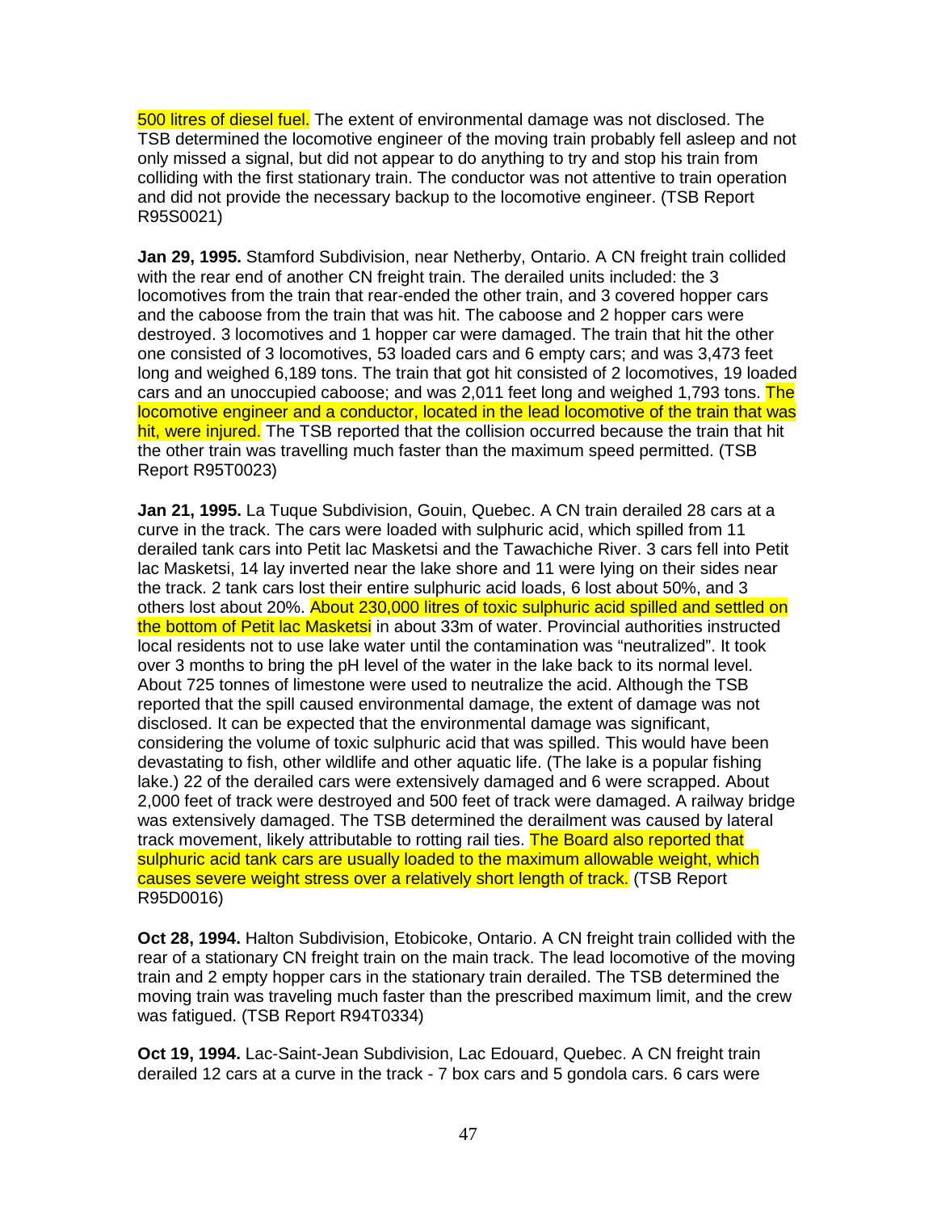500 litres of diesel fuel. The extent of environmental damage was not disclosed. The TSB determined the locomotive engineer of the moving train probably fell asleep and not only missed a signal, but did not appear to do anything to try and stop his train from colliding with the first stationary train. The conductor was not attentive to train operation and did not provide the necessary backup to the locomotive engineer. (TSB Report R95S0021)

**Jan 29, 1995.** Stamford Subdivision, near Netherby, Ontario. A CN freight train collided with the rear end of another CN freight train. The derailed units included: the 3 locomotives from the train that rear-ended the other train, and 3 covered hopper cars and the caboose from the train that was hit. The caboose and 2 hopper cars were destroyed. 3 locomotives and 1 hopper car were damaged. The train that hit the other one consisted of 3 locomotives, 53 loaded cars and 6 empty cars; and was 3,473 feet long and weighed 6,189 tons. The train that got hit consisted of 2 locomotives, 19 loaded cars and an unoccupied caboose; and was 2,011 feet long and weighed 1,793 tons. The locomotive engineer and a conductor, located in the lead locomotive of the train that was hit, were injured. The TSB reported that the collision occurred because the train that hit the other train was travelling much faster than the maximum speed permitted. (TSB Report R95T0023)

**Jan 21, 1995.** La Tuque Subdivision, Gouin, Quebec. A CN train derailed 28 cars at a curve in the track. The cars were loaded with sulphuric acid, which spilled from 11 derailed tank cars into Petit lac Masketsi and the Tawachiche River. 3 cars fell into Petit lac Masketsi, 14 lay inverted near the lake shore and 11 were lying on their sides near the track. 2 tank cars lost their entire sulphuric acid loads, 6 lost about 50%, and 3 others lost about 20%. About 230,000 litres of toxic sulphuric acid spilled and settled on the bottom of Petit lac Masketsi in about 33m of water. Provincial authorities instructed local residents not to use lake water until the contamination was "neutralized". It took over 3 months to bring the pH level of the water in the lake back to its normal level. About 725 tonnes of limestone were used to neutralize the acid. Although the TSB reported that the spill caused environmental damage, the extent of damage was not disclosed. It can be expected that the environmental damage was significant, considering the volume of toxic sulphuric acid that was spilled. This would have been devastating to fish, other wildlife and other aquatic life. (The lake is a popular fishing lake.) 22 of the derailed cars were extensively damaged and 6 were scrapped. About 2,000 feet of track were destroyed and 500 feet of track were damaged. A railway bridge was extensively damaged. The TSB determined the derailment was caused by lateral track movement, likely attributable to rotting rail ties. The Board also reported that sulphuric acid tank cars are usually loaded to the maximum allowable weight, which causes severe weight stress over a relatively short length of track. (TSB Report R95D0016)

**Oct 28, 1994.** Halton Subdivision, Etobicoke, Ontario. A CN freight train collided with the rear of a stationary CN freight train on the main track. The lead locomotive of the moving train and 2 empty hopper cars in the stationary train derailed. The TSB determined the moving train was traveling much faster than the prescribed maximum limit, and the crew was fatigued. (TSB Report R94T0334)

**Oct 19, 1994.** Lac-Saint-Jean Subdivision, Lac Edouard, Quebec. A CN freight train derailed 12 cars at a curve in the track - 7 box cars and 5 gondola cars. 6 cars were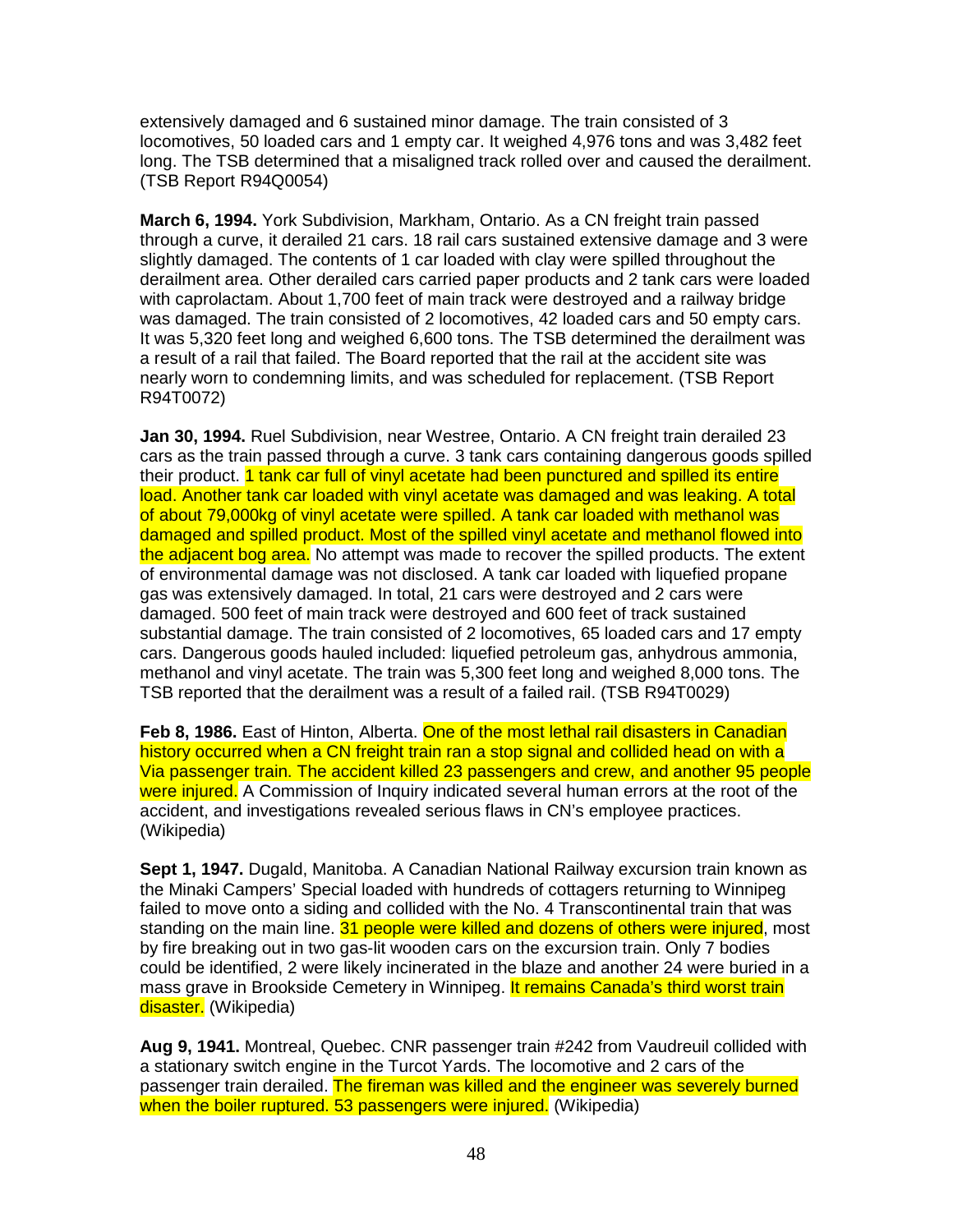extensively damaged and 6 sustained minor damage. The train consisted of 3 locomotives, 50 loaded cars and 1 empty car. It weighed 4,976 tons and was 3,482 feet long. The TSB determined that a misaligned track rolled over and caused the derailment. (TSB Report R94Q0054)

**March 6, 1994.** York Subdivision, Markham, Ontario. As a CN freight train passed through a curve, it derailed 21 cars. 18 rail cars sustained extensive damage and 3 were slightly damaged. The contents of 1 car loaded with clay were spilled throughout the derailment area. Other derailed cars carried paper products and 2 tank cars were loaded with caprolactam. About 1,700 feet of main track were destroyed and a railway bridge was damaged. The train consisted of 2 locomotives, 42 loaded cars and 50 empty cars. It was 5,320 feet long and weighed 6,600 tons. The TSB determined the derailment was a result of a rail that failed. The Board reported that the rail at the accident site was nearly worn to condemning limits, and was scheduled for replacement. (TSB Report R94T0072)

**Jan 30, 1994.** Ruel Subdivision, near Westree, Ontario. A CN freight train derailed 23 cars as the train passed through a curve. 3 tank cars containing dangerous goods spilled their product. 1 tank car full of vinyl acetate had been punctured and spilled its entire load. Another tank car loaded with vinyl acetate was damaged and was leaking. A total of about 79,000kg of vinyl acetate were spilled. A tank car loaded with methanol was damaged and spilled product. Most of the spilled vinyl acetate and methanol flowed into the adjacent bog area. No attempt was made to recover the spilled products. The extent of environmental damage was not disclosed. A tank car loaded with liquefied propane gas was extensively damaged. In total, 21 cars were destroyed and 2 cars were damaged. 500 feet of main track were destroyed and 600 feet of track sustained substantial damage. The train consisted of 2 locomotives, 65 loaded cars and 17 empty cars. Dangerous goods hauled included: liquefied petroleum gas, anhydrous ammonia, methanol and vinyl acetate. The train was 5,300 feet long and weighed 8,000 tons. The TSB reported that the derailment was a result of a failed rail. (TSB R94T0029)

**Feb 8, 1986.** East of Hinton, Alberta. One of the most lethal rail disasters in Canadian history occurred when a CN freight train ran a stop signal and collided head on with a Via passenger train. The accident killed 23 passengers and crew, and another 95 people were injured. A Commission of Inquiry indicated several human errors at the root of the accident, and investigations revealed serious flaws in CN's employee practices. (Wikipedia)

**Sept 1, 1947.** Dugald, Manitoba. A Canadian National Railway excursion train known as the Minaki Campers' Special loaded with hundreds of cottagers returning to Winnipeg failed to move onto a siding and collided with the No. 4 Transcontinental train that was standing on the main line. 31 people were killed and dozens of others were injured, most by fire breaking out in two gas-lit wooden cars on the excursion train. Only 7 bodies could be identified, 2 were likely incinerated in the blaze and another 24 were buried in a mass grave in Brookside Cemetery in Winnipeg. It remains Canada's third worst train disaster. (Wikipedia)

**Aug 9, 1941.** Montreal, Quebec. CNR passenger train #242 from Vaudreuil collided with a stationary switch engine in the Turcot Yards. The locomotive and 2 cars of the passenger train derailed. The fireman was killed and the engineer was severely burned when the boiler ruptured. 53 passengers were injured. (Wikipedia)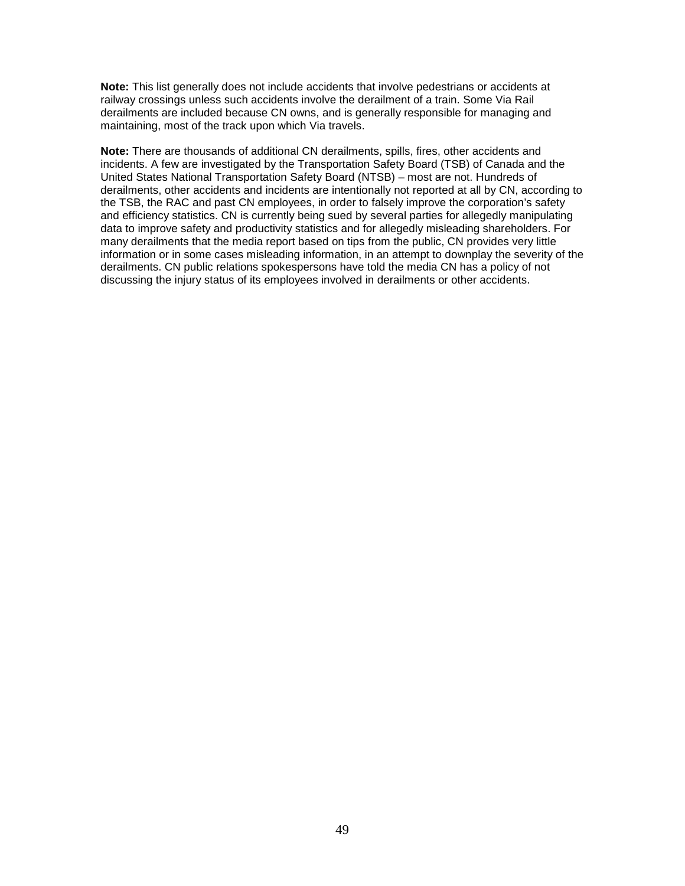**Note:** This list generally does not include accidents that involve pedestrians or accidents at railway crossings unless such accidents involve the derailment of a train. Some Via Rail derailments are included because CN owns, and is generally responsible for managing and maintaining, most of the track upon which Via travels.

**Note:** There are thousands of additional CN derailments, spills, fires, other accidents and incidents. A few are investigated by the Transportation Safety Board (TSB) of Canada and the United States National Transportation Safety Board (NTSB) – most are not. Hundreds of derailments, other accidents and incidents are intentionally not reported at all by CN, according to the TSB, the RAC and past CN employees, in order to falsely improve the corporation's safety and efficiency statistics. CN is currently being sued by several parties for allegedly manipulating data to improve safety and productivity statistics and for allegedly misleading shareholders. For many derailments that the media report based on tips from the public, CN provides very little information or in some cases misleading information, in an attempt to downplay the severity of the derailments. CN public relations spokespersons have told the media CN has a policy of not discussing the injury status of its employees involved in derailments or other accidents.